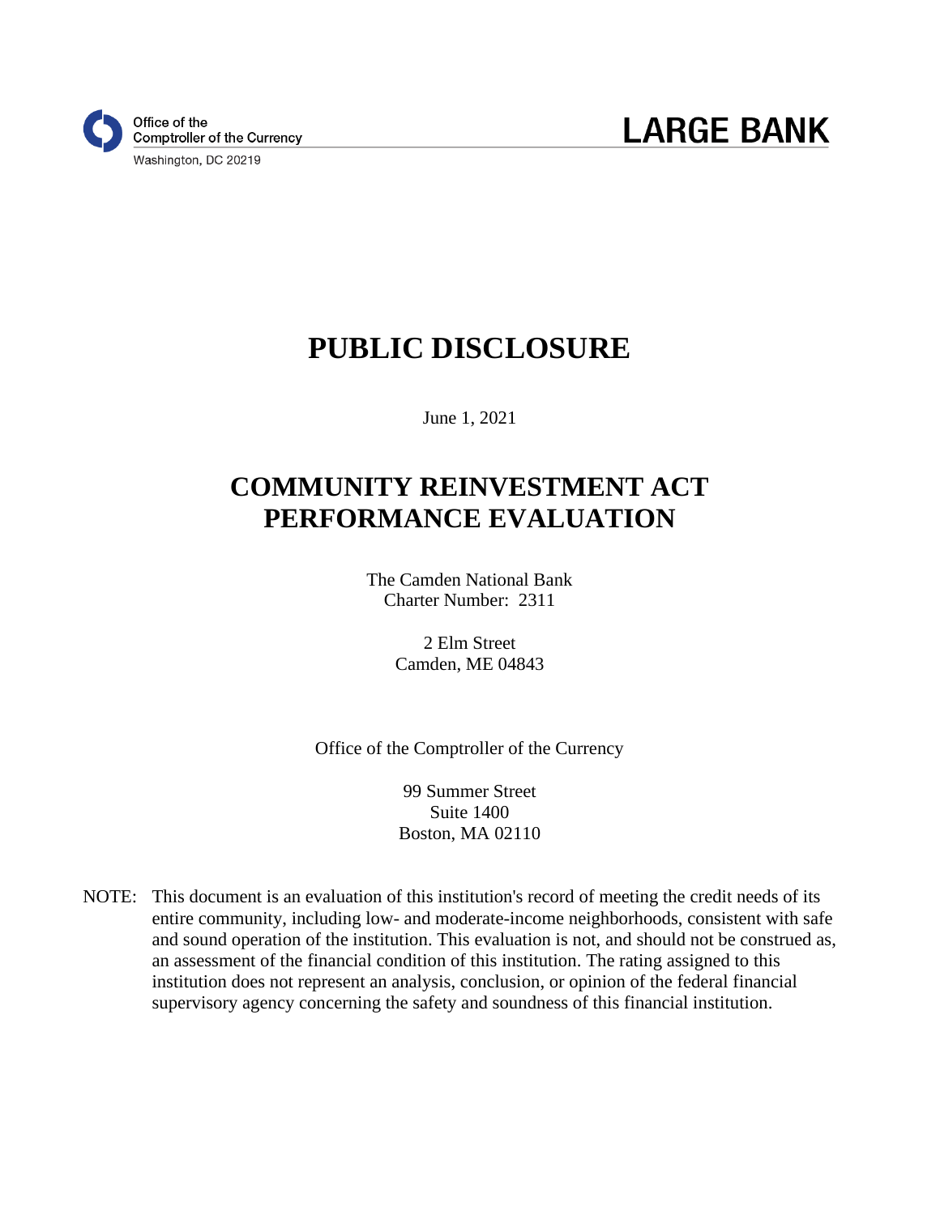Office of the
Comptroller of the Currency
Washington, DC 20219

**LARGE BANK**

# PUBLIC DISCLOSURE

June 1, 2021

# COMMUNITY REINVESTMENT ACT PERFORMANCE EVALUATION

The Camden National Bank
Charter Number: 2311

2 Elm Street
Camden, ME 04843

Office of the Comptroller of the Currency

99 Summer Street
Suite 1400
Boston, MA 02110

NOTE: This document is an evaluation of this institution's record of meeting the credit needs of its entire community, including low- and moderate-income neighborhoods, consistent with safe and sound operation of the institution. This evaluation is not, and should not be construed as, an assessment of the financial condition of this institution. The rating assigned to this institution does not represent an analysis, conclusion, or opinion of the federal financial supervisory agency concerning the safety and soundness of this financial institution.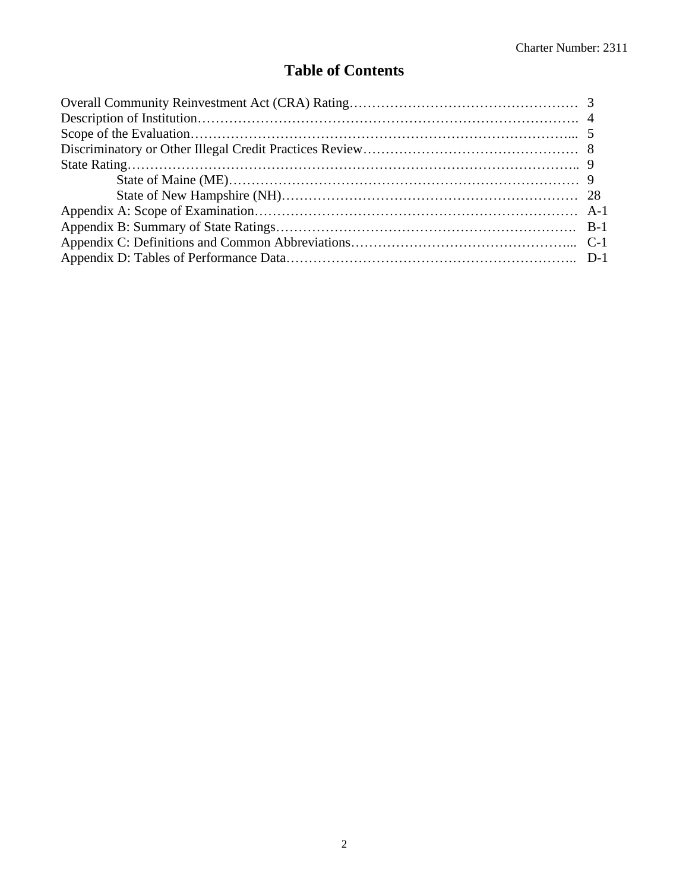# Table of Contents

| | |
|---|---|
| Overall Community Reinvestment Act (CRA) Rating | 3 |
| Description of Institution | 4 |
| Scope of the Evaluation | 5 |
| Discriminatory or Other Illegal Credit Practices Review | 8 |
| State Rating | 9 |
| State of Maine (ME) | 9 |
| State of New Hampshire (NH) | 28 |
| Appendix A: Scope of Examination | A-1 |
| Appendix B: Summary of State Ratings | B-1 |
| Appendix C: Definitions and Common Abbreviations | C-1 |
| Appendix D: Tables of Performance Data | D-1 |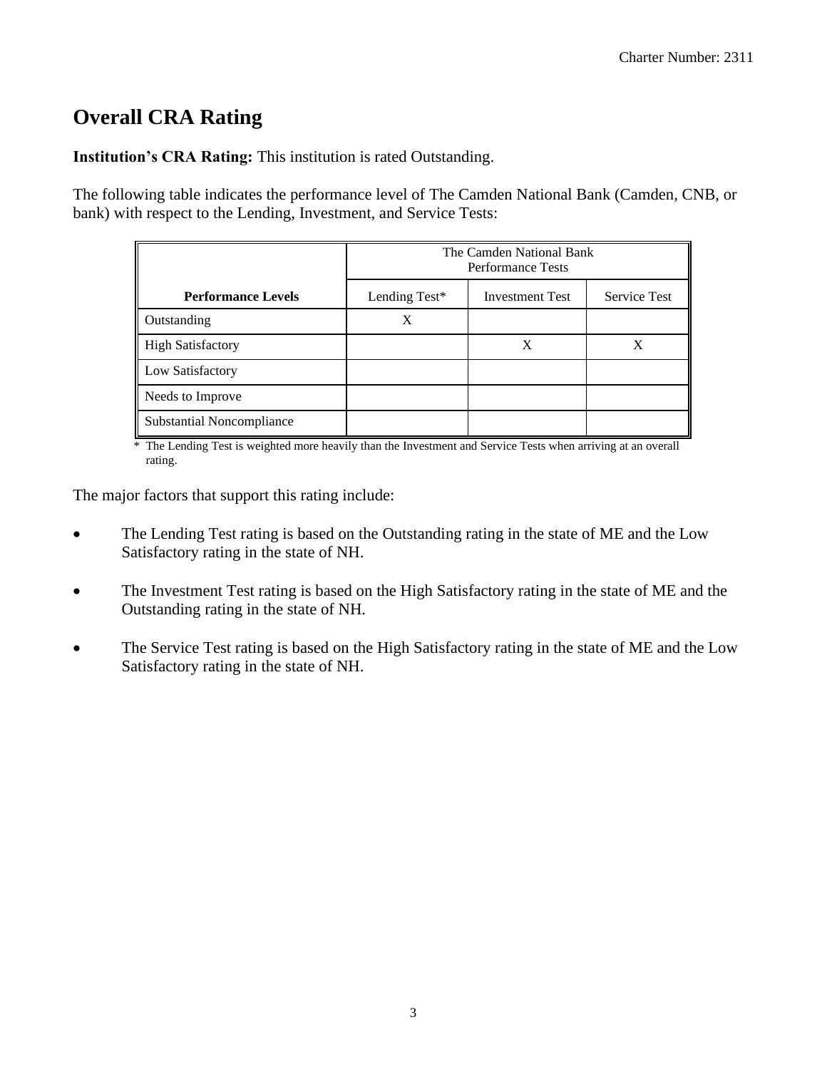# Overall CRA Rating

**Institution's CRA Rating:** This institution is rated Outstanding.

The following table indicates the performance level of The Camden National Bank (Camden, CNB, or bank) with respect to the Lending, Investment, and Service Tests:

| | The Camden National Bank Performance Tests | | |
|---|---|---|---|
| **Performance Levels** | Lending Test* | Investment Test | Service Test |
| Outstanding | X | | |
| High Satisfactory | | X | X |
| Low Satisfactory | | | |
| Needs to Improve | | | |
| Substantial Noncompliance | | | |

\* The Lending Test is weighted more heavily than the Investment and Service Tests when arriving at an overall rating.

The major factors that support this rating include:

- The Lending Test rating is based on the Outstanding rating in the state of ME and the Low Satisfactory rating in the state of NH.
- The Investment Test rating is based on the High Satisfactory rating in the state of ME and the Outstanding rating in the state of NH.
- The Service Test rating is based on the High Satisfactory rating in the state of ME and the Low Satisfactory rating in the state of NH.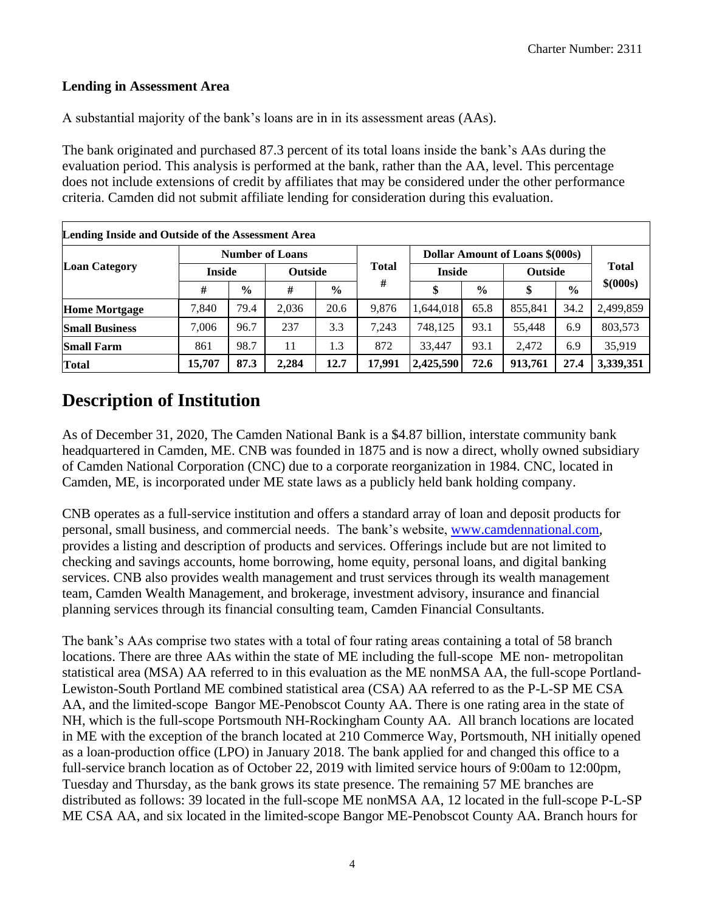### Lending in Assessment Area

A substantial majority of the bank's loans are in in its assessment areas (AAs).

The bank originated and purchased 87.3 percent of its total loans inside the bank's AAs during the evaluation period. This analysis is performed at the bank, rather than the AA, level. This percentage does not include extensions of credit by affiliates that may be considered under the other performance criteria. Camden did not submit affiliate lending for consideration during this evaluation.

| Lending Inside and Outside of the Assessment Area | | | | | | | | | | |
|---|---|---|---|---|---|---|---|---|---|---|
| **Loan Category** | **Number of Loans** | | | | **Total #** | **Dollar Amount of Loans $(000s)** | | | | **Total $(000s)** |
| | **Inside** | | **Outside** | | | **Inside** | | **Outside** | | |
| | **#** | **%** | **#** | **%** | | **$** | **%** | **$** | **%** | |
| **Home Mortgage** | 7,840 | 79.4 | 2,036 | 20.6 | 9,876 | 1,644,018 | 65.8 | 855,841 | 34.2 | 2,499,859 |
| **Small Business** | 7,006 | 96.7 | 237 | 3.3 | 7,243 | 748,125 | 93.1 | 55,448 | 6.9 | 803,573 |
| **Small Farm** | 861 | 98.7 | 11 | 1.3 | 872 | 33,447 | 93.1 | 2,472 | 6.9 | 35,919 |
| **Total** | **15,707** | **87.3** | **2,284** | **12.7** | **17,991** | **2,425,590** | **72.6** | **913,761** | **27.4** | **3,339,351** |

# Description of Institution

As of December 31, 2020, The Camden National Bank is a $4.87 billion, interstate community bank headquartered in Camden, ME. CNB was founded in 1875 and is now a direct, wholly owned subsidiary of Camden National Corporation (CNC) due to a corporate reorganization in 1984. CNC, located in Camden, ME, is incorporated under ME state laws as a publicly held bank holding company.

CNB operates as a full-service institution and offers a standard array of loan and deposit products for personal, small business, and commercial needs. The bank's website, www.camdennational.com, provides a listing and description of products and services. Offerings include but are not limited to checking and savings accounts, home borrowing, home equity, personal loans, and digital banking services. CNB also provides wealth management and trust services through its wealth management team, Camden Wealth Management, and brokerage, investment advisory, insurance and financial planning services through its financial consulting team, Camden Financial Consultants.

The bank's AAs comprise two states with a total of four rating areas containing a total of 58 branch locations. There are three AAs within the state of ME including the full-scope ME non- metropolitan statistical area (MSA) AA referred to in this evaluation as the ME nonMSA AA, the full-scope Portland-Lewiston-South Portland ME combined statistical area (CSA) AA referred to as the P-L-SP ME CSA AA, and the limited-scope Bangor ME-Penobscot County AA. There is one rating area in the state of NH, which is the full-scope Portsmouth NH-Rockingham County AA. All branch locations are located in ME with the exception of the branch located at 210 Commerce Way, Portsmouth, NH initially opened as a loan-production office (LPO) in January 2018. The bank applied for and changed this office to a full-service branch location as of October 22, 2019 with limited service hours of 9:00am to 12:00pm, Tuesday and Thursday, as the bank grows its state presence. The remaining 57 ME branches are distributed as follows: 39 located in the full-scope ME nonMSA AA, 12 located in the full-scope P-L-SP ME CSA AA, and six located in the limited-scope Bangor ME-Penobscot County AA. Branch hours for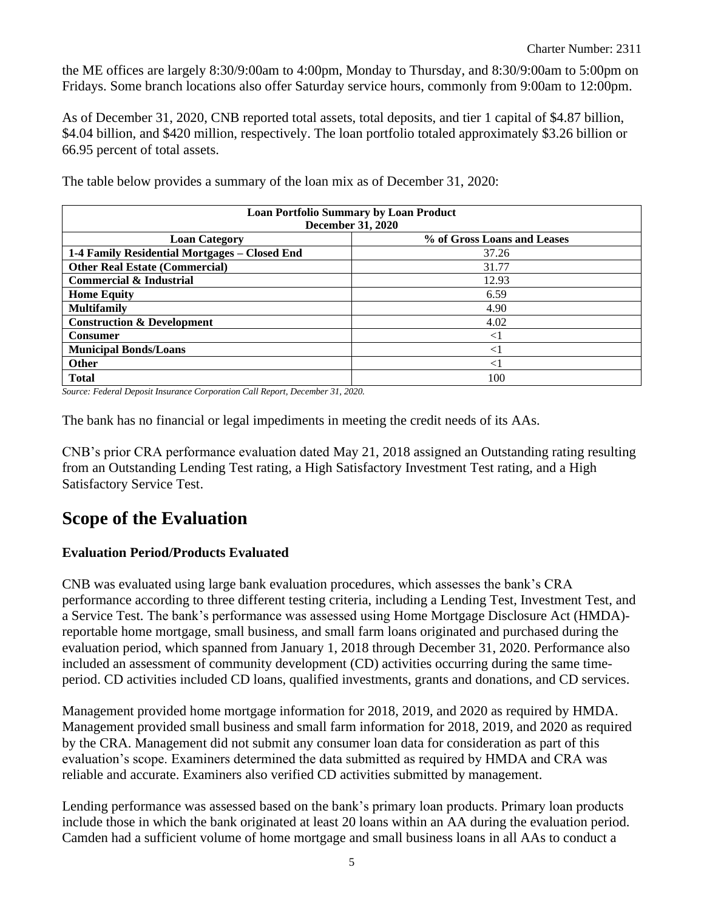the ME offices are largely 8:30/9:00am to 4:00pm, Monday to Thursday, and 8:30/9:00am to 5:00pm on Fridays. Some branch locations also offer Saturday service hours, commonly from 9:00am to 12:00pm.

As of December 31, 2020, CNB reported total assets, total deposits, and tier 1 capital of $4.87 billion, $4.04 billion, and $420 million, respectively. The loan portfolio totaled approximately $3.26 billion or 66.95 percent of total assets.

The table below provides a summary of the loan mix as of December 31, 2020:

| **Loan Portfolio Summary by Loan Product December 31, 2020** | |
|---|---|
| **Loan Category** | **% of Gross Loans and Leases** |
| **1-4 Family Residential Mortgages – Closed End** | 37.26 |
| **Other Real Estate (Commercial)** | 31.77 |
| **Commercial & Industrial** | 12.93 |
| **Home Equity** | 6.59 |
| **Multifamily** | 4.90 |
| **Construction & Development** | 4.02 |
| **Consumer** | <1 |
| **Municipal Bonds/Loans** | <1 |
| **Other** | <1 |
| **Total** | 100 |

*Source: Federal Deposit Insurance Corporation Call Report, December 31, 2020.*

The bank has no financial or legal impediments in meeting the credit needs of its AAs.

CNB's prior CRA performance evaluation dated May 21, 2018 assigned an Outstanding rating resulting from an Outstanding Lending Test rating, a High Satisfactory Investment Test rating, and a High Satisfactory Service Test.

# Scope of the Evaluation

### Evaluation Period/Products Evaluated

CNB was evaluated using large bank evaluation procedures, which assesses the bank's CRA performance according to three different testing criteria, including a Lending Test, Investment Test, and a Service Test. The bank's performance was assessed using Home Mortgage Disclosure Act (HMDA)-reportable home mortgage, small business, and small farm loans originated and purchased during the evaluation period, which spanned from January 1, 2018 through December 31, 2020. Performance also included an assessment of community development (CD) activities occurring during the same time-period. CD activities included CD loans, qualified investments, grants and donations, and CD services.

Management provided home mortgage information for 2018, 2019, and 2020 as required by HMDA. Management provided small business and small farm information for 2018, 2019, and 2020 as required by the CRA. Management did not submit any consumer loan data for consideration as part of this evaluation's scope. Examiners determined the data submitted as required by HMDA and CRA was reliable and accurate. Examiners also verified CD activities submitted by management.

Lending performance was assessed based on the bank's primary loan products. Primary loan products include those in which the bank originated at least 20 loans within an AA during the evaluation period. Camden had a sufficient volume of home mortgage and small business loans in all AAs to conduct a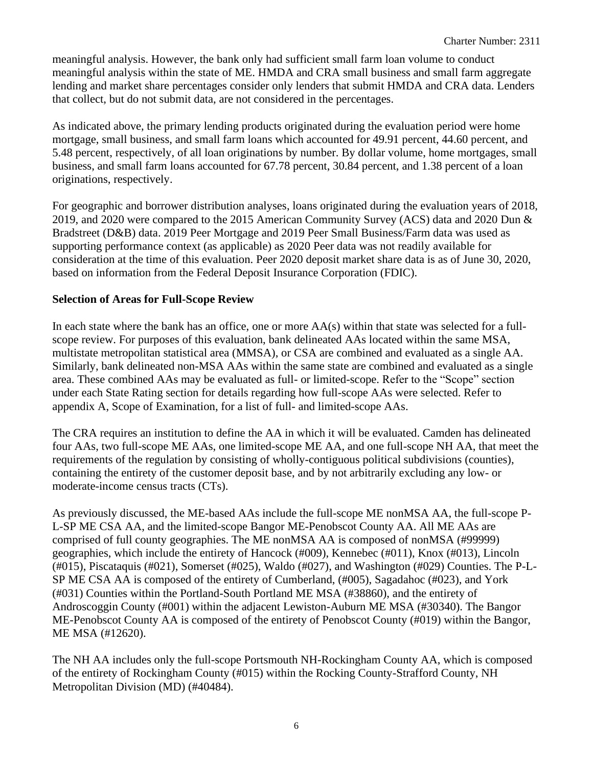meaningful analysis. However, the bank only had sufficient small farm loan volume to conduct meaningful analysis within the state of ME. HMDA and CRA small business and small farm aggregate lending and market share percentages consider only lenders that submit HMDA and CRA data. Lenders that collect, but do not submit data, are not considered in the percentages.

As indicated above, the primary lending products originated during the evaluation period were home mortgage, small business, and small farm loans which accounted for 49.91 percent, 44.60 percent, and 5.48 percent, respectively, of all loan originations by number. By dollar volume, home mortgages, small business, and small farm loans accounted for 67.78 percent, 30.84 percent, and 1.38 percent of a loan originations, respectively.

For geographic and borrower distribution analyses, loans originated during the evaluation years of 2018, 2019, and 2020 were compared to the 2015 American Community Survey (ACS) data and 2020 Dun & Bradstreet (D&B) data. 2019 Peer Mortgage and 2019 Peer Small Business/Farm data was used as supporting performance context (as applicable) as 2020 Peer data was not readily available for consideration at the time of this evaluation. Peer 2020 deposit market share data is as of June 30, 2020, based on information from the Federal Deposit Insurance Corporation (FDIC).

**Selection of Areas for Full-Scope Review**

In each state where the bank has an office, one or more AA(s) within that state was selected for a full-scope review. For purposes of this evaluation, bank delineated AAs located within the same MSA, multistate metropolitan statistical area (MMSA), or CSA are combined and evaluated as a single AA. Similarly, bank delineated non-MSA AAs within the same state are combined and evaluated as a single area. These combined AAs may be evaluated as full- or limited-scope. Refer to the "Scope" section under each State Rating section for details regarding how full-scope AAs were selected. Refer to appendix A, Scope of Examination, for a list of full- and limited-scope AAs.

The CRA requires an institution to define the AA in which it will be evaluated. Camden has delineated four AAs, two full-scope ME AAs, one limited-scope ME AA, and one full-scope NH AA, that meet the requirements of the regulation by consisting of wholly-contiguous political subdivisions (counties), containing the entirety of the customer deposit base, and by not arbitrarily excluding any low- or moderate-income census tracts (CTs).

As previously discussed, the ME-based AAs include the full-scope ME nonMSA AA, the full-scope P-L-SP ME CSA AA, and the limited-scope Bangor ME-Penobscot County AA. All ME AAs are comprised of full county geographies. The ME nonMSA AA is composed of nonMSA (#99999) geographies, which include the entirety of Hancock (#009), Kennebec (#011), Knox (#013), Lincoln (#015), Piscataquis (#021), Somerset (#025), Waldo (#027), and Washington (#029) Counties. The P-L-SP ME CSA AA is composed of the entirety of Cumberland, (#005), Sagadahoc (#023), and York (#031) Counties within the Portland-South Portland ME MSA (#38860), and the entirety of Androscoggin County (#001) within the adjacent Lewiston-Auburn ME MSA (#30340). The Bangor ME-Penobscot County AA is composed of the entirety of Penobscot County (#019) within the Bangor, ME MSA (#12620).

The NH AA includes only the full-scope Portsmouth NH-Rockingham County AA, which is composed of the entirety of Rockingham County (#015) within the Rocking County-Strafford County, NH Metropolitan Division (MD) (#40484).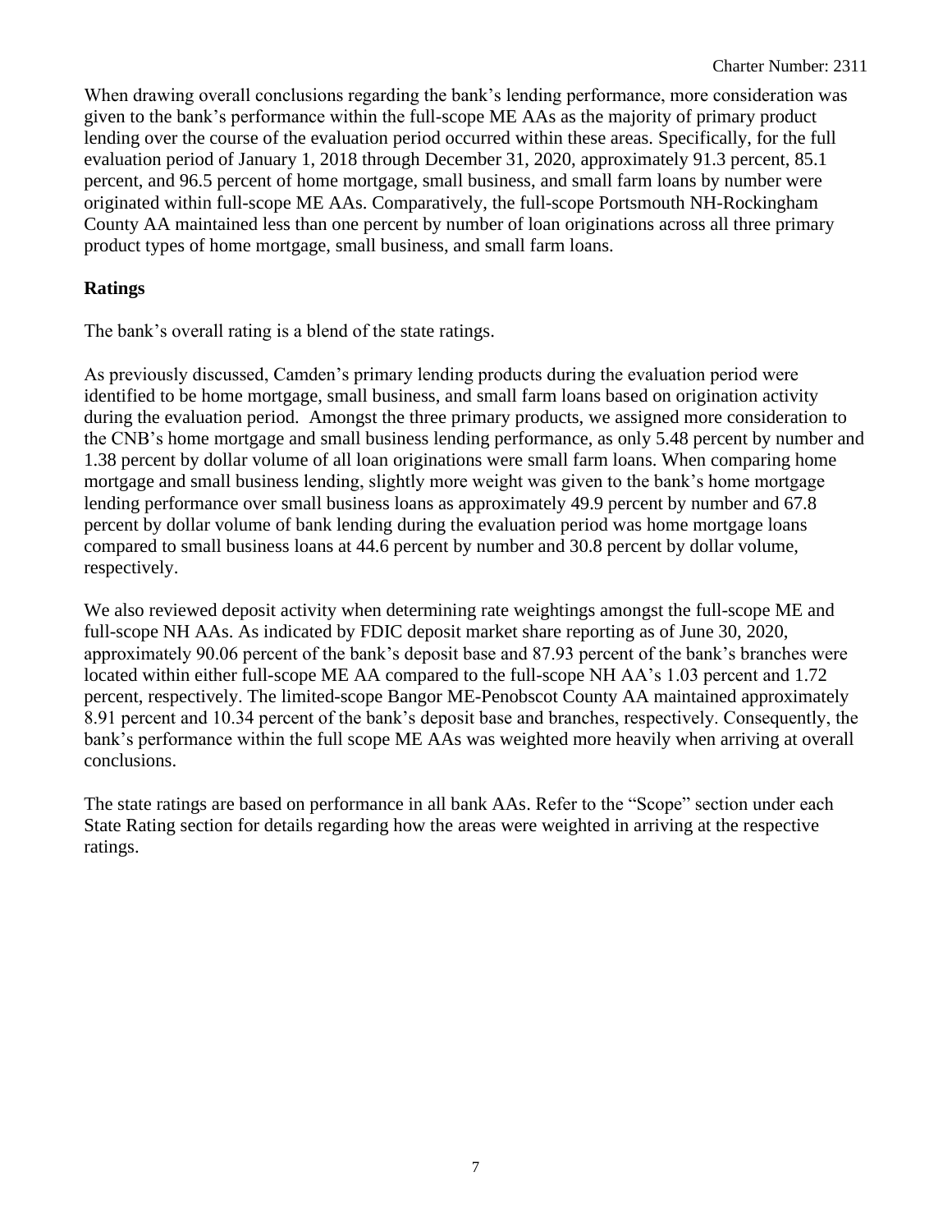When drawing overall conclusions regarding the bank's lending performance, more consideration was given to the bank's performance within the full-scope ME AAs as the majority of primary product lending over the course of the evaluation period occurred within these areas. Specifically, for the full evaluation period of January 1, 2018 through December 31, 2020, approximately 91.3 percent, 85.1 percent, and 96.5 percent of home mortgage, small business, and small farm loans by number were originated within full-scope ME AAs. Comparatively, the full-scope Portsmouth NH-Rockingham County AA maintained less than one percent by number of loan originations across all three primary product types of home mortgage, small business, and small farm loans.

**Ratings**

The bank's overall rating is a blend of the state ratings.

As previously discussed, Camden's primary lending products during the evaluation period were identified to be home mortgage, small business, and small farm loans based on origination activity during the evaluation period. Amongst the three primary products, we assigned more consideration to the CNB's home mortgage and small business lending performance, as only 5.48 percent by number and 1.38 percent by dollar volume of all loan originations were small farm loans. When comparing home mortgage and small business lending, slightly more weight was given to the bank's home mortgage lending performance over small business loans as approximately 49.9 percent by number and 67.8 percent by dollar volume of bank lending during the evaluation period was home mortgage loans compared to small business loans at 44.6 percent by number and 30.8 percent by dollar volume, respectively.

We also reviewed deposit activity when determining rate weightings amongst the full-scope ME and full-scope NH AAs. As indicated by FDIC deposit market share reporting as of June 30, 2020, approximately 90.06 percent of the bank's deposit base and 87.93 percent of the bank's branches were located within either full-scope ME AA compared to the full-scope NH AA's 1.03 percent and 1.72 percent, respectively. The limited-scope Bangor ME-Penobscot County AA maintained approximately 8.91 percent and 10.34 percent of the bank's deposit base and branches, respectively. Consequently, the bank's performance within the full scope ME AAs was weighted more heavily when arriving at overall conclusions.

The state ratings are based on performance in all bank AAs. Refer to the "Scope" section under each State Rating section for details regarding how the areas were weighted in arriving at the respective ratings.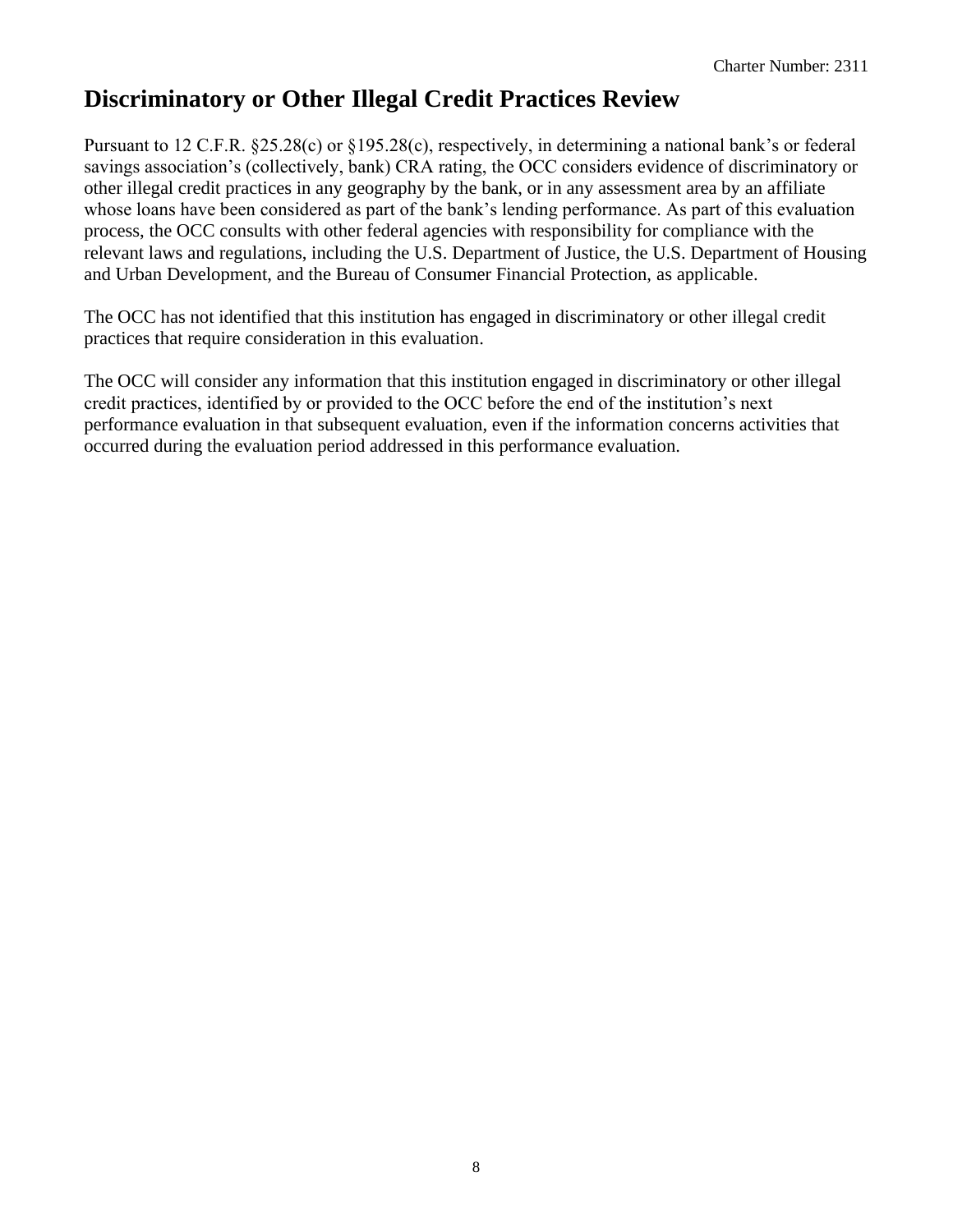# Discriminatory or Other Illegal Credit Practices Review

Pursuant to 12 C.F.R. §25.28(c) or §195.28(c), respectively, in determining a national bank's or federal savings association's (collectively, bank) CRA rating, the OCC considers evidence of discriminatory or other illegal credit practices in any geography by the bank, or in any assessment area by an affiliate whose loans have been considered as part of the bank's lending performance. As part of this evaluation process, the OCC consults with other federal agencies with responsibility for compliance with the relevant laws and regulations, including the U.S. Department of Justice, the U.S. Department of Housing and Urban Development, and the Bureau of Consumer Financial Protection, as applicable.

The OCC has not identified that this institution has engaged in discriminatory or other illegal credit practices that require consideration in this evaluation.

The OCC will consider any information that this institution engaged in discriminatory or other illegal credit practices, identified by or provided to the OCC before the end of the institution's next performance evaluation in that subsequent evaluation, even if the information concerns activities that occurred during the evaluation period addressed in this performance evaluation.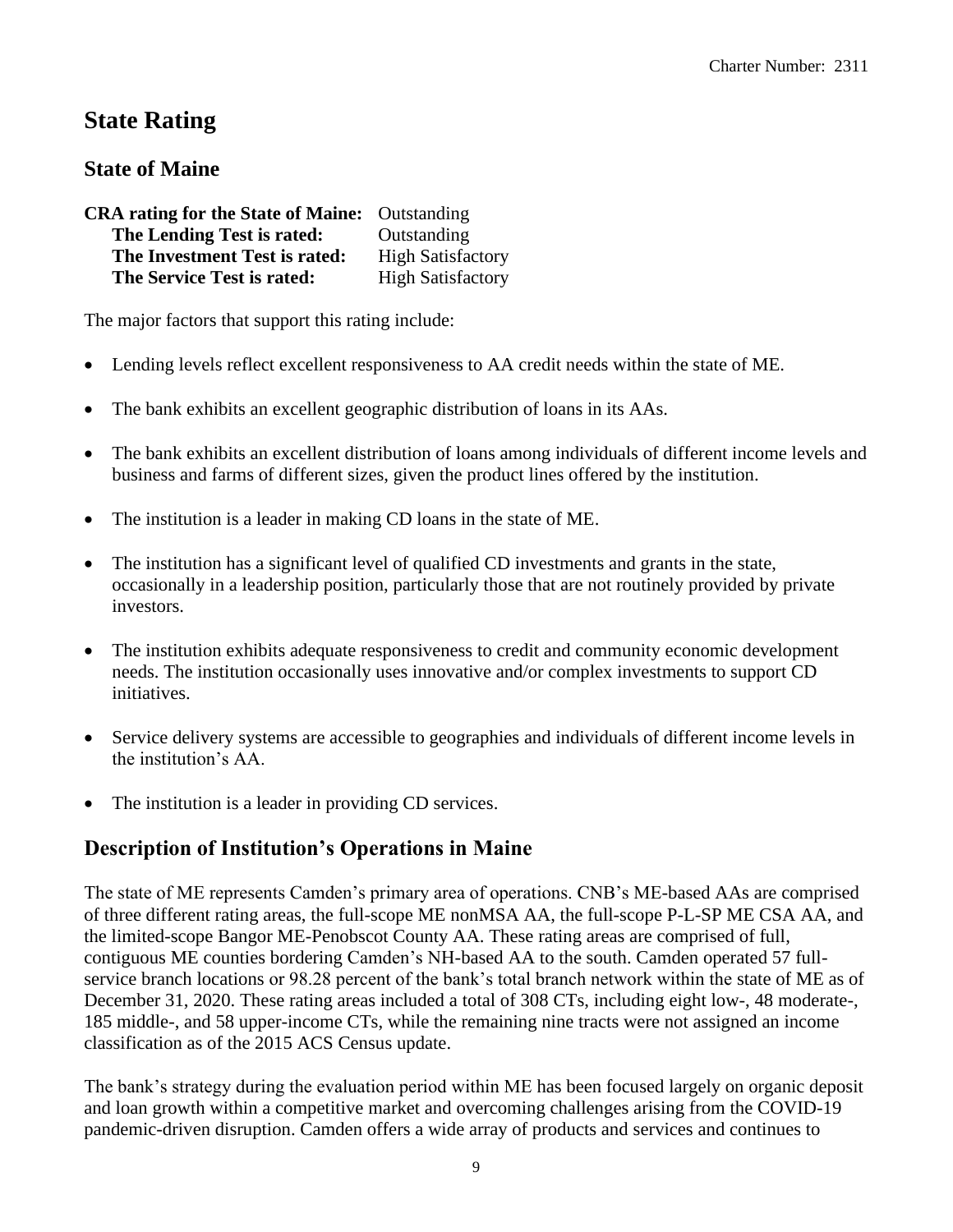# State Rating

## State of Maine

**CRA rating for the State of Maine:** Outstanding
**The Lending Test is rated:** Outstanding
**The Investment Test is rated:** High Satisfactory
**The Service Test is rated:** High Satisfactory

The major factors that support this rating include:

- Lending levels reflect excellent responsiveness to AA credit needs within the state of ME.
- The bank exhibits an excellent geographic distribution of loans in its AAs.
- The bank exhibits an excellent distribution of loans among individuals of different income levels and business and farms of different sizes, given the product lines offered by the institution.
- The institution is a leader in making CD loans in the state of ME.
- The institution has a significant level of qualified CD investments and grants in the state, occasionally in a leadership position, particularly those that are not routinely provided by private investors.
- The institution exhibits adequate responsiveness to credit and community economic development needs. The institution occasionally uses innovative and/or complex investments to support CD initiatives.
- Service delivery systems are accessible to geographies and individuals of different income levels in the institution's AA.
- The institution is a leader in providing CD services.

## Description of Institution's Operations in Maine

The state of ME represents Camden's primary area of operations. CNB's ME-based AAs are comprised of three different rating areas, the full-scope ME nonMSA AA, the full-scope P-L-SP ME CSA AA, and the limited-scope Bangor ME-Penobscot County AA. These rating areas are comprised of full, contiguous ME counties bordering Camden's NH-based AA to the south. Camden operated 57 full-service branch locations or 98.28 percent of the bank's total branch network within the state of ME as of December 31, 2020. These rating areas included a total of 308 CTs, including eight low-, 48 moderate-, 185 middle-, and 58 upper-income CTs, while the remaining nine tracts were not assigned an income classification as of the 2015 ACS Census update.

The bank's strategy during the evaluation period within ME has been focused largely on organic deposit and loan growth within a competitive market and overcoming challenges arising from the COVID-19 pandemic-driven disruption. Camden offers a wide array of products and services and continues to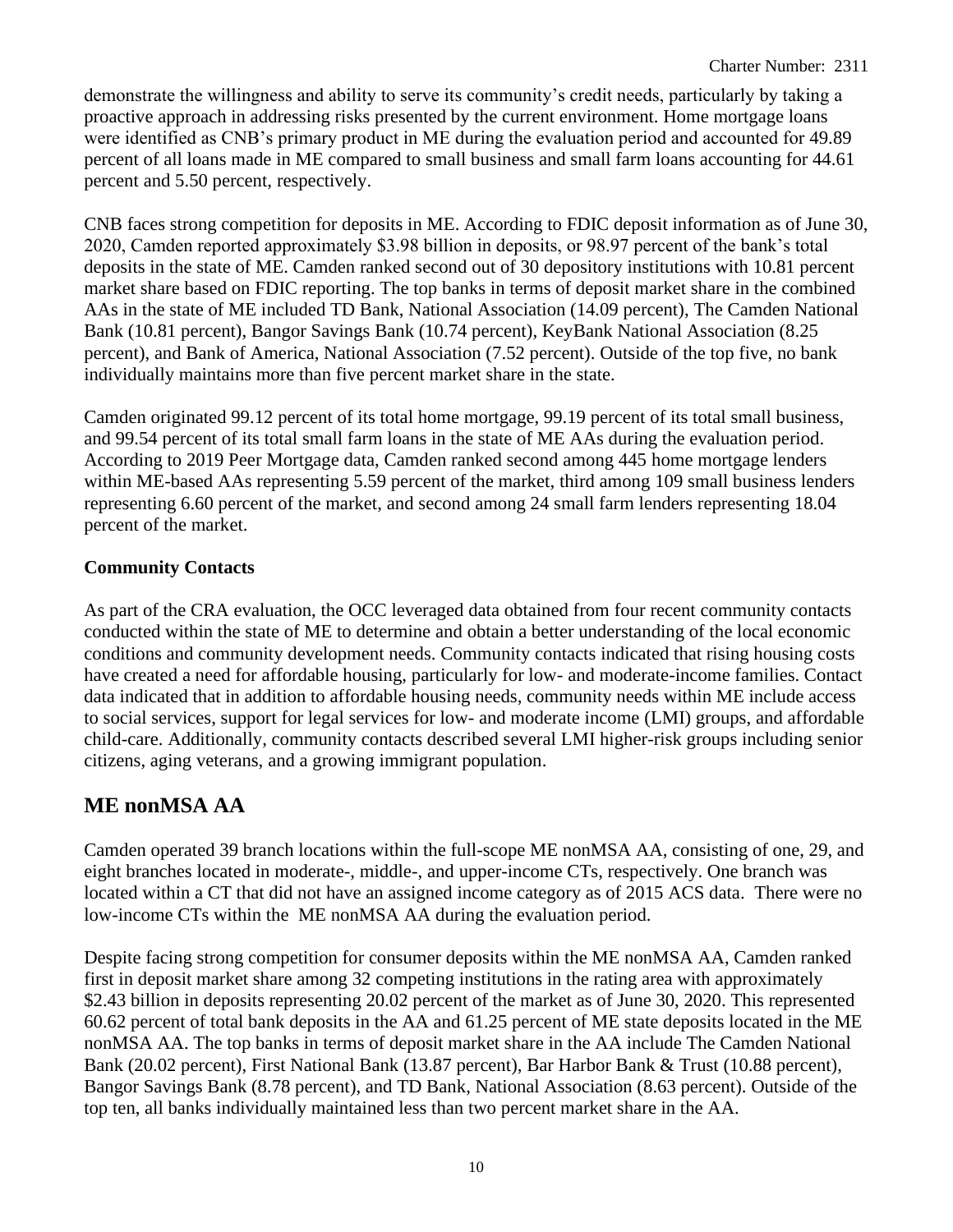demonstrate the willingness and ability to serve its community's credit needs, particularly by taking a proactive approach in addressing risks presented by the current environment. Home mortgage loans were identified as CNB's primary product in ME during the evaluation period and accounted for 49.89 percent of all loans made in ME compared to small business and small farm loans accounting for 44.61 percent and 5.50 percent, respectively.

CNB faces strong competition for deposits in ME. According to FDIC deposit information as of June 30, 2020, Camden reported approximately $3.98 billion in deposits, or 98.97 percent of the bank's total deposits in the state of ME. Camden ranked second out of 30 depository institutions with 10.81 percent market share based on FDIC reporting. The top banks in terms of deposit market share in the combined AAs in the state of ME included TD Bank, National Association (14.09 percent), The Camden National Bank (10.81 percent), Bangor Savings Bank (10.74 percent), KeyBank National Association (8.25 percent), and Bank of America, National Association (7.52 percent). Outside of the top five, no bank individually maintains more than five percent market share in the state.

Camden originated 99.12 percent of its total home mortgage, 99.19 percent of its total small business, and 99.54 percent of its total small farm loans in the state of ME AAs during the evaluation period. According to 2019 Peer Mortgage data, Camden ranked second among 445 home mortgage lenders within ME-based AAs representing 5.59 percent of the market, third among 109 small business lenders representing 6.60 percent of the market, and second among 24 small farm lenders representing 18.04 percent of the market.

**Community Contacts**

As part of the CRA evaluation, the OCC leveraged data obtained from four recent community contacts conducted within the state of ME to determine and obtain a better understanding of the local economic conditions and community development needs. Community contacts indicated that rising housing costs have created a need for affordable housing, particularly for low- and moderate-income families. Contact data indicated that in addition to affordable housing needs, community needs within ME include access to social services, support for legal services for low- and moderate income (LMI) groups, and affordable child-care. Additionally, community contacts described several LMI higher-risk groups including senior citizens, aging veterans, and a growing immigrant population.

## ME nonMSA AA

Camden operated 39 branch locations within the full-scope ME nonMSA AA, consisting of one, 29, and eight branches located in moderate-, middle-, and upper-income CTs, respectively. One branch was located within a CT that did not have an assigned income category as of 2015 ACS data. There were no low-income CTs within the ME nonMSA AA during the evaluation period.

Despite facing strong competition for consumer deposits within the ME nonMSA AA, Camden ranked first in deposit market share among 32 competing institutions in the rating area with approximately $2.43 billion in deposits representing 20.02 percent of the market as of June 30, 2020. This represented 60.62 percent of total bank deposits in the AA and 61.25 percent of ME state deposits located in the ME nonMSA AA. The top banks in terms of deposit market share in the AA include The Camden National Bank (20.02 percent), First National Bank (13.87 percent), Bar Harbor Bank & Trust (10.88 percent), Bangor Savings Bank (8.78 percent), and TD Bank, National Association (8.63 percent). Outside of the top ten, all banks individually maintained less than two percent market share in the AA.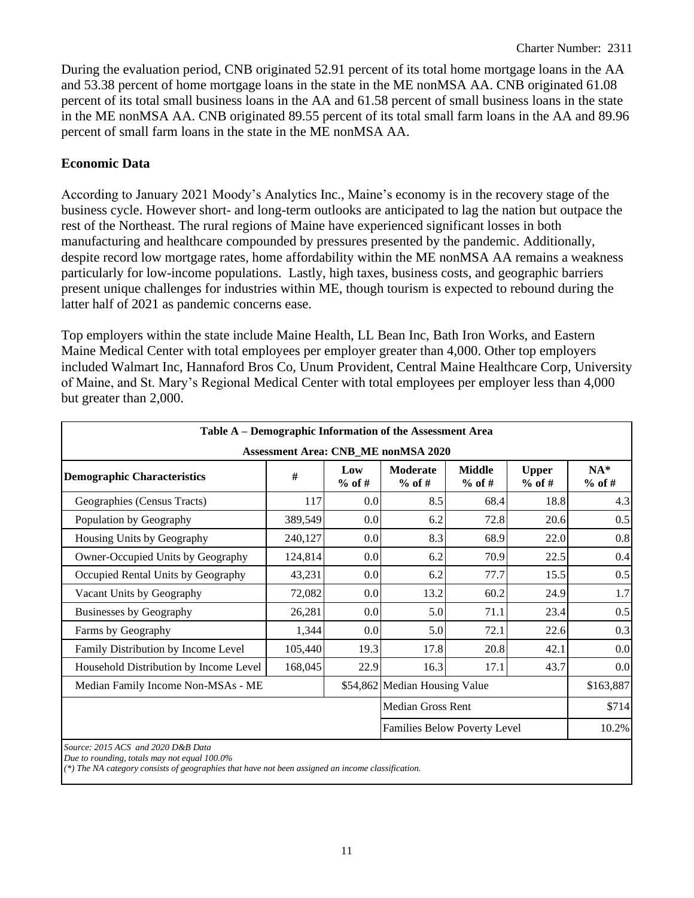During the evaluation period, CNB originated 52.91 percent of its total home mortgage loans in the AA and 53.38 percent of home mortgage loans in the state in the ME nonMSA AA. CNB originated 61.08 percent of its total small business loans in the AA and 61.58 percent of small business loans in the state in the ME nonMSA AA. CNB originated 89.55 percent of its total small farm loans in the AA and 89.96 percent of small farm loans in the state in the ME nonMSA AA.

**Economic Data**

According to January 2021 Moody's Analytics Inc., Maine's economy is in the recovery stage of the business cycle. However short- and long-term outlooks are anticipated to lag the nation but outpace the rest of the Northeast. The rural regions of Maine have experienced significant losses in both manufacturing and healthcare compounded by pressures presented by the pandemic. Additionally, despite record low mortgage rates, home affordability within the ME nonMSA AA remains a weakness particularly for low-income populations. Lastly, high taxes, business costs, and geographic barriers present unique challenges for industries within ME, though tourism is expected to rebound during the latter half of 2021 as pandemic concerns ease.

Top employers within the state include Maine Health, LL Bean Inc, Bath Iron Works, and Eastern Maine Medical Center with total employees per employer greater than 4,000. Other top employers included Walmart Inc, Hannaford Bros Co, Unum Provident, Central Maine Healthcare Corp, University of Maine, and St. Mary's Regional Medical Center with total employees per employer less than 4,000 but greater than 2,000.

**Table A – Demographic Information of the Assessment Area**

**Assessment Area: CNB_ME nonMSA 2020**

| Demographic Characteristics | # | Low % of # | Moderate % of # | Middle % of # | Upper % of # | NA* % of # |
|---|---|---|---|---|---|---|
| Geographies (Census Tracts) | 117 | 0.0 | 8.5 | 68.4 | 18.8 | 4.3 |
| Population by Geography | 389,549 | 0.0 | 6.2 | 72.8 | 20.6 | 0.5 |
| Housing Units by Geography | 240,127 | 0.0 | 8.3 | 68.9 | 22.0 | 0.8 |
| Owner-Occupied Units by Geography | 124,814 | 0.0 | 6.2 | 70.9 | 22.5 | 0.4 |
| Occupied Rental Units by Geography | 43,231 | 0.0 | 6.2 | 77.7 | 15.5 | 0.5 |
| Vacant Units by Geography | 72,082 | 0.0 | 13.2 | 60.2 | 24.9 | 1.7 |
| Businesses by Geography | 26,281 | 0.0 | 5.0 | 71.1 | 23.4 | 0.5 |
| Farms by Geography | 1,344 | 0.0 | 5.0 | 72.1 | 22.6 | 0.3 |
| Family Distribution by Income Level | 105,440 | 19.3 | 17.8 | 20.8 | 42.1 | 0.0 |
| Household Distribution by Income Level | 168,045 | 22.9 | 16.3 | 17.1 | 43.7 | 0.0 |
| Median Family Income Non-MSAs - ME | | $54,862 | Median Housing Value | | | $163,887 |
| | | | Median Gross Rent | | | $714 |
| | | | Families Below Poverty Level | | | 10.2% |

*Source: 2015 ACS and 2020 D&B Data*
*Due to rounding, totals may not equal 100.0%*
*(\*) The NA category consists of geographies that have not been assigned an income classification.*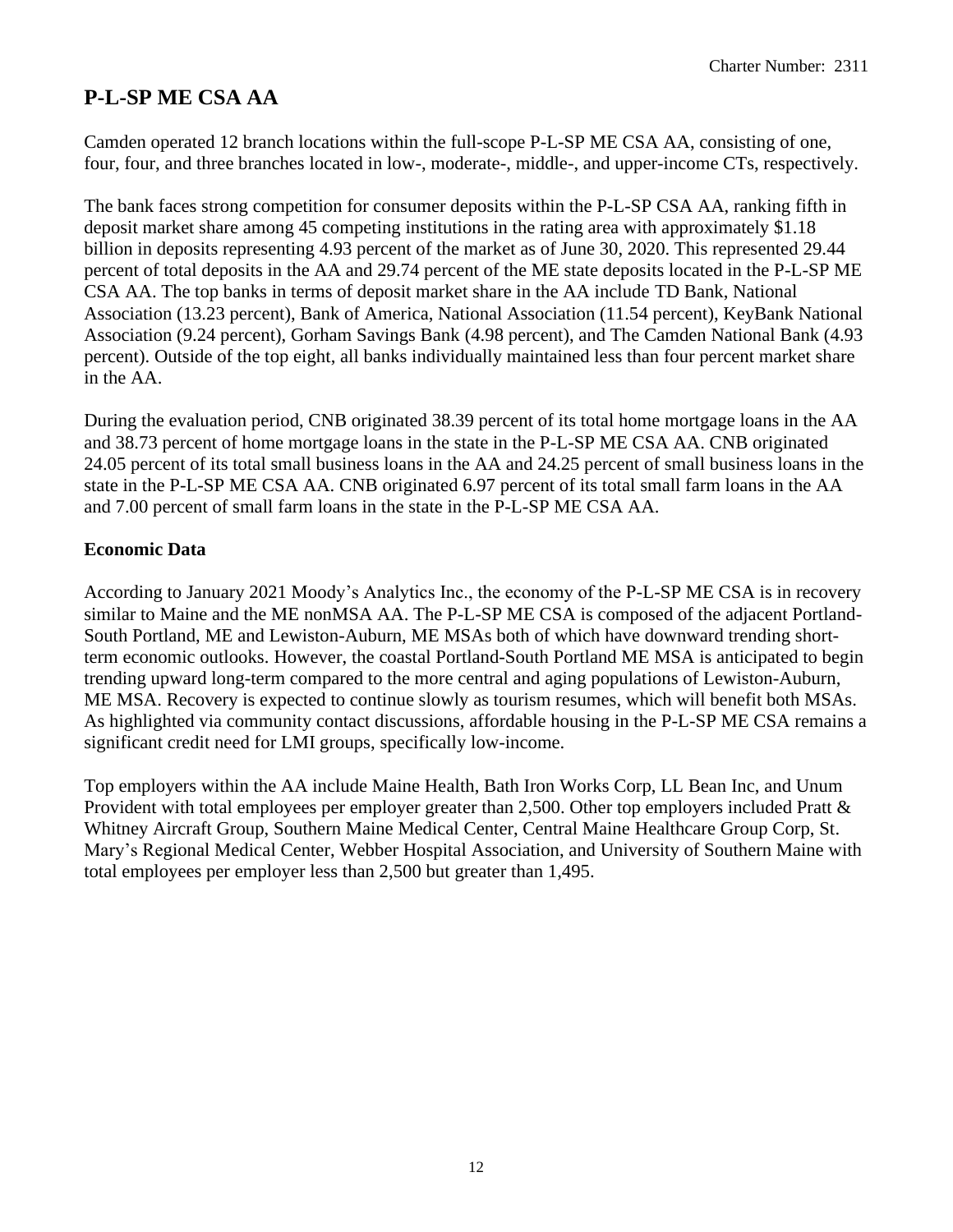## P-L-SP ME CSA AA

Camden operated 12 branch locations within the full-scope P-L-SP ME CSA AA, consisting of one, four, four, and three branches located in low-, moderate-, middle-, and upper-income CTs, respectively.

The bank faces strong competition for consumer deposits within the P-L-SP CSA AA, ranking fifth in deposit market share among 45 competing institutions in the rating area with approximately $1.18 billion in deposits representing 4.93 percent of the market as of June 30, 2020. This represented 29.44 percent of total deposits in the AA and 29.74 percent of the ME state deposits located in the P-L-SP ME CSA AA. The top banks in terms of deposit market share in the AA include TD Bank, National Association (13.23 percent), Bank of America, National Association (11.54 percent), KeyBank National Association (9.24 percent), Gorham Savings Bank (4.98 percent), and The Camden National Bank (4.93 percent). Outside of the top eight, all banks individually maintained less than four percent market share in the AA.

During the evaluation period, CNB originated 38.39 percent of its total home mortgage loans in the AA and 38.73 percent of home mortgage loans in the state in the P-L-SP ME CSA AA. CNB originated 24.05 percent of its total small business loans in the AA and 24.25 percent of small business loans in the state in the P-L-SP ME CSA AA. CNB originated 6.97 percent of its total small farm loans in the AA and 7.00 percent of small farm loans in the state in the P-L-SP ME CSA AA.

### Economic Data

According to January 2021 Moody's Analytics Inc., the economy of the P-L-SP ME CSA is in recovery similar to Maine and the ME nonMSA AA. The P-L-SP ME CSA is composed of the adjacent Portland-South Portland, ME and Lewiston-Auburn, ME MSAs both of which have downward trending short-term economic outlooks. However, the coastal Portland-South Portland ME MSA is anticipated to begin trending upward long-term compared to the more central and aging populations of Lewiston-Auburn, ME MSA. Recovery is expected to continue slowly as tourism resumes, which will benefit both MSAs. As highlighted via community contact discussions, affordable housing in the P-L-SP ME CSA remains a significant credit need for LMI groups, specifically low-income.

Top employers within the AA include Maine Health, Bath Iron Works Corp, LL Bean Inc, and Unum Provident with total employees per employer greater than 2,500. Other top employers included Pratt & Whitney Aircraft Group, Southern Maine Medical Center, Central Maine Healthcare Group Corp, St. Mary's Regional Medical Center, Webber Hospital Association, and University of Southern Maine with total employees per employer less than 2,500 but greater than 1,495.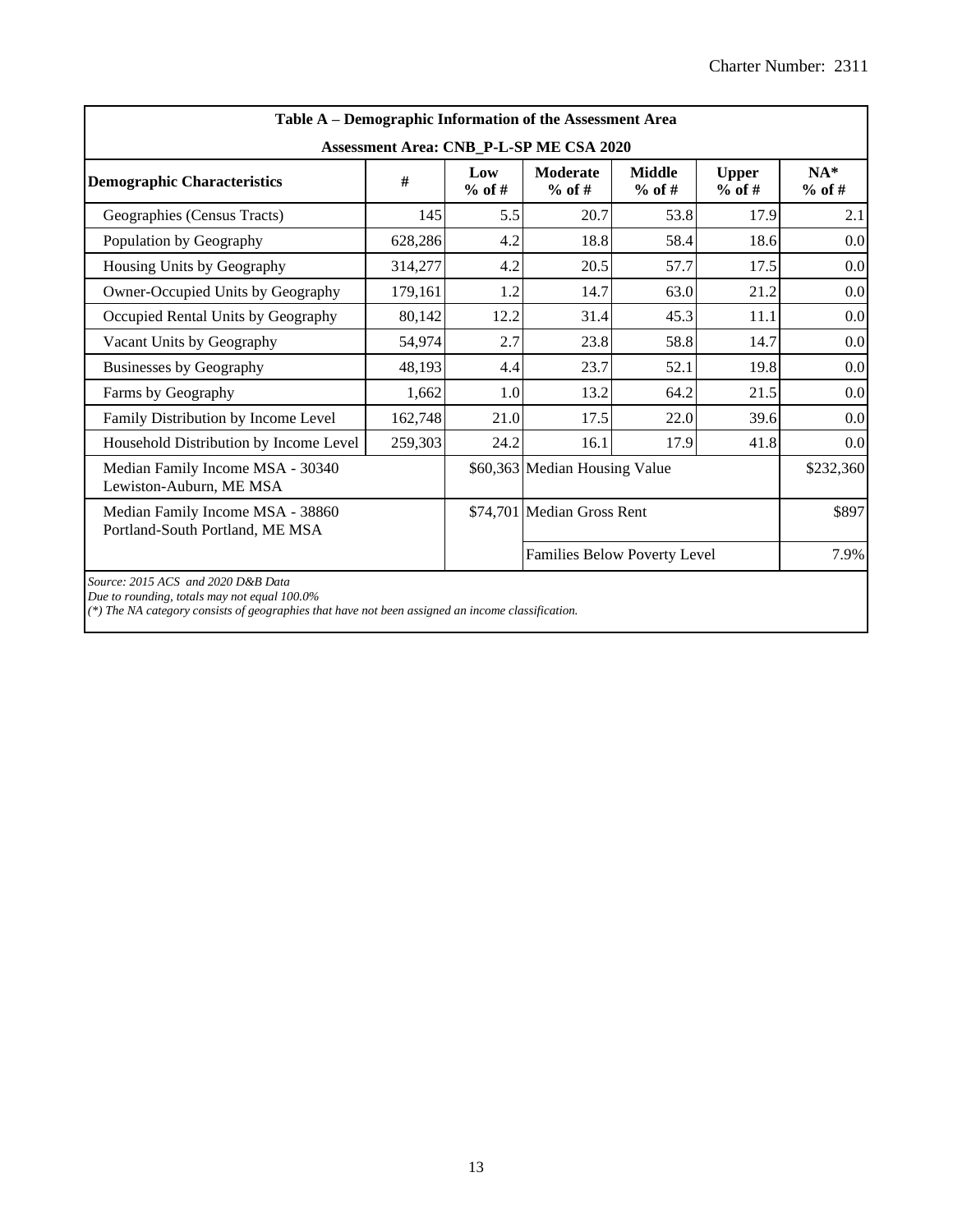| Table A – Demographic Information of the Assessment Area | | | | | | |
|---|---|---|---|---|---|---|
| Assessment Area: CNB_P-L-SP ME CSA 2020 | | | | | | |
| **Demographic Characteristics** | **#** | **Low % of #** | **Moderate % of #** | **Middle % of #** | **Upper % of #** | **NA* % of #** |
| Geographies (Census Tracts) | 145 | 5.5 | 20.7 | 53.8 | 17.9 | 2.1 |
| Population by Geography | 628,286 | 4.2 | 18.8 | 58.4 | 18.6 | 0.0 |
| Housing Units by Geography | 314,277 | 4.2 | 20.5 | 57.7 | 17.5 | 0.0 |
| Owner-Occupied Units by Geography | 179,161 | 1.2 | 14.7 | 63.0 | 21.2 | 0.0 |
| Occupied Rental Units by Geography | 80,142 | 12.2 | 31.4 | 45.3 | 11.1 | 0.0 |
| Vacant Units by Geography | 54,974 | 2.7 | 23.8 | 58.8 | 14.7 | 0.0 |
| Businesses by Geography | 48,193 | 4.4 | 23.7 | 52.1 | 19.8 | 0.0 |
| Farms by Geography | 1,662 | 1.0 | 13.2 | 64.2 | 21.5 | 0.0 |
| Family Distribution by Income Level | 162,748 | 21.0 | 17.5 | 22.0 | 39.6 | 0.0 |
| Household Distribution by Income Level | 259,303 | 24.2 | 16.1 | 17.9 | 41.8 | 0.0 |
| Median Family Income MSA - 30340 Lewiston-Auburn, ME MSA | | $60,363 | Median Housing Value | | | $232,360 |
| Median Family Income MSA - 38860 Portland-South Portland, ME MSA | | $74,701 | Median Gross Rent | | | $897 |
| | | | Families Below Poverty Level | | | 7.9% |

*Source: 2015 ACS and 2020 D&B Data*
*Due to rounding, totals may not equal 100.0%*
*(*) The NA category consists of geographies that have not been assigned an income classification.*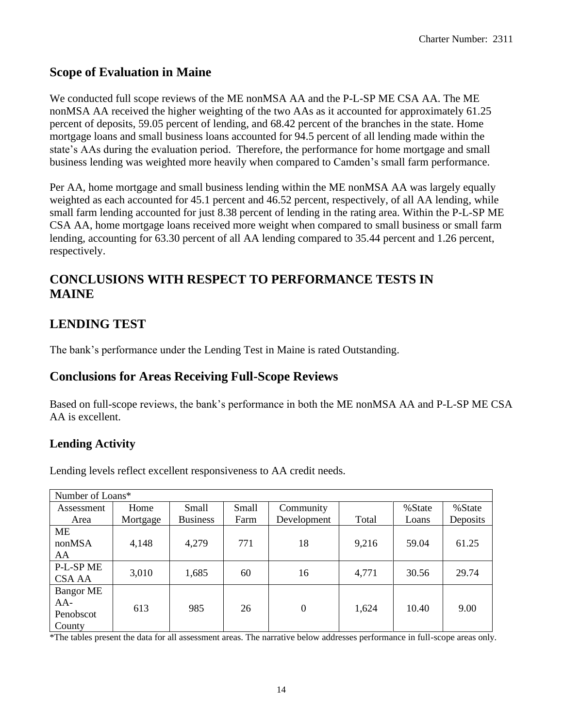## Scope of Evaluation in Maine

We conducted full scope reviews of the ME nonMSA AA and the P-L-SP ME CSA AA. The ME nonMSA AA received the higher weighting of the two AAs as it accounted for approximately 61.25 percent of deposits, 59.05 percent of lending, and 68.42 percent of the branches in the state. Home mortgage loans and small business loans accounted for 94.5 percent of all lending made within the state's AAs during the evaluation period. Therefore, the performance for home mortgage and small business lending was weighted more heavily when compared to Camden's small farm performance.

Per AA, home mortgage and small business lending within the ME nonMSA AA was largely equally weighted as each accounted for 45.1 percent and 46.52 percent, respectively, of all AA lending, while small farm lending accounted for just 8.38 percent of lending in the rating area. Within the P-L-SP ME CSA AA, home mortgage loans received more weight when compared to small business or small farm lending, accounting for 63.30 percent of all AA lending compared to 35.44 percent and 1.26 percent, respectively.

# CONCLUSIONS WITH RESPECT TO PERFORMANCE TESTS IN MAINE

## LENDING TEST

The bank's performance under the Lending Test in Maine is rated Outstanding.

## Conclusions for Areas Receiving Full-Scope Reviews

Based on full-scope reviews, the bank's performance in both the ME nonMSA AA and P-L-SP ME CSA AA is excellent.

### Lending Activity

Lending levels reflect excellent responsiveness to AA credit needs.

| Number of Loans* | | | | | | | |
|---|---|---|---|---|---|---|---|
| Assessment Area | Home Mortgage | Small Business | Small Farm | Community Development | Total | %State Loans | %State Deposits |
| ME nonMSA AA | 4,148 | 4,279 | 771 | 18 | 9,216 | 59.04 | 61.25 |
| P-L-SP ME CSA AA | 3,010 | 1,685 | 60 | 16 | 4,771 | 30.56 | 29.74 |
| Bangor ME AA-Penobscot County | 613 | 985 | 26 | 0 | 1,624 | 10.40 | 9.00 |

*The tables present the data for all assessment areas. The narrative below addresses performance in full-scope areas only.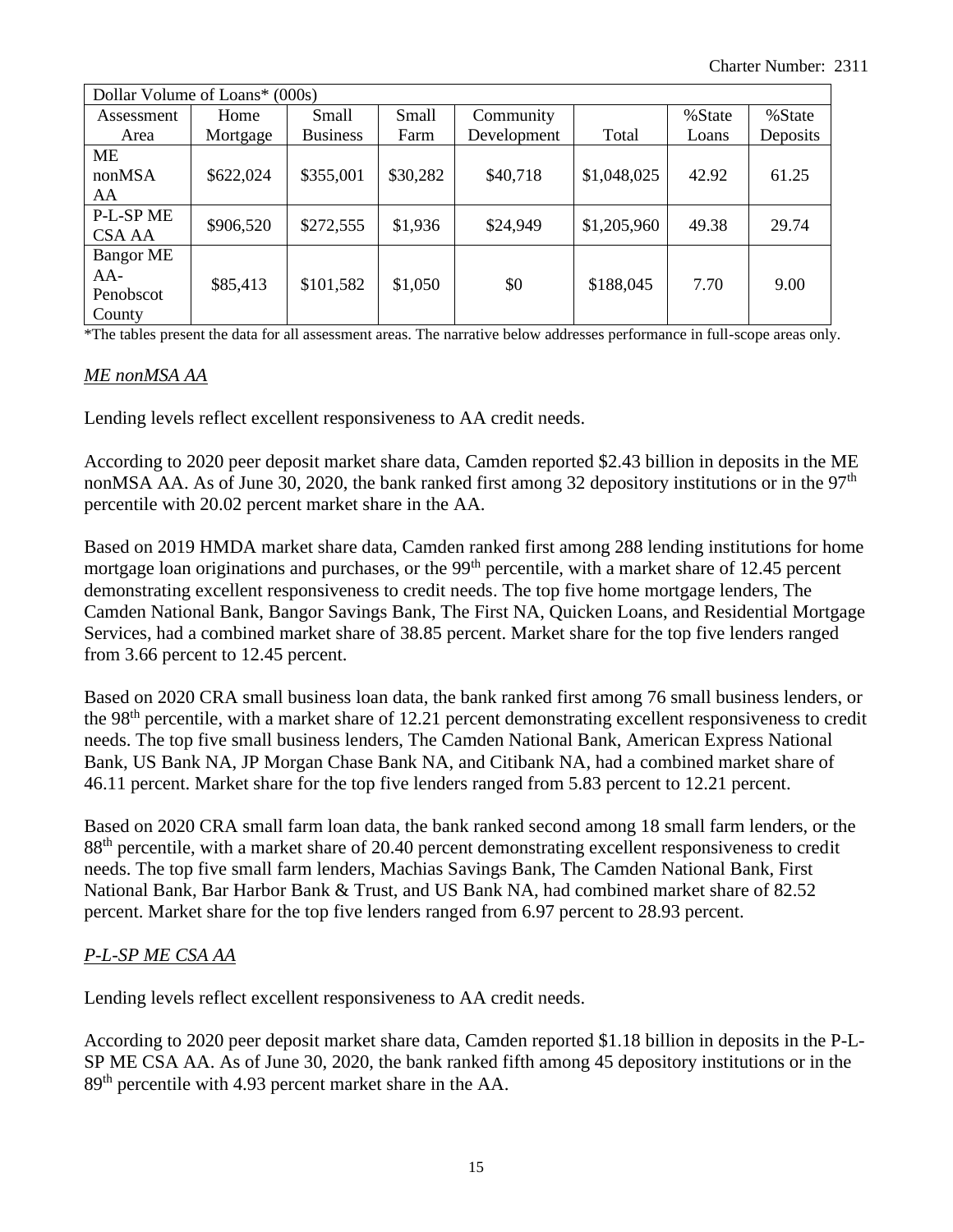| Dollar Volume of Loans* (000s) | | | | | | | |
|---|---|---|---|---|---|---|---|
| Assessment Area | Home Mortgage | Small Business | Small Farm | Community Development | Total | %State Loans | %State Deposits |
| ME nonMSA AA | $622,024 | $355,001 | $30,282 | $40,718 | $1,048,025 | 42.92 | 61.25 |
| P-L-SP ME CSA AA | $906,520 | $272,555 | $1,936 | $24,949 | $1,205,960 | 49.38 | 29.74 |
| Bangor ME AA-Penobscot County | $85,413 | $101,582 | $1,050 | $0 | $188,045 | 7.70 | 9.00 |

*The tables present the data for all assessment areas. The narrative below addresses performance in full-scope areas only.

*ME nonMSA AA*

Lending levels reflect excellent responsiveness to AA credit needs.

According to 2020 peer deposit market share data, Camden reported $2.43 billion in deposits in the ME nonMSA AA. As of June 30, 2020, the bank ranked first among 32 depository institutions or in the 97th percentile with 20.02 percent market share in the AA.

Based on 2019 HMDA market share data, Camden ranked first among 288 lending institutions for home mortgage loan originations and purchases, or the 99th percentile, with a market share of 12.45 percent demonstrating excellent responsiveness to credit needs. The top five home mortgage lenders, The Camden National Bank, Bangor Savings Bank, The First NA, Quicken Loans, and Residential Mortgage Services, had a combined market share of 38.85 percent. Market share for the top five lenders ranged from 3.66 percent to 12.45 percent.

Based on 2020 CRA small business loan data, the bank ranked first among 76 small business lenders, or the 98th percentile, with a market share of 12.21 percent demonstrating excellent responsiveness to credit needs. The top five small business lenders, The Camden National Bank, American Express National Bank, US Bank NA, JP Morgan Chase Bank NA, and Citibank NA, had a combined market share of 46.11 percent. Market share for the top five lenders ranged from 5.83 percent to 12.21 percent.

Based on 2020 CRA small farm loan data, the bank ranked second among 18 small farm lenders, or the 88th percentile, with a market share of 20.40 percent demonstrating excellent responsiveness to credit needs. The top five small farm lenders, Machias Savings Bank, The Camden National Bank, First National Bank, Bar Harbor Bank & Trust, and US Bank NA, had combined market share of 82.52 percent. Market share for the top five lenders ranged from 6.97 percent to 28.93 percent.

*P-L-SP ME CSA AA*

Lending levels reflect excellent responsiveness to AA credit needs.

According to 2020 peer deposit market share data, Camden reported $1.18 billion in deposits in the P-L-SP ME CSA AA. As of June 30, 2020, the bank ranked fifth among 45 depository institutions or in the 89th percentile with 4.93 percent market share in the AA.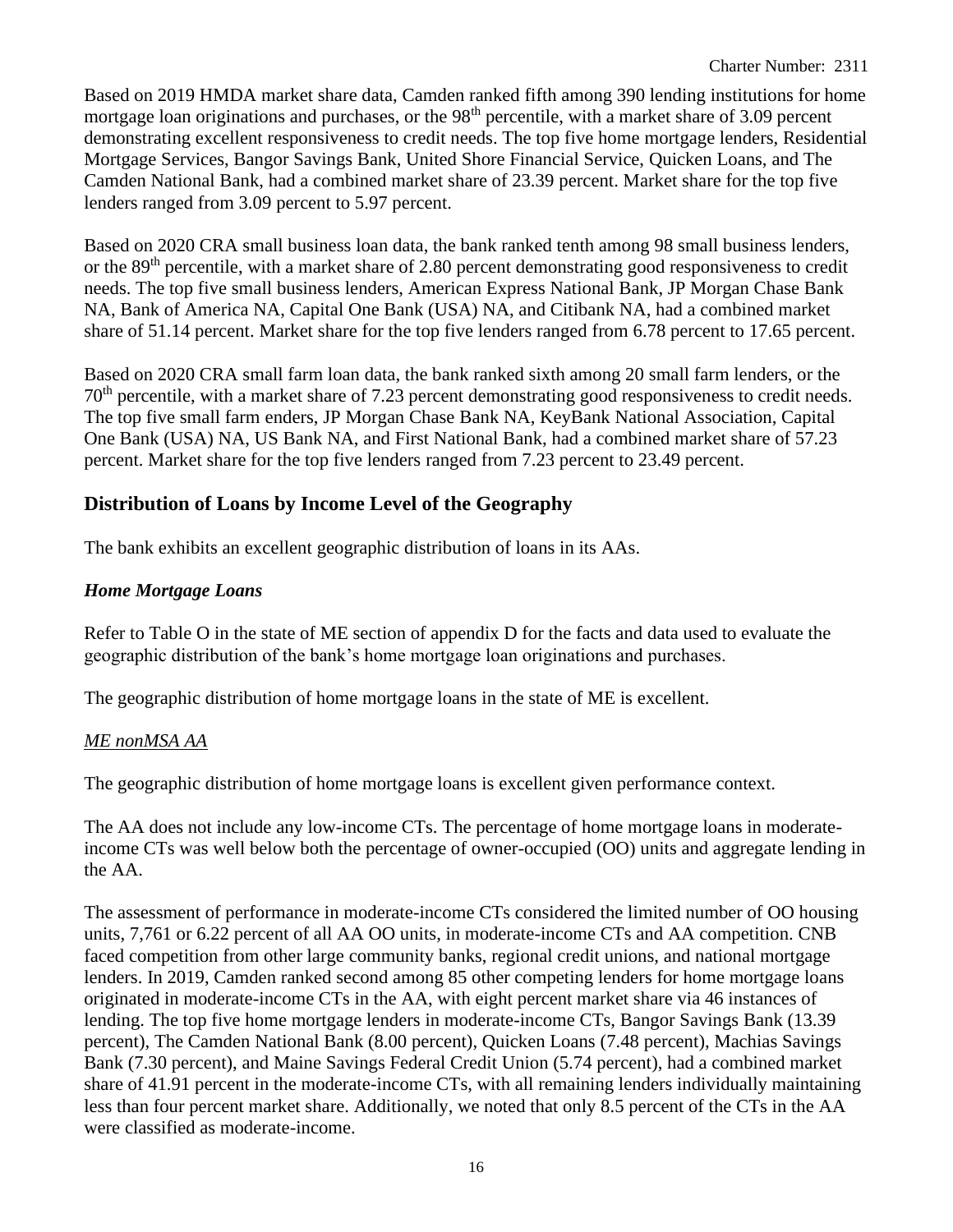Based on 2019 HMDA market share data, Camden ranked fifth among 390 lending institutions for home mortgage loan originations and purchases, or the 98th percentile, with a market share of 3.09 percent demonstrating excellent responsiveness to credit needs. The top five home mortgage lenders, Residential Mortgage Services, Bangor Savings Bank, United Shore Financial Service, Quicken Loans, and The Camden National Bank, had a combined market share of 23.39 percent. Market share for the top five lenders ranged from 3.09 percent to 5.97 percent.

Based on 2020 CRA small business loan data, the bank ranked tenth among 98 small business lenders, or the 89th percentile, with a market share of 2.80 percent demonstrating good responsiveness to credit needs. The top five small business lenders, American Express National Bank, JP Morgan Chase Bank NA, Bank of America NA, Capital One Bank (USA) NA, and Citibank NA, had a combined market share of 51.14 percent. Market share for the top five lenders ranged from 6.78 percent to 17.65 percent.

Based on 2020 CRA small farm loan data, the bank ranked sixth among 20 small farm lenders, or the 70th percentile, with a market share of 7.23 percent demonstrating good responsiveness to credit needs. The top five small farm enders, JP Morgan Chase Bank NA, KeyBank National Association, Capital One Bank (USA) NA, US Bank NA, and First National Bank, had a combined market share of 57.23 percent. Market share for the top five lenders ranged from 7.23 percent to 23.49 percent.

## Distribution of Loans by Income Level of the Geography

The bank exhibits an excellent geographic distribution of loans in its AAs.

### *Home Mortgage Loans*

Refer to Table O in the state of ME section of appendix D for the facts and data used to evaluate the geographic distribution of the bank's home mortgage loan originations and purchases.

The geographic distribution of home mortgage loans in the state of ME is excellent.

<u>ME nonMSA AA</u>

The geographic distribution of home mortgage loans is excellent given performance context.

The AA does not include any low-income CTs. The percentage of home mortgage loans in moderate-income CTs was well below both the percentage of owner-occupied (OO) units and aggregate lending in the AA.

The assessment of performance in moderate-income CTs considered the limited number of OO housing units, 7,761 or 6.22 percent of all AA OO units, in moderate-income CTs and AA competition. CNB faced competition from other large community banks, regional credit unions, and national mortgage lenders. In 2019, Camden ranked second among 85 other competing lenders for home mortgage loans originated in moderate-income CTs in the AA, with eight percent market share via 46 instances of lending. The top five home mortgage lenders in moderate-income CTs, Bangor Savings Bank (13.39 percent), The Camden National Bank (8.00 percent), Quicken Loans (7.48 percent), Machias Savings Bank (7.30 percent), and Maine Savings Federal Credit Union (5.74 percent), had a combined market share of 41.91 percent in the moderate-income CTs, with all remaining lenders individually maintaining less than four percent market share. Additionally, we noted that only 8.5 percent of the CTs in the AA were classified as moderate-income.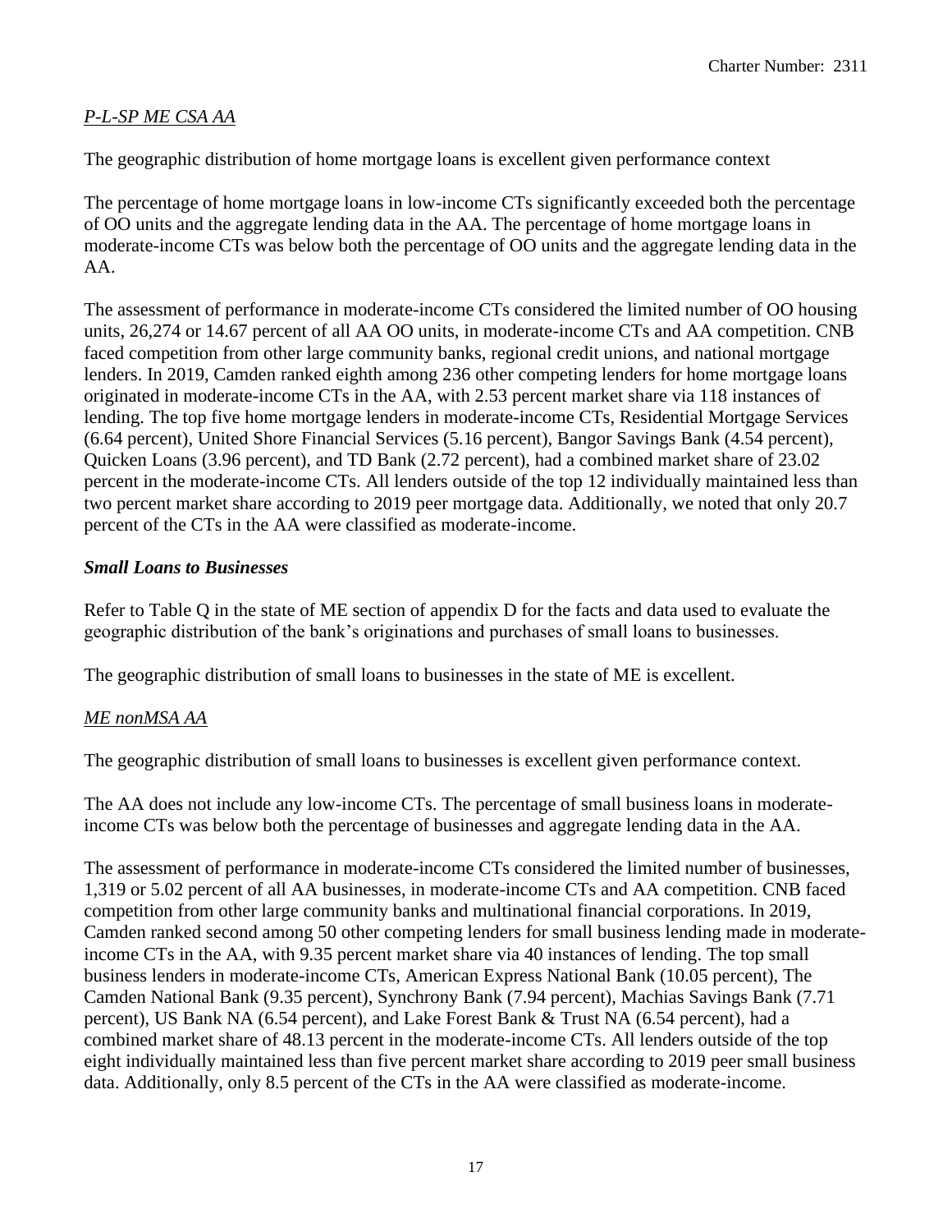*P-L-SP ME CSA AA*

The geographic distribution of home mortgage loans is excellent given performance context

The percentage of home mortgage loans in low-income CTs significantly exceeded both the percentage of OO units and the aggregate lending data in the AA. The percentage of home mortgage loans in moderate-income CTs was below both the percentage of OO units and the aggregate lending data in the AA.

The assessment of performance in moderate-income CTs considered the limited number of OO housing units, 26,274 or 14.67 percent of all AA OO units, in moderate-income CTs and AA competition. CNB faced competition from other large community banks, regional credit unions, and national mortgage lenders. In 2019, Camden ranked eighth among 236 other competing lenders for home mortgage loans originated in moderate-income CTs in the AA, with 2.53 percent market share via 118 instances of lending. The top five home mortgage lenders in moderate-income CTs, Residential Mortgage Services (6.64 percent), United Shore Financial Services (5.16 percent), Bangor Savings Bank (4.54 percent), Quicken Loans (3.96 percent), and TD Bank (2.72 percent), had a combined market share of 23.02 percent in the moderate-income CTs. All lenders outside of the top 12 individually maintained less than two percent market share according to 2019 peer mortgage data. Additionally, we noted that only 20.7 percent of the CTs in the AA were classified as moderate-income.

***Small Loans to Businesses***

Refer to Table Q in the state of ME section of appendix D for the facts and data used to evaluate the geographic distribution of the bank's originations and purchases of small loans to businesses.

The geographic distribution of small loans to businesses in the state of ME is excellent.

*ME nonMSA AA*

The geographic distribution of small loans to businesses is excellent given performance context.

The AA does not include any low-income CTs. The percentage of small business loans in moderate-income CTs was below both the percentage of businesses and aggregate lending data in the AA.

The assessment of performance in moderate-income CTs considered the limited number of businesses, 1,319 or 5.02 percent of all AA businesses, in moderate-income CTs and AA competition. CNB faced competition from other large community banks and multinational financial corporations. In 2019, Camden ranked second among 50 other competing lenders for small business lending made in moderate-income CTs in the AA, with 9.35 percent market share via 40 instances of lending. The top small business lenders in moderate-income CTs, American Express National Bank (10.05 percent), The Camden National Bank (9.35 percent), Synchrony Bank (7.94 percent), Machias Savings Bank (7.71 percent), US Bank NA (6.54 percent), and Lake Forest Bank & Trust NA (6.54 percent), had a combined market share of 48.13 percent in the moderate-income CTs. All lenders outside of the top eight individually maintained less than five percent market share according to 2019 peer small business data. Additionally, only 8.5 percent of the CTs in the AA were classified as moderate-income.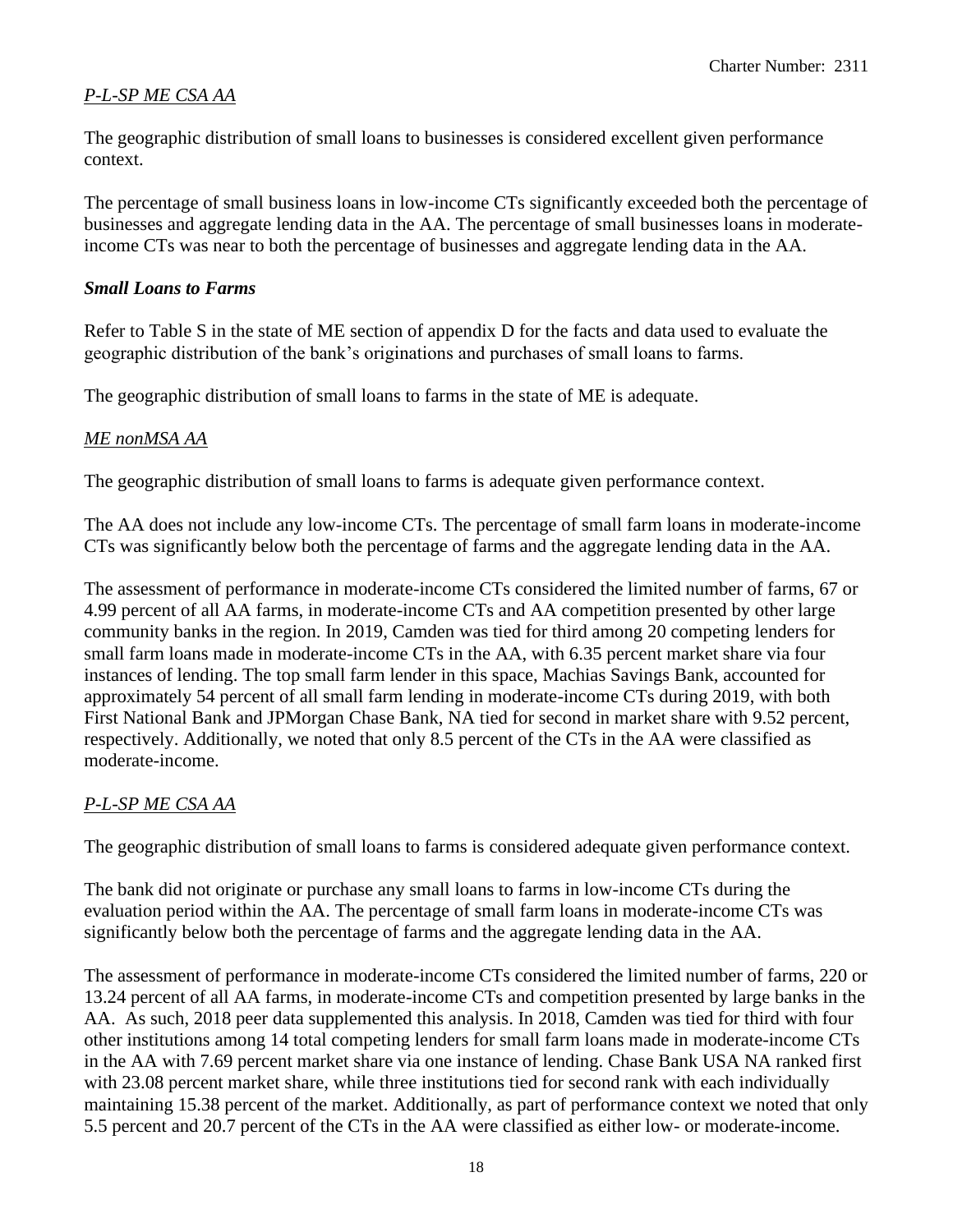*P-L-SP ME CSA AA*

The geographic distribution of small loans to businesses is considered excellent given performance context.

The percentage of small business loans in low-income CTs significantly exceeded both the percentage of businesses and aggregate lending data in the AA. The percentage of small businesses loans in moderate-income CTs was near to both the percentage of businesses and aggregate lending data in the AA.

***Small Loans to Farms***

Refer to Table S in the state of ME section of appendix D for the facts and data used to evaluate the geographic distribution of the bank's originations and purchases of small loans to farms.

The geographic distribution of small loans to farms in the state of ME is adequate.

*ME nonMSA AA*

The geographic distribution of small loans to farms is adequate given performance context.

The AA does not include any low-income CTs. The percentage of small farm loans in moderate-income CTs was significantly below both the percentage of farms and the aggregate lending data in the AA.

The assessment of performance in moderate-income CTs considered the limited number of farms, 67 or 4.99 percent of all AA farms, in moderate-income CTs and AA competition presented by other large community banks in the region. In 2019, Camden was tied for third among 20 competing lenders for small farm loans made in moderate-income CTs in the AA, with 6.35 percent market share via four instances of lending. The top small farm lender in this space, Machias Savings Bank, accounted for approximately 54 percent of all small farm lending in moderate-income CTs during 2019, with both First National Bank and JPMorgan Chase Bank, NA tied for second in market share with 9.52 percent, respectively. Additionally, we noted that only 8.5 percent of the CTs in the AA were classified as moderate-income.

*P-L-SP ME CSA AA*

The geographic distribution of small loans to farms is considered adequate given performance context.

The bank did not originate or purchase any small loans to farms in low-income CTs during the evaluation period within the AA. The percentage of small farm loans in moderate-income CTs was significantly below both the percentage of farms and the aggregate lending data in the AA.

The assessment of performance in moderate-income CTs considered the limited number of farms, 220 or 13.24 percent of all AA farms, in moderate-income CTs and competition presented by large banks in the AA. As such, 2018 peer data supplemented this analysis. In 2018, Camden was tied for third with four other institutions among 14 total competing lenders for small farm loans made in moderate-income CTs in the AA with 7.69 percent market share via one instance of lending. Chase Bank USA NA ranked first with 23.08 percent market share, while three institutions tied for second rank with each individually maintaining 15.38 percent of the market. Additionally, as part of performance context we noted that only 5.5 percent and 20.7 percent of the CTs in the AA were classified as either low- or moderate-income.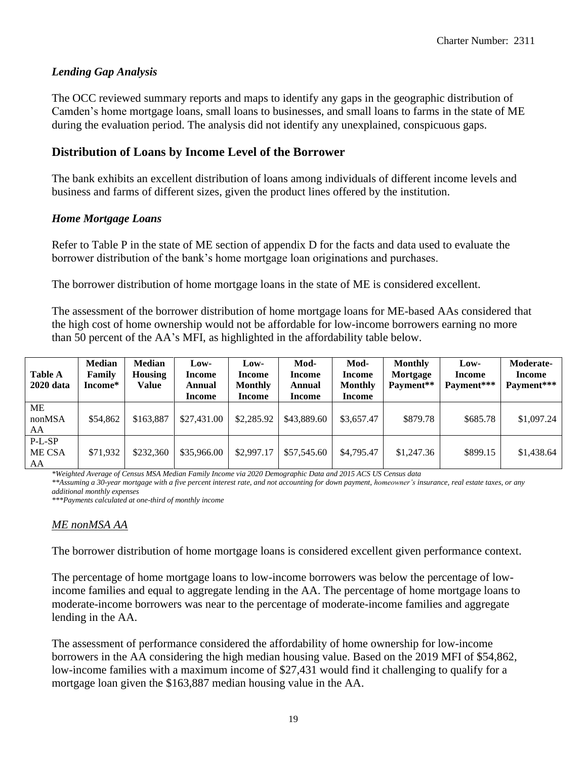### *Lending Gap Analysis*

The OCC reviewed summary reports and maps to identify any gaps in the geographic distribution of Camden's home mortgage loans, small loans to businesses, and small loans to farms in the state of ME during the evaluation period. The analysis did not identify any unexplained, conspicuous gaps.

## Distribution of Loans by Income Level of the Borrower

The bank exhibits an excellent distribution of loans among individuals of different income levels and business and farms of different sizes, given the product lines offered by the institution.

### *Home Mortgage Loans*

Refer to Table P in the state of ME section of appendix D for the facts and data used to evaluate the borrower distribution of the bank's home mortgage loan originations and purchases.

The borrower distribution of home mortgage loans in the state of ME is considered excellent.

The assessment of the borrower distribution of home mortgage loans for ME-based AAs considered that the high cost of home ownership would not be affordable for low-income borrowers earning no more than 50 percent of the AA's MFI, as highlighted in the affordability table below.

| Table A 2020 data | Median Family Income* | Median Housing Value | Low-Income Annual Income | Low-Income Monthly Income | Mod-Income Annual Income | Mod-Income Monthly Income | Monthly Mortgage Payment** | Low-Income Payment*** | Moderate-Income Payment*** |
|---|---|---|---|---|---|---|---|---|---|
| ME nonMSA AA | $54,862 | $163,887 | $27,431.00 | $2,285.92 | $43,889.60 | $3,657.47 | $879.78 | $685.78 | $1,097.24 |
| P-L-SP ME CSA AA | $71,932 | $232,360 | $35,966.00 | $2,997.17 | $57,545.60 | $4,795.47 | $1,247.36 | $899.15 | $1,438.64 |

*\*Weighted Average of Census MSA Median Family Income via 2020 Demographic Data and 2015 ACS US Census data*
*\*\*Assuming a 30-year mortgage with a five percent interest rate, and not accounting for down payment, homeowner's insurance, real estate taxes, or any additional monthly expenses*
*\*\*\*Payments calculated at one-third of monthly income*

<u>*ME nonMSA AA*</u>

The borrower distribution of home mortgage loans is considered excellent given performance context.

The percentage of home mortgage loans to low-income borrowers was below the percentage of low-income families and equal to aggregate lending in the AA. The percentage of home mortgage loans to moderate-income borrowers was near to the percentage of moderate-income families and aggregate lending in the AA.

The assessment of performance considered the affordability of home ownership for low-income borrowers in the AA considering the high median housing value. Based on the 2019 MFI of $54,862, low-income families with a maximum income of $27,431 would find it challenging to qualify for a mortgage loan given the $163,887 median housing value in the AA.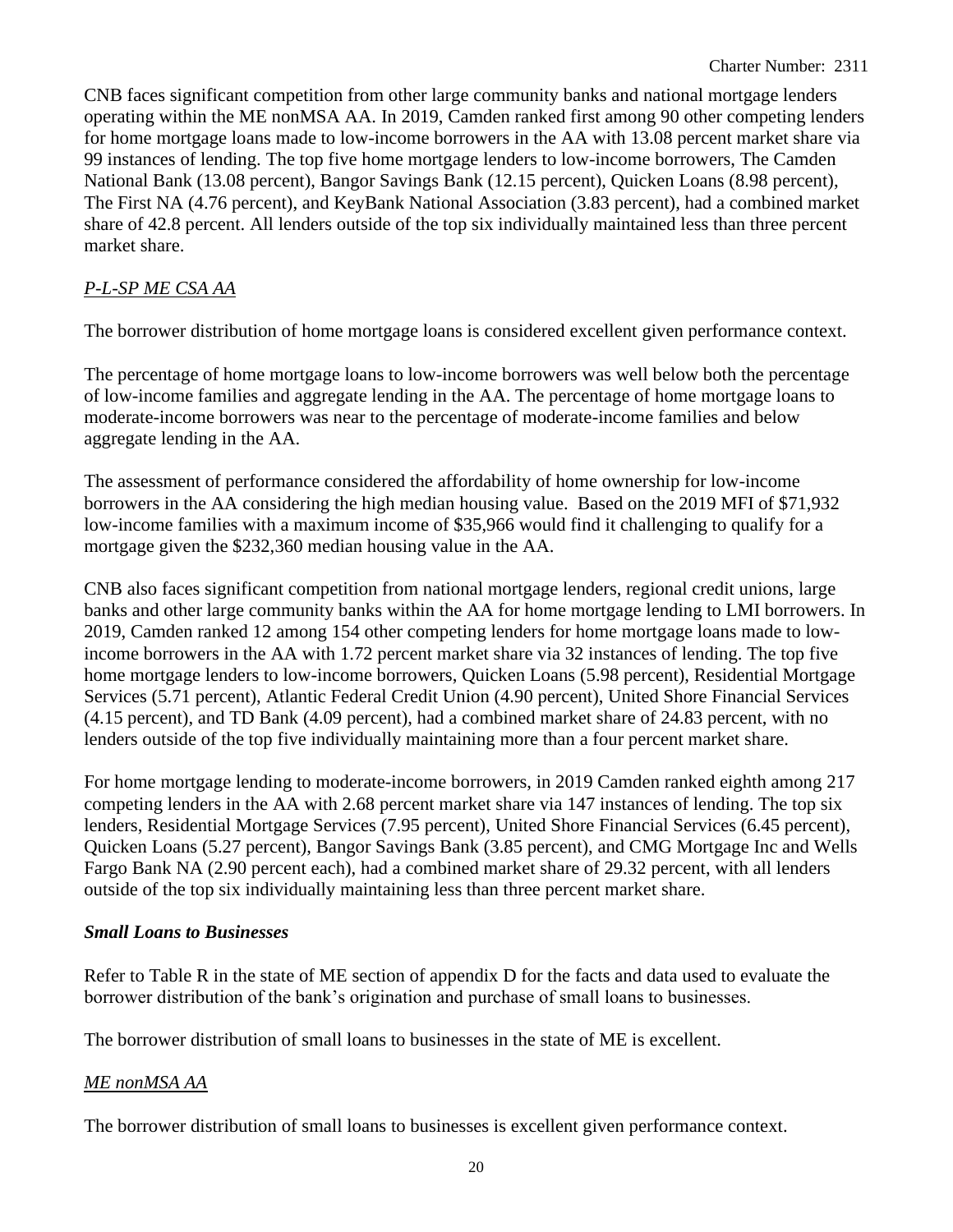CNB faces significant competition from other large community banks and national mortgage lenders operating within the ME nonMSA AA. In 2019, Camden ranked first among 90 other competing lenders for home mortgage loans made to low-income borrowers in the AA with 13.08 percent market share via 99 instances of lending. The top five home mortgage lenders to low-income borrowers, The Camden National Bank (13.08 percent), Bangor Savings Bank (12.15 percent), Quicken Loans (8.98 percent), The First NA (4.76 percent), and KeyBank National Association (3.83 percent), had a combined market share of 42.8 percent. All lenders outside of the top six individually maintained less than three percent market share.

*P-L-SP ME CSA AA*

The borrower distribution of home mortgage loans is considered excellent given performance context.

The percentage of home mortgage loans to low-income borrowers was well below both the percentage of low-income families and aggregate lending in the AA. The percentage of home mortgage loans to moderate-income borrowers was near to the percentage of moderate-income families and below aggregate lending in the AA.

The assessment of performance considered the affordability of home ownership for low-income borrowers in the AA considering the high median housing value. Based on the 2019 MFI of $71,932 low-income families with a maximum income of $35,966 would find it challenging to qualify for a mortgage given the $232,360 median housing value in the AA.

CNB also faces significant competition from national mortgage lenders, regional credit unions, large banks and other large community banks within the AA for home mortgage lending to LMI borrowers. In 2019, Camden ranked 12 among 154 other competing lenders for home mortgage loans made to low-income borrowers in the AA with 1.72 percent market share via 32 instances of lending. The top five home mortgage lenders to low-income borrowers, Quicken Loans (5.98 percent), Residential Mortgage Services (5.71 percent), Atlantic Federal Credit Union (4.90 percent), United Shore Financial Services (4.15 percent), and TD Bank (4.09 percent), had a combined market share of 24.83 percent, with no lenders outside of the top five individually maintaining more than a four percent market share.

For home mortgage lending to moderate-income borrowers, in 2019 Camden ranked eighth among 217 competing lenders in the AA with 2.68 percent market share via 147 instances of lending. The top six lenders, Residential Mortgage Services (7.95 percent), United Shore Financial Services (6.45 percent), Quicken Loans (5.27 percent), Bangor Savings Bank (3.85 percent), and CMG Mortgage Inc and Wells Fargo Bank NA (2.90 percent each), had a combined market share of 29.32 percent, with all lenders outside of the top six individually maintaining less than three percent market share.

***Small Loans to Businesses***

Refer to Table R in the state of ME section of appendix D for the facts and data used to evaluate the borrower distribution of the bank's origination and purchase of small loans to businesses.

The borrower distribution of small loans to businesses in the state of ME is excellent.

*ME nonMSA AA*

The borrower distribution of small loans to businesses is excellent given performance context.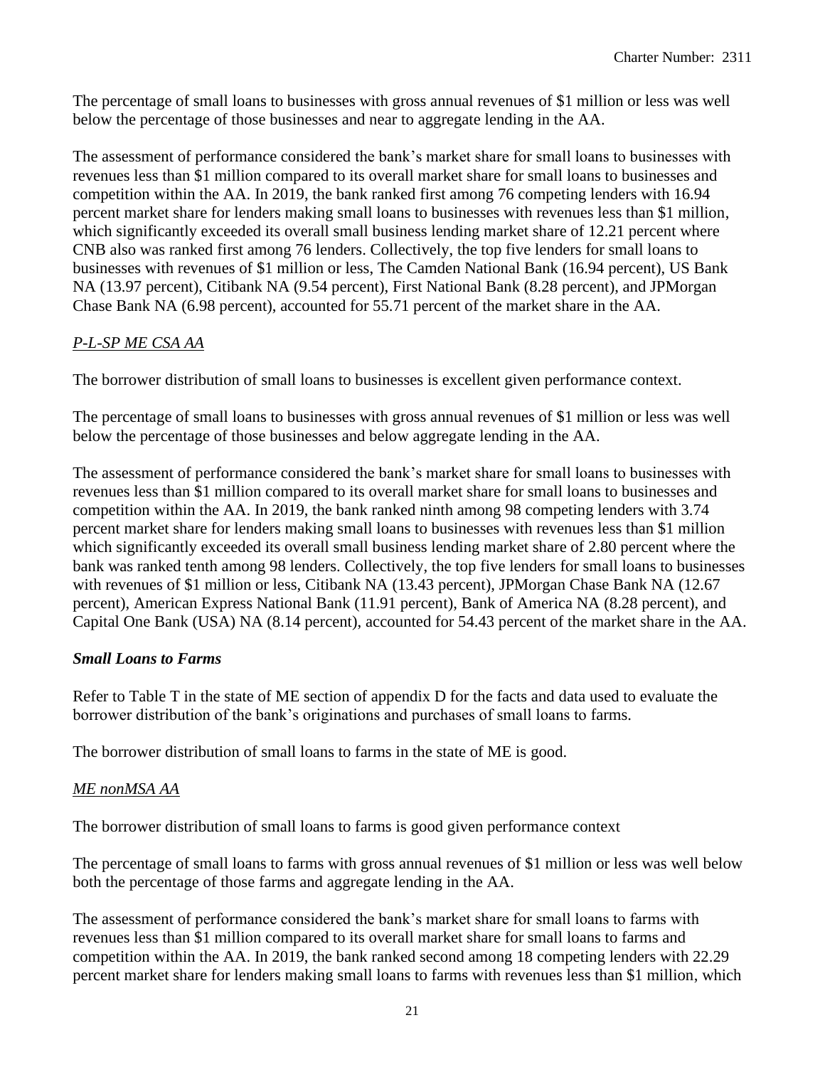The percentage of small loans to businesses with gross annual revenues of $1 million or less was well below the percentage of those businesses and near to aggregate lending in the AA.

The assessment of performance considered the bank's market share for small loans to businesses with revenues less than $1 million compared to its overall market share for small loans to businesses and competition within the AA. In 2019, the bank ranked first among 76 competing lenders with 16.94 percent market share for lenders making small loans to businesses with revenues less than $1 million, which significantly exceeded its overall small business lending market share of 12.21 percent where CNB also was ranked first among 76 lenders. Collectively, the top five lenders for small loans to businesses with revenues of $1 million or less, The Camden National Bank (16.94 percent), US Bank NA (13.97 percent), Citibank NA (9.54 percent), First National Bank (8.28 percent), and JPMorgan Chase Bank NA (6.98 percent), accounted for 55.71 percent of the market share in the AA.

*P-L-SP ME CSA AA*

The borrower distribution of small loans to businesses is excellent given performance context.

The percentage of small loans to businesses with gross annual revenues of $1 million or less was well below the percentage of those businesses and below aggregate lending in the AA.

The assessment of performance considered the bank's market share for small loans to businesses with revenues less than $1 million compared to its overall market share for small loans to businesses and competition within the AA. In 2019, the bank ranked ninth among 98 competing lenders with 3.74 percent market share for lenders making small loans to businesses with revenues less than $1 million which significantly exceeded its overall small business lending market share of 2.80 percent where the bank was ranked tenth among 98 lenders. Collectively, the top five lenders for small loans to businesses with revenues of $1 million or less, Citibank NA (13.43 percent), JPMorgan Chase Bank NA (12.67 percent), American Express National Bank (11.91 percent), Bank of America NA (8.28 percent), and Capital One Bank (USA) NA (8.14 percent), accounted for 54.43 percent of the market share in the AA.

***Small Loans to Farms***

Refer to Table T in the state of ME section of appendix D for the facts and data used to evaluate the borrower distribution of the bank's originations and purchases of small loans to farms.

The borrower distribution of small loans to farms in the state of ME is good.

*ME nonMSA AA*

The borrower distribution of small loans to farms is good given performance context

The percentage of small loans to farms with gross annual revenues of $1 million or less was well below both the percentage of those farms and aggregate lending in the AA.

The assessment of performance considered the bank's market share for small loans to farms with revenues less than $1 million compared to its overall market share for small loans to farms and competition within the AA. In 2019, the bank ranked second among 18 competing lenders with 22.29 percent market share for lenders making small loans to farms with revenues less than $1 million, which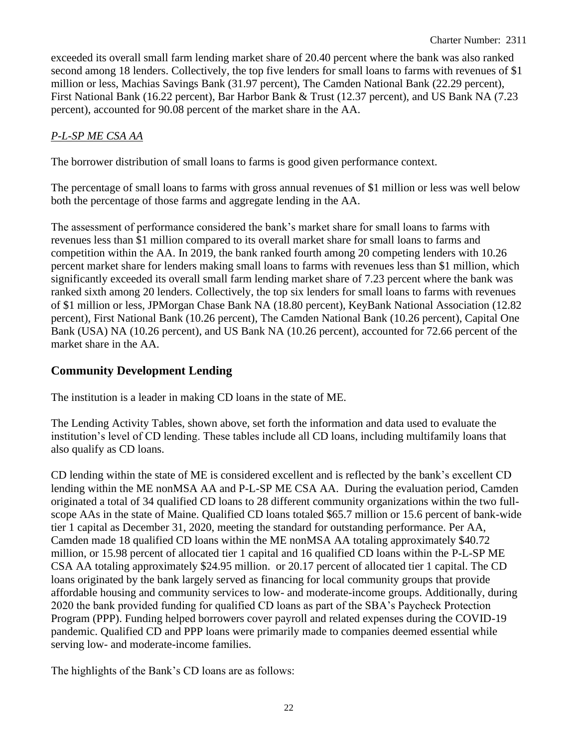exceeded its overall small farm lending market share of 20.40 percent where the bank was also ranked second among 18 lenders. Collectively, the top five lenders for small loans to farms with revenues of $1 million or less, Machias Savings Bank (31.97 percent), The Camden National Bank (22.29 percent), First National Bank (16.22 percent), Bar Harbor Bank & Trust (12.37 percent), and US Bank NA (7.23 percent), accounted for 90.08 percent of the market share in the AA.

*P-L-SP ME CSA AA*

The borrower distribution of small loans to farms is good given performance context.

The percentage of small loans to farms with gross annual revenues of $1 million or less was well below both the percentage of those farms and aggregate lending in the AA.

The assessment of performance considered the bank's market share for small loans to farms with revenues less than $1 million compared to its overall market share for small loans to farms and competition within the AA. In 2019, the bank ranked fourth among 20 competing lenders with 10.26 percent market share for lenders making small loans to farms with revenues less than $1 million, which significantly exceeded its overall small farm lending market share of 7.23 percent where the bank was ranked sixth among 20 lenders. Collectively, the top six lenders for small loans to farms with revenues of $1 million or less, JPMorgan Chase Bank NA (18.80 percent), KeyBank National Association (12.82 percent), First National Bank (10.26 percent), The Camden National Bank (10.26 percent), Capital One Bank (USA) NA (10.26 percent), and US Bank NA (10.26 percent), accounted for 72.66 percent of the market share in the AA.

## Community Development Lending

The institution is a leader in making CD loans in the state of ME.

The Lending Activity Tables, shown above, set forth the information and data used to evaluate the institution's level of CD lending. These tables include all CD loans, including multifamily loans that also qualify as CD loans.

CD lending within the state of ME is considered excellent and is reflected by the bank's excellent CD lending within the ME nonMSA AA and P-L-SP ME CSA AA. During the evaluation period, Camden originated a total of 34 qualified CD loans to 28 different community organizations within the two full-scope AAs in the state of Maine. Qualified CD loans totaled $65.7 million or 15.6 percent of bank-wide tier 1 capital as December 31, 2020, meeting the standard for outstanding performance. Per AA, Camden made 18 qualified CD loans within the ME nonMSA AA totaling approximately $40.72 million, or 15.98 percent of allocated tier 1 capital and 16 qualified CD loans within the P-L-SP ME CSA AA totaling approximately $24.95 million. or 20.17 percent of allocated tier 1 capital. The CD loans originated by the bank largely served as financing for local community groups that provide affordable housing and community services to low- and moderate-income groups. Additionally, during 2020 the bank provided funding for qualified CD loans as part of the SBA's Paycheck Protection Program (PPP). Funding helped borrowers cover payroll and related expenses during the COVID-19 pandemic. Qualified CD and PPP loans were primarily made to companies deemed essential while serving low- and moderate-income families.

The highlights of the Bank's CD loans are as follows: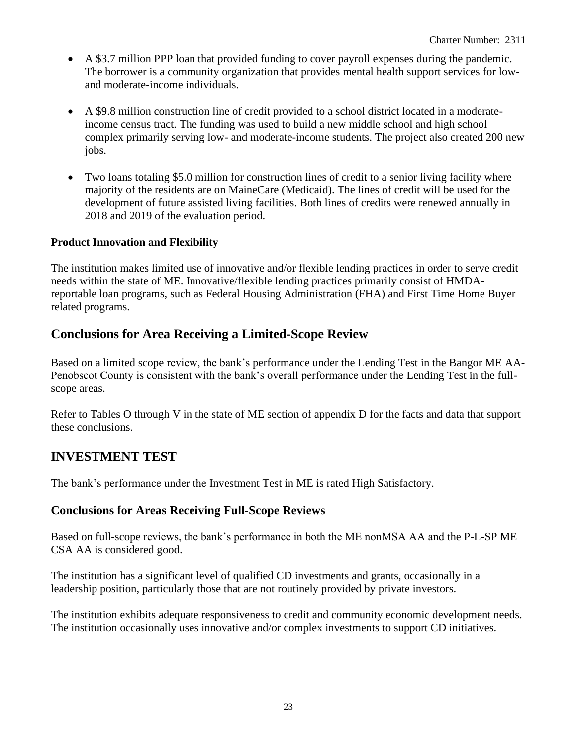- A $3.7 million PPP loan that provided funding to cover payroll expenses during the pandemic. The borrower is a community organization that provides mental health support services for low- and moderate-income individuals.
- A $9.8 million construction line of credit provided to a school district located in a moderate-income census tract. The funding was used to build a new middle school and high school complex primarily serving low- and moderate-income students. The project also created 200 new jobs.
- Two loans totaling $5.0 million for construction lines of credit to a senior living facility where majority of the residents are on MaineCare (Medicaid). The lines of credit will be used for the development of future assisted living facilities. Both lines of credits were renewed annually in 2018 and 2019 of the evaluation period.

**Product Innovation and Flexibility**

The institution makes limited use of innovative and/or flexible lending practices in order to serve credit needs within the state of ME. Innovative/flexible lending practices primarily consist of HMDA-reportable loan programs, such as Federal Housing Administration (FHA) and First Time Home Buyer related programs.

## Conclusions for Area Receiving a Limited-Scope Review

Based on a limited scope review, the bank's performance under the Lending Test in the Bangor ME AA-Penobscot County is consistent with the bank's overall performance under the Lending Test in the full-scope areas.

Refer to Tables O through V in the state of ME section of appendix D for the facts and data that support these conclusions.

## INVESTMENT TEST

The bank's performance under the Investment Test in ME is rated High Satisfactory.

### Conclusions for Areas Receiving Full-Scope Reviews

Based on full-scope reviews, the bank's performance in both the ME nonMSA AA and the P-L-SP ME CSA AA is considered good.

The institution has a significant level of qualified CD investments and grants, occasionally in a leadership position, particularly those that are not routinely provided by private investors.

The institution exhibits adequate responsiveness to credit and community economic development needs. The institution occasionally uses innovative and/or complex investments to support CD initiatives.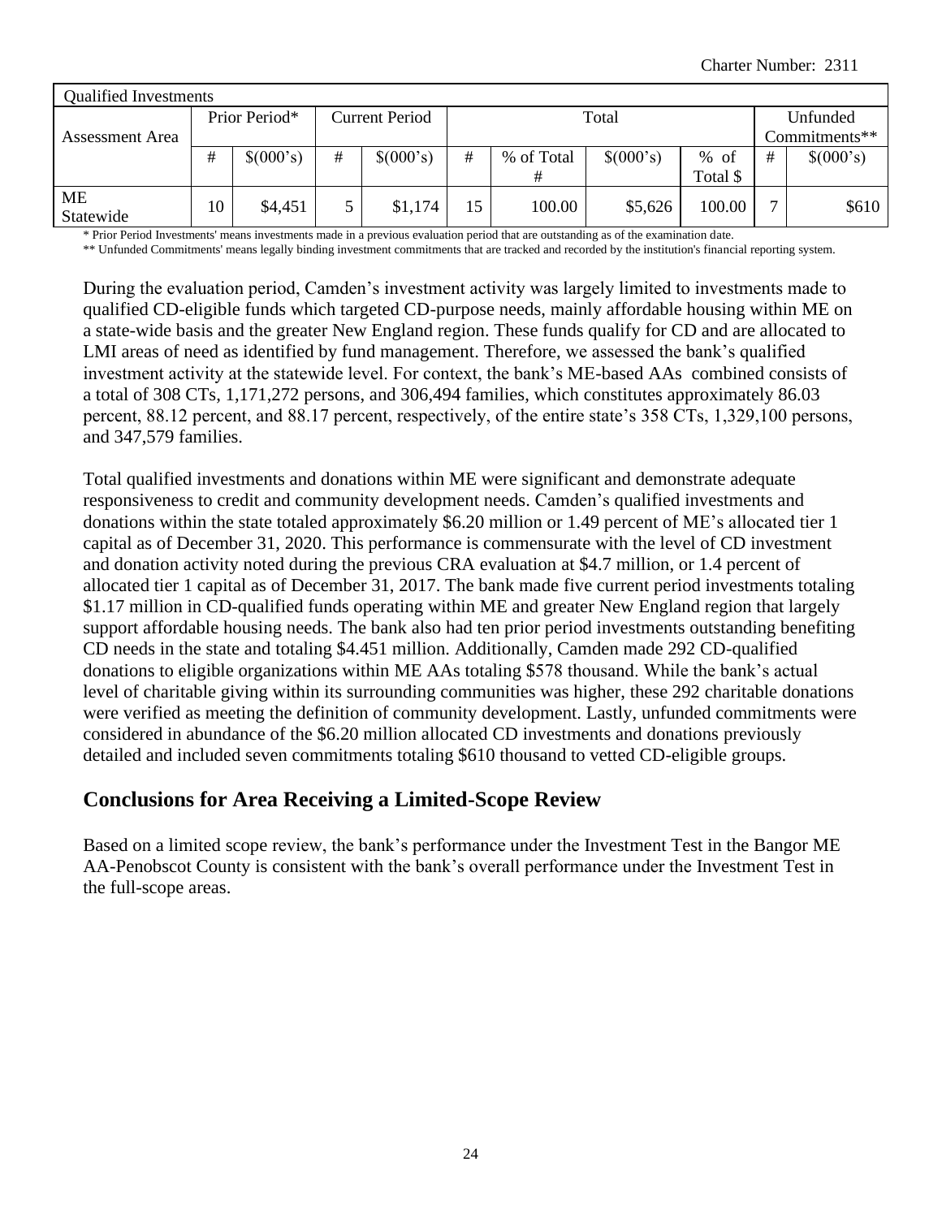| Qualified Investments | | | | | | | | | | |
|---|---|---|---|---|---|---|---|---|---|---|
| Assessment Area | Prior Period* | | Current Period | | Total | | | | Unfunded Commitments** | |
| | # | $(000's) | # | $(000's) | # | % of Total # | $(000's) | % of Total $ | # | $(000's) |
| ME Statewide | 10 | $4,451 | 5 | $1,174 | 15 | 100.00 | $5,626 | 100.00 | 7 | $610 |

\* Prior Period Investments' means investments made in a previous evaluation period that are outstanding as of the examination date.

\*\* Unfunded Commitments' means legally binding investment commitments that are tracked and recorded by the institution's financial reporting system.

During the evaluation period, Camden's investment activity was largely limited to investments made to qualified CD-eligible funds which targeted CD-purpose needs, mainly affordable housing within ME on a state-wide basis and the greater New England region. These funds qualify for CD and are allocated to LMI areas of need as identified by fund management. Therefore, we assessed the bank's qualified investment activity at the statewide level. For context, the bank's ME-based AAs combined consists of a total of 308 CTs, 1,171,272 persons, and 306,494 families, which constitutes approximately 86.03 percent, 88.12 percent, and 88.17 percent, respectively, of the entire state's 358 CTs, 1,329,100 persons, and 347,579 families.

Total qualified investments and donations within ME were significant and demonstrate adequate responsiveness to credit and community development needs. Camden's qualified investments and donations within the state totaled approximately $6.20 million or 1.49 percent of ME's allocated tier 1 capital as of December 31, 2020. This performance is commensurate with the level of CD investment and donation activity noted during the previous CRA evaluation at $4.7 million, or 1.4 percent of allocated tier 1 capital as of December 31, 2017. The bank made five current period investments totaling $1.17 million in CD-qualified funds operating within ME and greater New England region that largely support affordable housing needs. The bank also had ten prior period investments outstanding benefiting CD needs in the state and totaling $4.451 million. Additionally, Camden made 292 CD-qualified donations to eligible organizations within ME AAs totaling $578 thousand. While the bank's actual level of charitable giving within its surrounding communities was higher, these 292 charitable donations were verified as meeting the definition of community development. Lastly, unfunded commitments were considered in abundance of the $6.20 million allocated CD investments and donations previously detailed and included seven commitments totaling $610 thousand to vetted CD-eligible groups.

## Conclusions for Area Receiving a Limited-Scope Review

Based on a limited scope review, the bank's performance under the Investment Test in the Bangor ME AA-Penobscot County is consistent with the bank's overall performance under the Investment Test in the full-scope areas.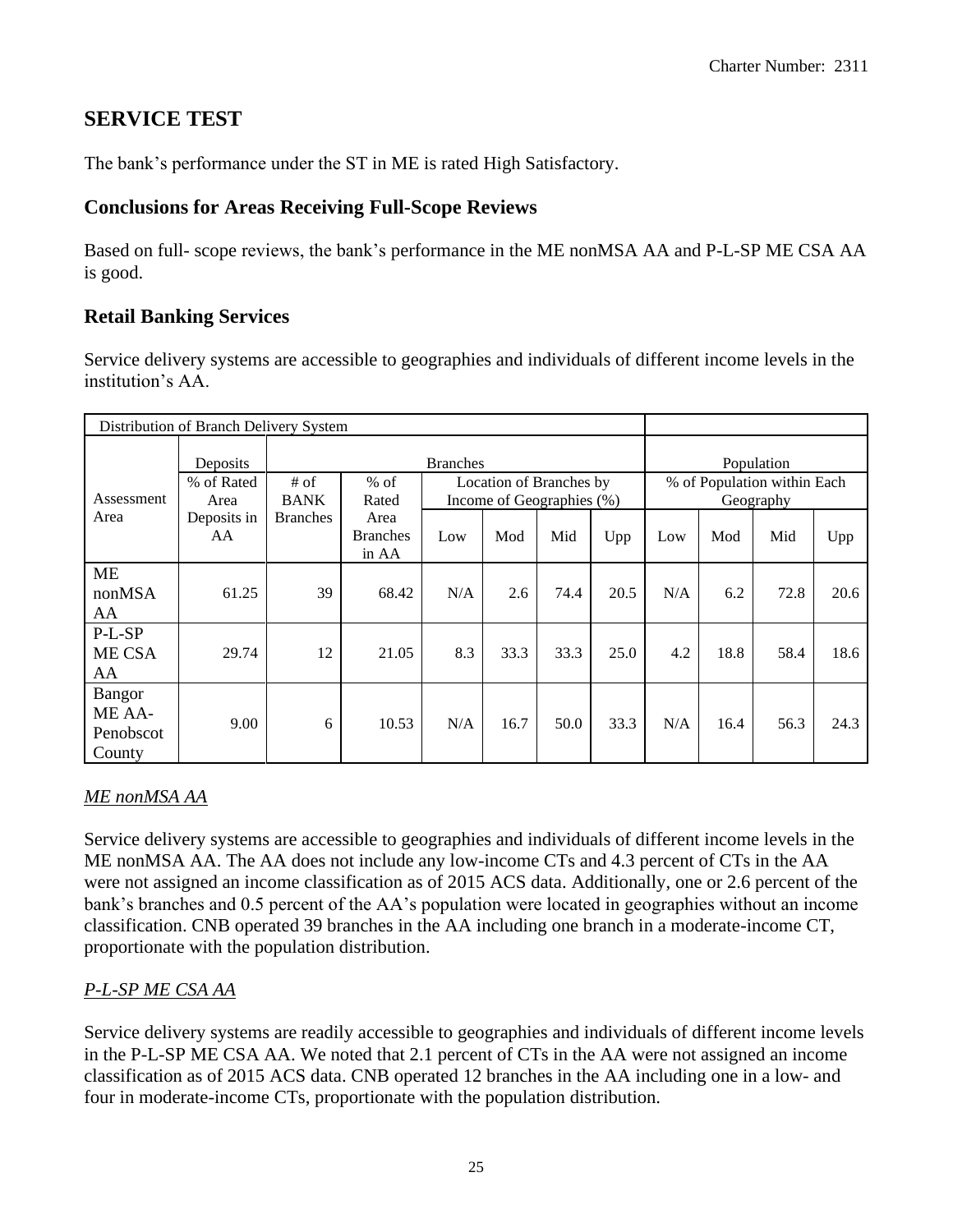## SERVICE TEST

The bank's performance under the ST in ME is rated High Satisfactory.

### Conclusions for Areas Receiving Full-Scope Reviews

Based on full- scope reviews, the bank's performance in the ME nonMSA AA and P-L-SP ME CSA AA is good.

### Retail Banking Services

Service delivery systems are accessible to geographies and individuals of different income levels in the institution's AA.

| Distribution of Branch Delivery System | | | | | | | | | | | | |
|---|---|---|---|---|---|---|---|---|---|---|---|---|
| | Deposits | Branches | | | | | | | Population | | | |
| Assessment Area | % of Rated Area Deposits in AA | # of BANK Branches | % of Rated Area Branches in AA | Location of Branches by Income of Geographies (%) | | | | | % of Population within Each Geography | | | |
| | | | | Low | Mod | Mid | Upp | | Low | Mod | Mid | Upp |
| ME nonMSA AA | 61.25 | 39 | 68.42 | N/A | 2.6 | 74.4 | 20.5 | | N/A | 6.2 | 72.8 | 20.6 |
| P-L-SP ME CSA AA | 29.74 | 12 | 21.05 | 8.3 | 33.3 | 33.3 | 25.0 | | 4.2 | 18.8 | 58.4 | 18.6 |
| Bangor ME AA-Penobscot County | 9.00 | 6 | 10.53 | N/A | 16.7 | 50.0 | 33.3 | | N/A | 16.4 | 56.3 | 24.3 |

*ME nonMSA AA*

Service delivery systems are accessible to geographies and individuals of different income levels in the ME nonMSA AA. The AA does not include any low-income CTs and 4.3 percent of CTs in the AA were not assigned an income classification as of 2015 ACS data. Additionally, one or 2.6 percent of the bank's branches and 0.5 percent of the AA's population were located in geographies without an income classification. CNB operated 39 branches in the AA including one branch in a moderate-income CT, proportionate with the population distribution.

*P-L-SP ME CSA AA*

Service delivery systems are readily accessible to geographies and individuals of different income levels in the P-L-SP ME CSA AA. We noted that 2.1 percent of CTs in the AA were not assigned an income classification as of 2015 ACS data. CNB operated 12 branches in the AA including one in a low- and four in moderate-income CTs, proportionate with the population distribution.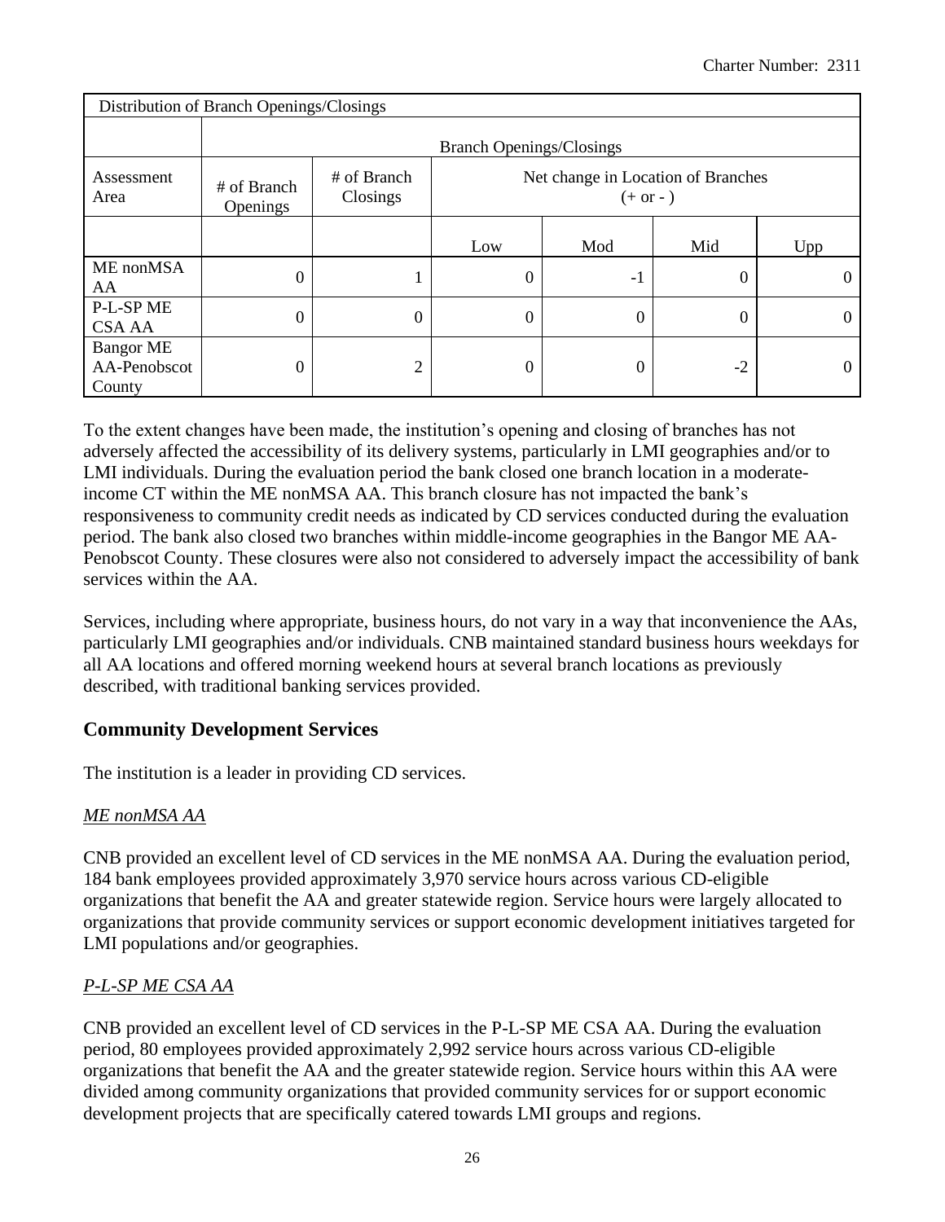| Distribution of Branch Openings/Closings | | | | | | |
|---|---|---|---|---|---|---|
| | Branch Openings/Closings | | | | | |
| Assessment Area | # of Branch Openings | # of Branch Closings | Net change in Location of Branches (+ or - ) | | | |
| | | | Low | Mod | Mid | Upp |
| ME nonMSA AA | 0 | 1 | 0 | -1 | 0 | 0 |
| P-L-SP ME CSA AA | 0 | 0 | 0 | 0 | 0 | 0 |
| Bangor ME AA-Penobscot County | 0 | 2 | 0 | 0 | -2 | 0 |

To the extent changes have been made, the institution's opening and closing of branches has not adversely affected the accessibility of its delivery systems, particularly in LMI geographies and/or to LMI individuals. During the evaluation period the bank closed one branch location in a moderate-income CT within the ME nonMSA AA. This branch closure has not impacted the bank's responsiveness to community credit needs as indicated by CD services conducted during the evaluation period. The bank also closed two branches within middle-income geographies in the Bangor ME AA-Penobscot County. These closures were also not considered to adversely impact the accessibility of bank services within the AA.

Services, including where appropriate, business hours, do not vary in a way that inconvenience the AAs, particularly LMI geographies and/or individuals. CNB maintained standard business hours weekdays for all AA locations and offered morning weekend hours at several branch locations as previously described, with traditional banking services provided.

## Community Development Services

The institution is a leader in providing CD services.

*ME nonMSA AA*

CNB provided an excellent level of CD services in the ME nonMSA AA. During the evaluation period, 184 bank employees provided approximately 3,970 service hours across various CD-eligible organizations that benefit the AA and greater statewide region. Service hours were largely allocated to organizations that provide community services or support economic development initiatives targeted for LMI populations and/or geographies.

*P-L-SP ME CSA AA*

CNB provided an excellent level of CD services in the P-L-SP ME CSA AA. During the evaluation period, 80 employees provided approximately 2,992 service hours across various CD-eligible organizations that benefit the AA and the greater statewide region. Service hours within this AA were divided among community organizations that provided community services for or support economic development projects that are specifically catered towards LMI groups and regions.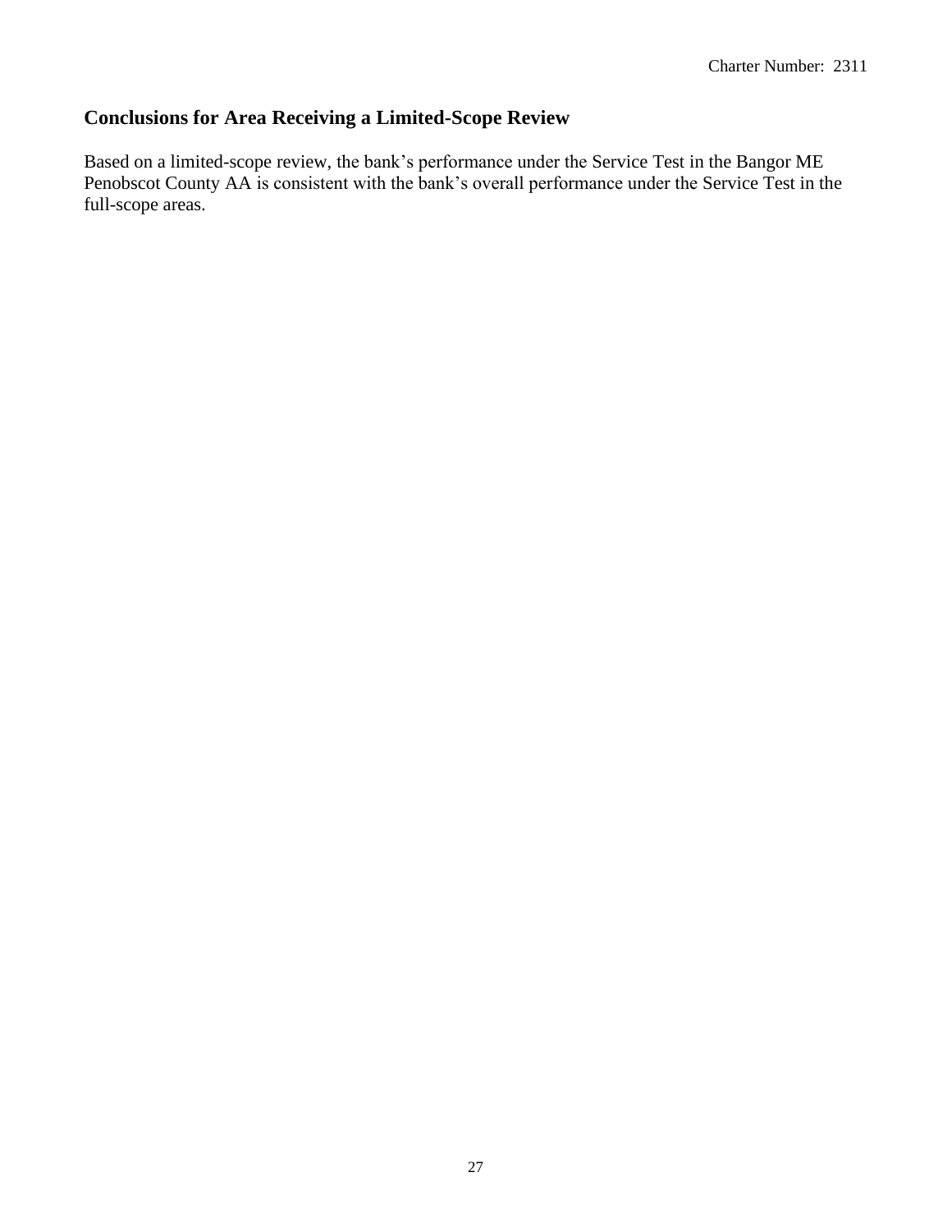## Conclusions for Area Receiving a Limited-Scope Review

Based on a limited-scope review, the bank's performance under the Service Test in the Bangor ME Penobscot County AA is consistent with the bank's overall performance under the Service Test in the full-scope areas.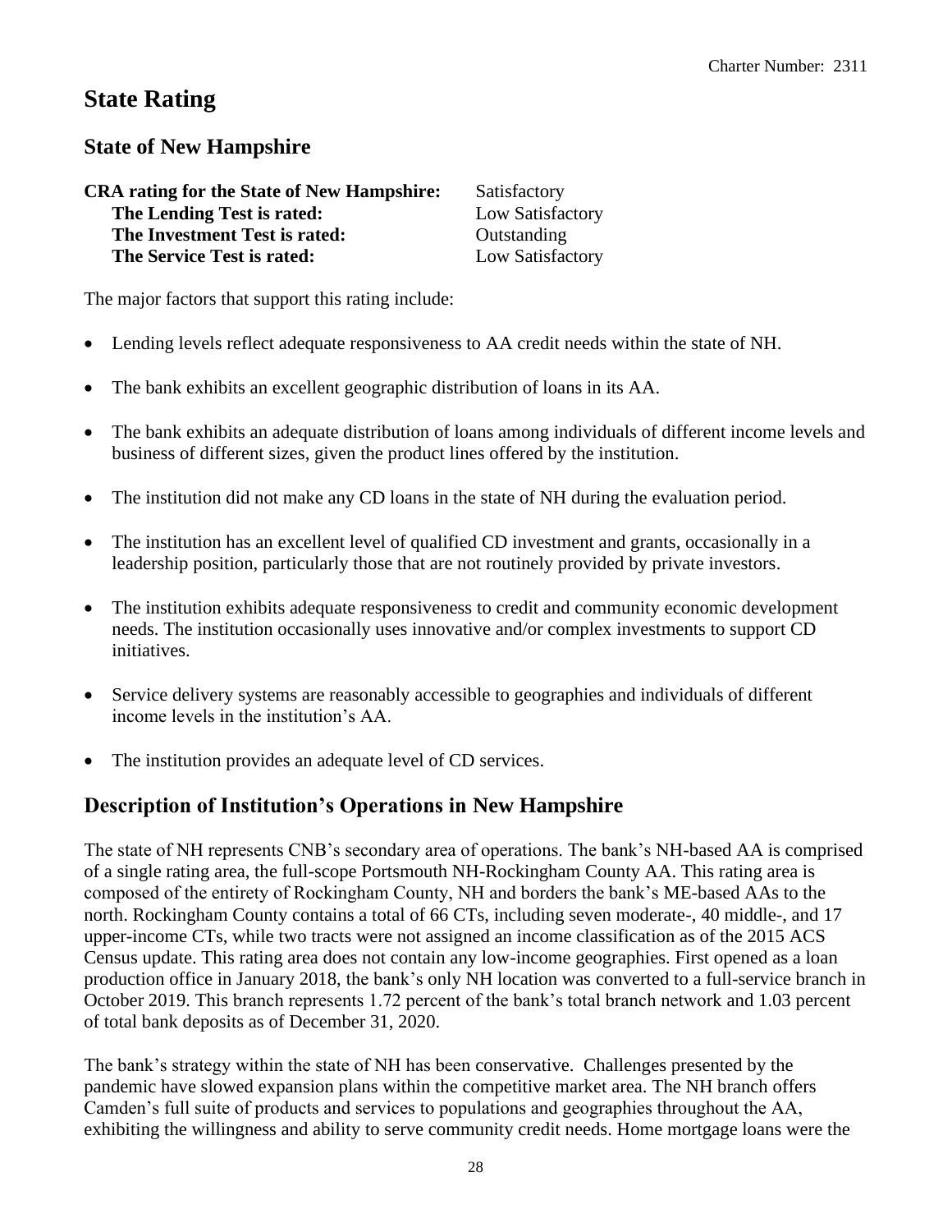# State Rating

## State of New Hampshire

**CRA rating for the State of New Hampshire:** Satisfactory
**The Lending Test is rated:** Low Satisfactory
**The Investment Test is rated:** Outstanding
**The Service Test is rated:** Low Satisfactory

The major factors that support this rating include:

- Lending levels reflect adequate responsiveness to AA credit needs within the state of NH.
- The bank exhibits an excellent geographic distribution of loans in its AA.
- The bank exhibits an adequate distribution of loans among individuals of different income levels and business of different sizes, given the product lines offered by the institution.
- The institution did not make any CD loans in the state of NH during the evaluation period.
- The institution has an excellent level of qualified CD investment and grants, occasionally in a leadership position, particularly those that are not routinely provided by private investors.
- The institution exhibits adequate responsiveness to credit and community economic development needs. The institution occasionally uses innovative and/or complex investments to support CD initiatives.
- Service delivery systems are reasonably accessible to geographies and individuals of different income levels in the institution's AA.
- The institution provides an adequate level of CD services.

## Description of Institution's Operations in New Hampshire

The state of NH represents CNB's secondary area of operations. The bank's NH-based AA is comprised of a single rating area, the full-scope Portsmouth NH-Rockingham County AA. This rating area is composed of the entirety of Rockingham County, NH and borders the bank's ME-based AAs to the north. Rockingham County contains a total of 66 CTs, including seven moderate-, 40 middle-, and 17 upper-income CTs, while two tracts were not assigned an income classification as of the 2015 ACS Census update. This rating area does not contain any low-income geographies. First opened as a loan production office in January 2018, the bank's only NH location was converted to a full-service branch in October 2019. This branch represents 1.72 percent of the bank's total branch network and 1.03 percent of total bank deposits as of December 31, 2020.

The bank's strategy within the state of NH has been conservative. Challenges presented by the pandemic have slowed expansion plans within the competitive market area. The NH branch offers Camden's full suite of products and services to populations and geographies throughout the AA, exhibiting the willingness and ability to serve community credit needs. Home mortgage loans were the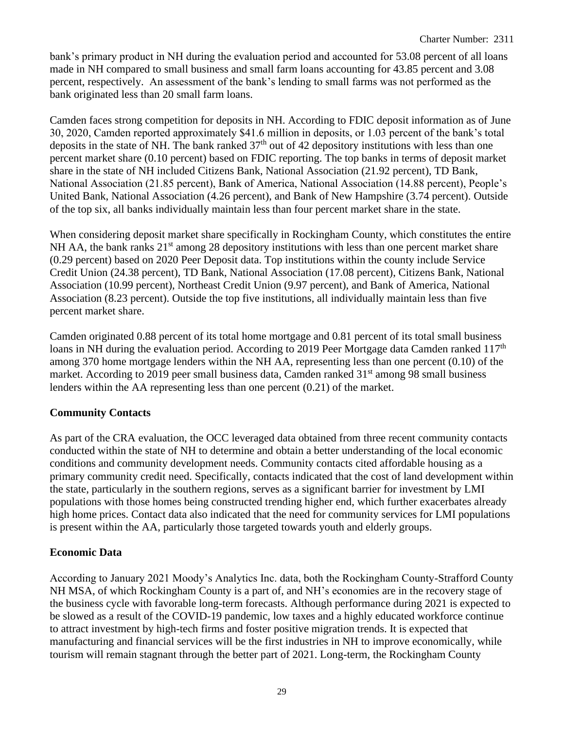bank's primary product in NH during the evaluation period and accounted for 53.08 percent of all loans made in NH compared to small business and small farm loans accounting for 43.85 percent and 3.08 percent, respectively. An assessment of the bank's lending to small farms was not performed as the bank originated less than 20 small farm loans.

Camden faces strong competition for deposits in NH. According to FDIC deposit information as of June 30, 2020, Camden reported approximately $41.6 million in deposits, or 1.03 percent of the bank's total deposits in the state of NH. The bank ranked 37th out of 42 depository institutions with less than one percent market share (0.10 percent) based on FDIC reporting. The top banks in terms of deposit market share in the state of NH included Citizens Bank, National Association (21.92 percent), TD Bank, National Association (21.85 percent), Bank of America, National Association (14.88 percent), People's United Bank, National Association (4.26 percent), and Bank of New Hampshire (3.74 percent). Outside of the top six, all banks individually maintain less than four percent market share in the state.

When considering deposit market share specifically in Rockingham County, which constitutes the entire NH AA, the bank ranks 21st among 28 depository institutions with less than one percent market share (0.29 percent) based on 2020 Peer Deposit data. Top institutions within the county include Service Credit Union (24.38 percent), TD Bank, National Association (17.08 percent), Citizens Bank, National Association (10.99 percent), Northeast Credit Union (9.97 percent), and Bank of America, National Association (8.23 percent). Outside the top five institutions, all individually maintain less than five percent market share.

Camden originated 0.88 percent of its total home mortgage and 0.81 percent of its total small business loans in NH during the evaluation period. According to 2019 Peer Mortgage data Camden ranked 117th among 370 home mortgage lenders within the NH AA, representing less than one percent (0.10) of the market. According to 2019 peer small business data, Camden ranked 31st among 98 small business lenders within the AA representing less than one percent (0.21) of the market.

**Community Contacts**

As part of the CRA evaluation, the OCC leveraged data obtained from three recent community contacts conducted within the state of NH to determine and obtain a better understanding of the local economic conditions and community development needs. Community contacts cited affordable housing as a primary community credit need. Specifically, contacts indicated that the cost of land development within the state, particularly in the southern regions, serves as a significant barrier for investment by LMI populations with those homes being constructed trending higher end, which further exacerbates already high home prices. Contact data also indicated that the need for community services for LMI populations is present within the AA, particularly those targeted towards youth and elderly groups.

**Economic Data**

According to January 2021 Moody's Analytics Inc. data, both the Rockingham County-Strafford County NH MSA, of which Rockingham County is a part of, and NH's economies are in the recovery stage of the business cycle with favorable long-term forecasts. Although performance during 2021 is expected to be slowed as a result of the COVID-19 pandemic, low taxes and a highly educated workforce continue to attract investment by high-tech firms and foster positive migration trends. It is expected that manufacturing and financial services will be the first industries in NH to improve economically, while tourism will remain stagnant through the better part of 2021. Long-term, the Rockingham County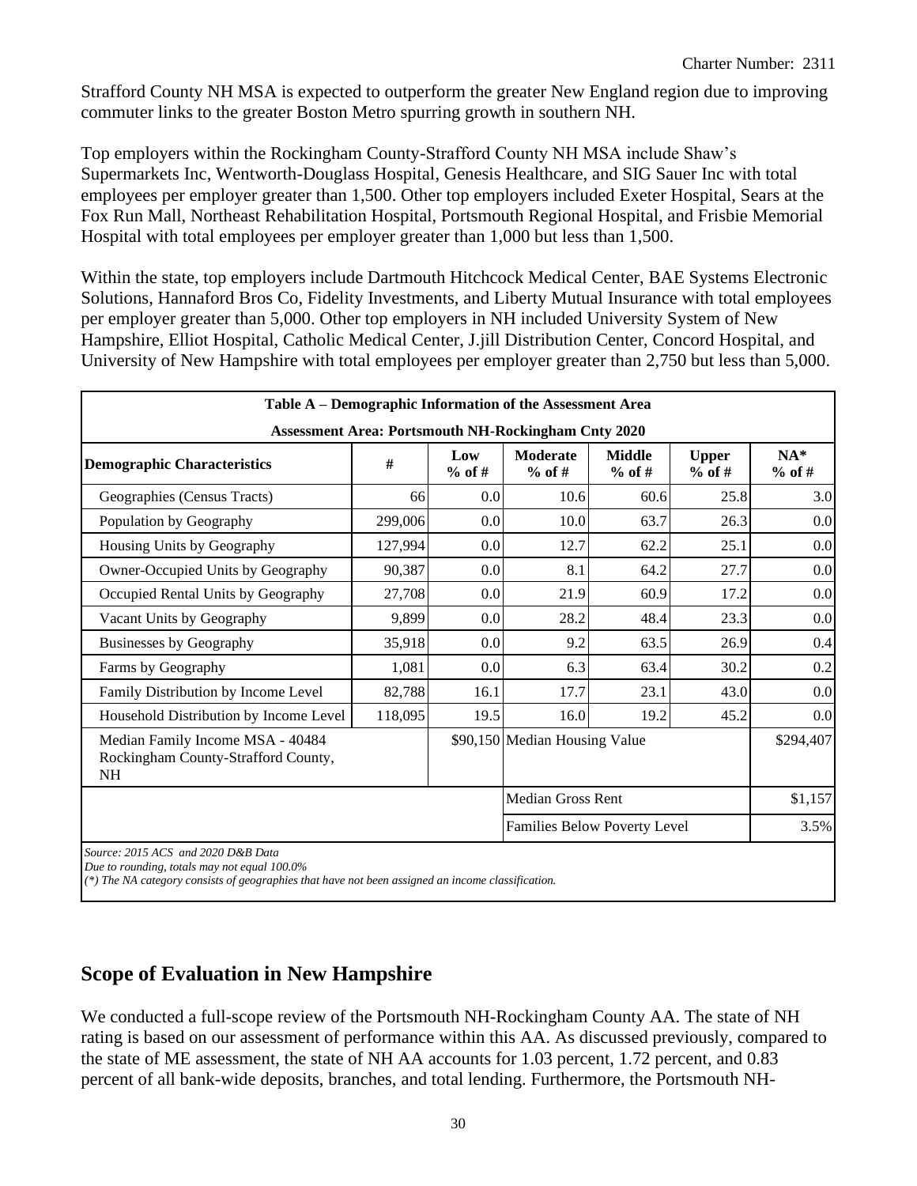Strafford County NH MSA is expected to outperform the greater New England region due to improving commuter links to the greater Boston Metro spurring growth in southern NH.

Top employers within the Rockingham County-Strafford County NH MSA include Shaw's Supermarkets Inc, Wentworth-Douglass Hospital, Genesis Healthcare, and SIG Sauer Inc with total employees per employer greater than 1,500. Other top employers included Exeter Hospital, Sears at the Fox Run Mall, Northeast Rehabilitation Hospital, Portsmouth Regional Hospital, and Frisbie Memorial Hospital with total employees per employer greater than 1,000 but less than 1,500.

Within the state, top employers include Dartmouth Hitchcock Medical Center, BAE Systems Electronic Solutions, Hannaford Bros Co, Fidelity Investments, and Liberty Mutual Insurance with total employees per employer greater than 5,000. Other top employers in NH included University System of New Hampshire, Elliot Hospital, Catholic Medical Center, J.jill Distribution Center, Concord Hospital, and University of New Hampshire with total employees per employer greater than 2,750 but less than 5,000.

**Table A – Demographic Information of the Assessment Area**

**Assessment Area: Portsmouth NH-Rockingham Cnty 2020**

| Demographic Characteristics | # | Low % of # | Moderate % of # | Middle % of # | Upper % of # | NA* % of # |
|---|---|---|---|---|---|---|
| Geographies (Census Tracts) | 66 | 0.0 | 10.6 | 60.6 | 25.8 | 3.0 |
| Population by Geography | 299,006 | 0.0 | 10.0 | 63.7 | 26.3 | 0.0 |
| Housing Units by Geography | 127,994 | 0.0 | 12.7 | 62.2 | 25.1 | 0.0 |
| Owner-Occupied Units by Geography | 90,387 | 0.0 | 8.1 | 64.2 | 27.7 | 0.0 |
| Occupied Rental Units by Geography | 27,708 | 0.0 | 21.9 | 60.9 | 17.2 | 0.0 |
| Vacant Units by Geography | 9,899 | 0.0 | 28.2 | 48.4 | 23.3 | 0.0 |
| Businesses by Geography | 35,918 | 0.0 | 9.2 | 63.5 | 26.9 | 0.4 |
| Farms by Geography | 1,081 | 0.0 | 6.3 | 63.4 | 30.2 | 0.2 |
| Family Distribution by Income Level | 82,788 | 16.1 | 17.7 | 23.1 | 43.0 | 0.0 |
| Household Distribution by Income Level | 118,095 | 19.5 | 16.0 | 19.2 | 45.2 | 0.0 |
| Median Family Income MSA - 40484 Rockingham County-Strafford County, NH | | $90,150 | Median Housing Value | | | $294,407 |
| | | | Median Gross Rent | | | $1,157 |
| | | | Families Below Poverty Level | | | 3.5% |

*Source: 2015 ACS and 2020 D&B Data*
*Due to rounding, totals may not equal 100.0%*
*(*) The NA category consists of geographies that have not been assigned an income classification.*

## Scope of Evaluation in New Hampshire

We conducted a full-scope review of the Portsmouth NH-Rockingham County AA. The state of NH rating is based on our assessment of performance within this AA. As discussed previously, compared to the state of ME assessment, the state of NH AA accounts for 1.03 percent, 1.72 percent, and 0.83 percent of all bank-wide deposits, branches, and total lending. Furthermore, the Portsmouth NH-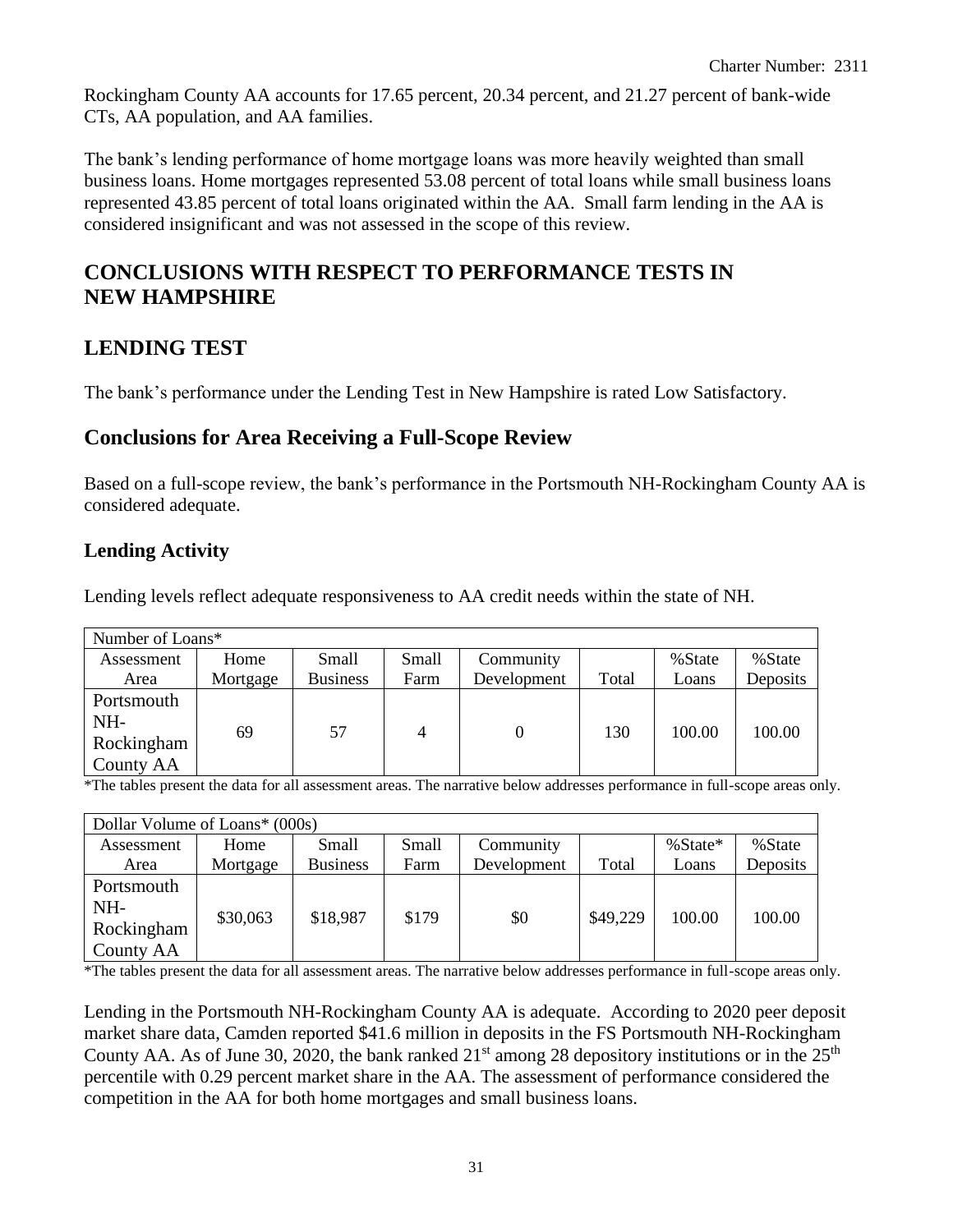Rockingham County AA accounts for 17.65 percent, 20.34 percent, and 21.27 percent of bank-wide CTs, AA population, and AA families.

The bank's lending performance of home mortgage loans was more heavily weighted than small business loans. Home mortgages represented 53.08 percent of total loans while small business loans represented 43.85 percent of total loans originated within the AA. Small farm lending in the AA is considered insignificant and was not assessed in the scope of this review.

# CONCLUSIONS WITH RESPECT TO PERFORMANCE TESTS IN NEW HAMPSHIRE

## LENDING TEST

The bank's performance under the Lending Test in New Hampshire is rated Low Satisfactory.

## Conclusions for Area Receiving a Full-Scope Review

Based on a full-scope review, the bank's performance in the Portsmouth NH-Rockingham County AA is considered adequate.

### Lending Activity

Lending levels reflect adequate responsiveness to AA credit needs within the state of NH.

| Number of Loans* | | | | | | | |
|---|---|---|---|---|---|---|---|
| Assessment Area | Home Mortgage | Small Business | Small Farm | Community Development | Total | %State Loans | %State Deposits |
| Portsmouth NH-Rockingham County AA | 69 | 57 | 4 | 0 | 130 | 100.00 | 100.00 |

*The tables present the data for all assessment areas. The narrative below addresses performance in full-scope areas only.

| Dollar Volume of Loans* (000s) | | | | | | | |
|---|---|---|---|---|---|---|---|
| Assessment Area | Home Mortgage | Small Business | Small Farm | Community Development | Total | %State* Loans | %State Deposits |
| Portsmouth NH-Rockingham County AA | $30,063 | $18,987 | $179 | $0 | $49,229 | 100.00 | 100.00 |

*The tables present the data for all assessment areas. The narrative below addresses performance in full-scope areas only.

Lending in the Portsmouth NH-Rockingham County AA is adequate. According to 2020 peer deposit market share data, Camden reported $41.6 million in deposits in the FS Portsmouth NH-Rockingham County AA. As of June 30, 2020, the bank ranked 21st among 28 depository institutions or in the 25th percentile with 0.29 percent market share in the AA. The assessment of performance considered the competition in the AA for both home mortgages and small business loans.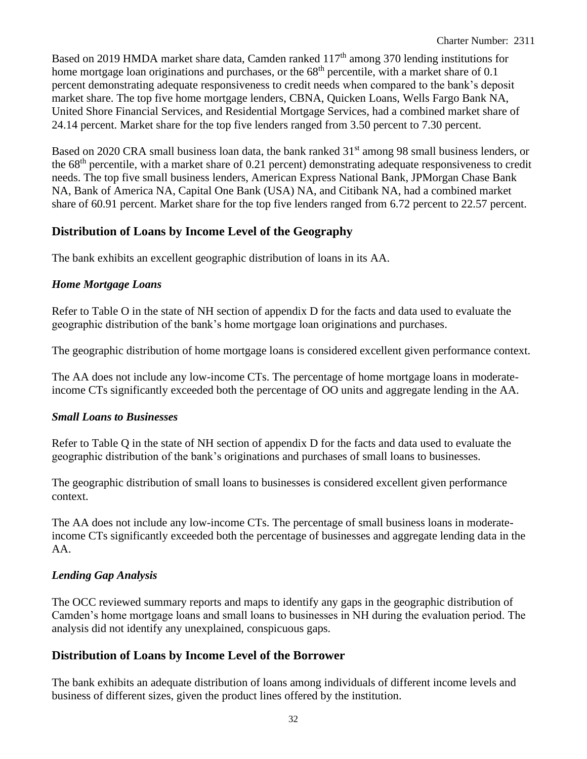Based on 2019 HMDA market share data, Camden ranked 117th among 370 lending institutions for home mortgage loan originations and purchases, or the 68th percentile, with a market share of 0.1 percent demonstrating adequate responsiveness to credit needs when compared to the bank's deposit market share. The top five home mortgage lenders, CBNA, Quicken Loans, Wells Fargo Bank NA, United Shore Financial Services, and Residential Mortgage Services, had a combined market share of 24.14 percent. Market share for the top five lenders ranged from 3.50 percent to 7.30 percent.

Based on 2020 CRA small business loan data, the bank ranked 31st among 98 small business lenders, or the 68th percentile, with a market share of 0.21 percent) demonstrating adequate responsiveness to credit needs. The top five small business lenders, American Express National Bank, JPMorgan Chase Bank NA, Bank of America NA, Capital One Bank (USA) NA, and Citibank NA, had a combined market share of 60.91 percent. Market share for the top five lenders ranged from 6.72 percent to 22.57 percent.

## Distribution of Loans by Income Level of the Geography

The bank exhibits an excellent geographic distribution of loans in its AA.

### *Home Mortgage Loans*

Refer to Table O in the state of NH section of appendix D for the facts and data used to evaluate the geographic distribution of the bank's home mortgage loan originations and purchases.

The geographic distribution of home mortgage loans is considered excellent given performance context.

The AA does not include any low-income CTs. The percentage of home mortgage loans in moderate-income CTs significantly exceeded both the percentage of OO units and aggregate lending in the AA.

### *Small Loans to Businesses*

Refer to Table Q in the state of NH section of appendix D for the facts and data used to evaluate the geographic distribution of the bank's originations and purchases of small loans to businesses.

The geographic distribution of small loans to businesses is considered excellent given performance context.

The AA does not include any low-income CTs. The percentage of small business loans in moderate-income CTs significantly exceeded both the percentage of businesses and aggregate lending data in the AA.

### *Lending Gap Analysis*

The OCC reviewed summary reports and maps to identify any gaps in the geographic distribution of Camden's home mortgage loans and small loans to businesses in NH during the evaluation period. The analysis did not identify any unexplained, conspicuous gaps.

## Distribution of Loans by Income Level of the Borrower

The bank exhibits an adequate distribution of loans among individuals of different income levels and business of different sizes, given the product lines offered by the institution.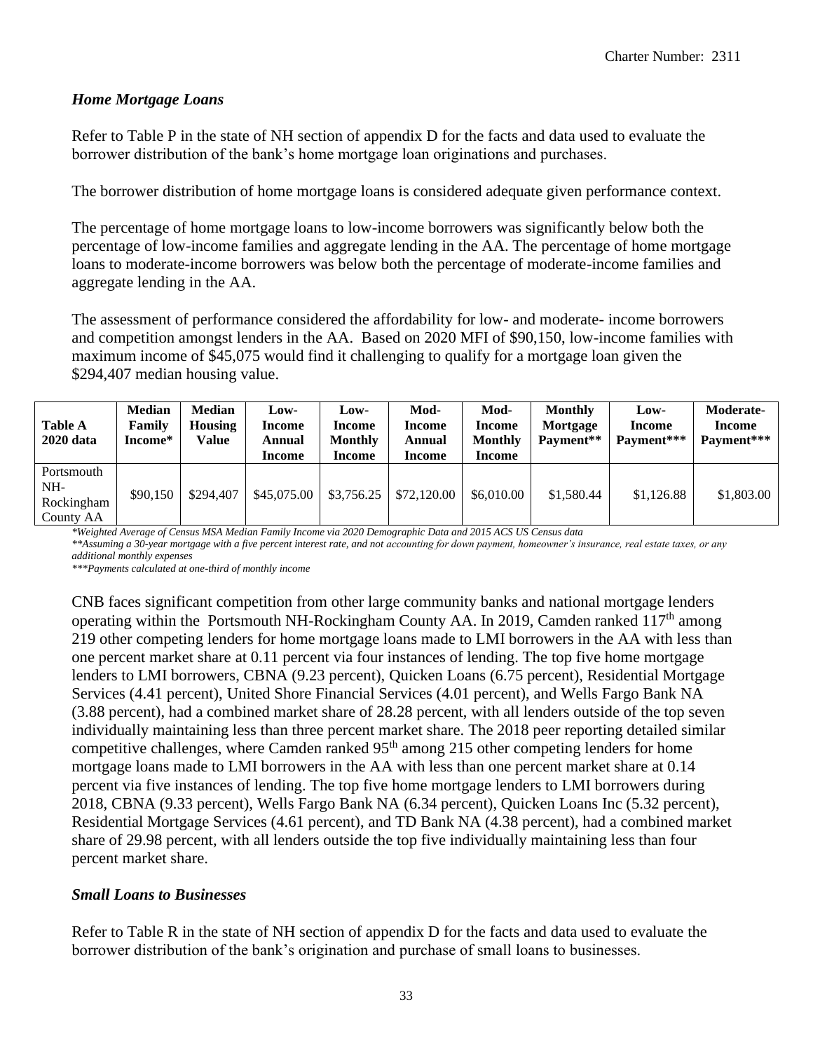### *Home Mortgage Loans*

Refer to Table P in the state of NH section of appendix D for the facts and data used to evaluate the borrower distribution of the bank's home mortgage loan originations and purchases.

The borrower distribution of home mortgage loans is considered adequate given performance context.

The percentage of home mortgage loans to low-income borrowers was significantly below both the percentage of low-income families and aggregate lending in the AA. The percentage of home mortgage loans to moderate-income borrowers was below both the percentage of moderate-income families and aggregate lending in the AA.

The assessment of performance considered the affordability for low- and moderate- income borrowers and competition amongst lenders in the AA. Based on 2020 MFI of $90,150, low-income families with maximum income of $45,075 would find it challenging to qualify for a mortgage loan given the $294,407 median housing value.

| Table A 2020 data | Median Family Income* | Median Housing Value | Low-Income Annual Income | Low-Income Monthly Income | Mod-Income Annual Income | Mod-Income Monthly Income | Monthly Mortgage Payment** | Low-Income Payment*** | Moderate-Income Payment*** |
|---|---|---|---|---|---|---|---|---|---|
| Portsmouth NH-Rockingham County AA | $90,150 | $294,407 | $45,075.00 | $3,756.25 | $72,120.00 | $6,010.00 | $1,580.44 | $1,126.88 | $1,803.00 |

*\*Weighted Average of Census MSA Median Family Income via 2020 Demographic Data and 2015 ACS US Census data*
*\*\*Assuming a 30-year mortgage with a five percent interest rate, and not accounting for down payment, homeowner's insurance, real estate taxes, or any additional monthly expenses*
*\*\*\*Payments calculated at one-third of monthly income*

CNB faces significant competition from other large community banks and national mortgage lenders operating within the Portsmouth NH-Rockingham County AA. In 2019, Camden ranked 117th among 219 other competing lenders for home mortgage loans made to LMI borrowers in the AA with less than one percent market share at 0.11 percent via four instances of lending. The top five home mortgage lenders to LMI borrowers, CBNA (9.23 percent), Quicken Loans (6.75 percent), Residential Mortgage Services (4.41 percent), United Shore Financial Services (4.01 percent), and Wells Fargo Bank NA (3.88 percent), had a combined market share of 28.28 percent, with all lenders outside of the top seven individually maintaining less than three percent market share. The 2018 peer reporting detailed similar competitive challenges, where Camden ranked 95th among 215 other competing lenders for home mortgage loans made to LMI borrowers in the AA with less than one percent market share at 0.14 percent via five instances of lending. The top five home mortgage lenders to LMI borrowers during 2018, CBNA (9.33 percent), Wells Fargo Bank NA (6.34 percent), Quicken Loans Inc (5.32 percent), Residential Mortgage Services (4.61 percent), and TD Bank NA (4.38 percent), had a combined market share of 29.98 percent, with all lenders outside the top five individually maintaining less than four percent market share.

### *Small Loans to Businesses*

Refer to Table R in the state of NH section of appendix D for the facts and data used to evaluate the borrower distribution of the bank's origination and purchase of small loans to businesses.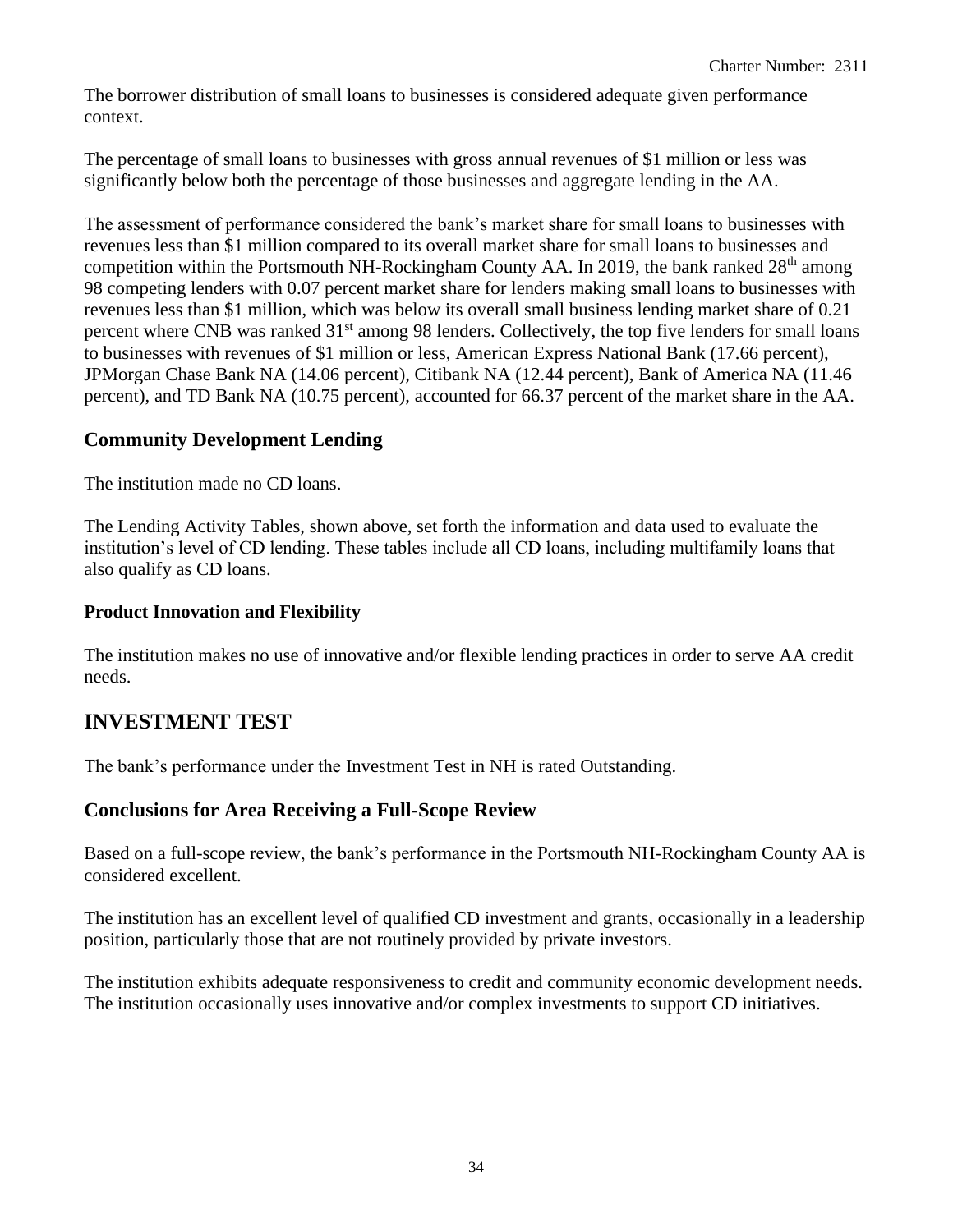The borrower distribution of small loans to businesses is considered adequate given performance context.

The percentage of small loans to businesses with gross annual revenues of $1 million or less was significantly below both the percentage of those businesses and aggregate lending in the AA.

The assessment of performance considered the bank's market share for small loans to businesses with revenues less than $1 million compared to its overall market share for small loans to businesses and competition within the Portsmouth NH-Rockingham County AA. In 2019, the bank ranked 28th among 98 competing lenders with 0.07 percent market share for lenders making small loans to businesses with revenues less than $1 million, which was below its overall small business lending market share of 0.21 percent where CNB was ranked 31st among 98 lenders. Collectively, the top five lenders for small loans to businesses with revenues of $1 million or less, American Express National Bank (17.66 percent), JPMorgan Chase Bank NA (14.06 percent), Citibank NA (12.44 percent), Bank of America NA (11.46 percent), and TD Bank NA (10.75 percent), accounted for 66.37 percent of the market share in the AA.

## Community Development Lending

The institution made no CD loans.

The Lending Activity Tables, shown above, set forth the information and data used to evaluate the institution's level of CD lending. These tables include all CD loans, including multifamily loans that also qualify as CD loans.

### Product Innovation and Flexibility

The institution makes no use of innovative and/or flexible lending practices in order to serve AA credit needs.

# INVESTMENT TEST

The bank's performance under the Investment Test in NH is rated Outstanding.

## Conclusions for Area Receiving a Full-Scope Review

Based on a full-scope review, the bank's performance in the Portsmouth NH-Rockingham County AA is considered excellent.

The institution has an excellent level of qualified CD investment and grants, occasionally in a leadership position, particularly those that are not routinely provided by private investors.

The institution exhibits adequate responsiveness to credit and community economic development needs. The institution occasionally uses innovative and/or complex investments to support CD initiatives.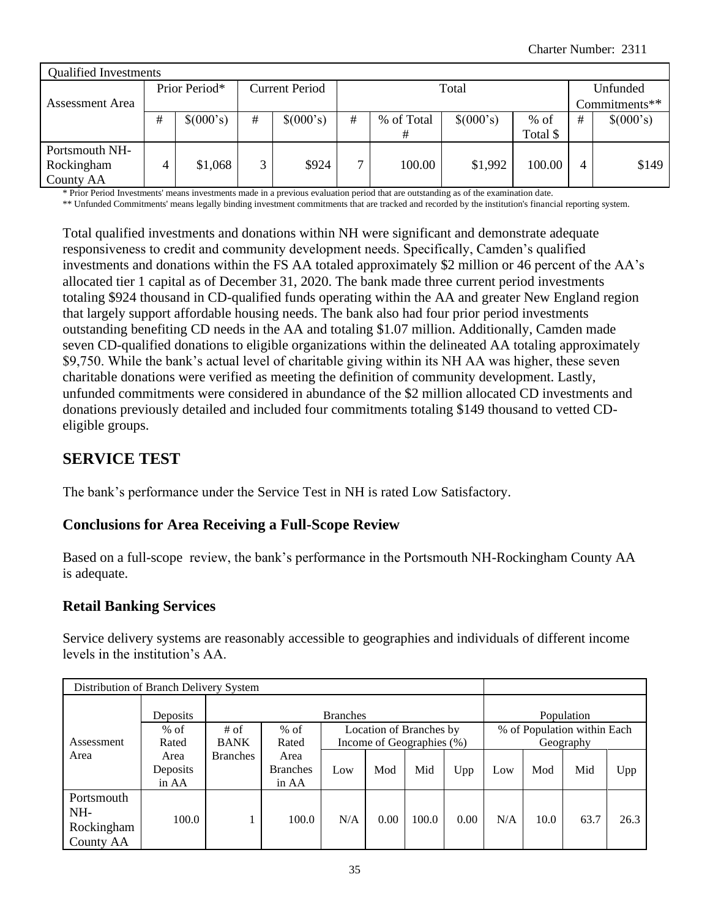| Qualified Investments | | | | | | | | | | |
|---|---|---|---|---|---|---|---|---|---|---|
| Assessment Area | Prior Period* | | Current Period | | Total | | | | Unfunded Commitments** | |
| | # | $(000's) | # | $(000's) | # | % of Total # | $(000's) | % of Total $ | # | $(000's) |
| Portsmouth NH-Rockingham County AA | 4 | $1,068 | 3 | $924 | 7 | 100.00 | $1,992 | 100.00 | 4 | $149 |

\* Prior Period Investments' means investments made in a previous evaluation period that are outstanding as of the examination date.

\*\* Unfunded Commitments' means legally binding investment commitments that are tracked and recorded by the institution's financial reporting system.

Total qualified investments and donations within NH were significant and demonstrate adequate responsiveness to credit and community development needs. Specifically, Camden's qualified investments and donations within the FS AA totaled approximately $2 million or 46 percent of the AA's allocated tier 1 capital as of December 31, 2020. The bank made three current period investments totaling $924 thousand in CD-qualified funds operating within the AA and greater New England region that largely support affordable housing needs. The bank also had four prior period investments outstanding benefiting CD needs in the AA and totaling $1.07 million. Additionally, Camden made seven CD-qualified donations to eligible organizations within the delineated AA totaling approximately $9,750. While the bank's actual level of charitable giving within its NH AA was higher, these seven charitable donations were verified as meeting the definition of community development. Lastly, unfunded commitments were considered in abundance of the $2 million allocated CD investments and donations previously detailed and included four commitments totaling $149 thousand to vetted CD-eligible groups.

## SERVICE TEST

The bank's performance under the Service Test in NH is rated Low Satisfactory.

### Conclusions for Area Receiving a Full-Scope Review

Based on a full-scope review, the bank's performance in the Portsmouth NH-Rockingham County AA is adequate.

### Retail Banking Services

Service delivery systems are reasonably accessible to geographies and individuals of different income levels in the institution's AA.

| Distribution of Branch Delivery System | | | | | | | | | | | |
|---|---|---|---|---|---|---|---|---|---|---|---|
| Assessment Area | Deposits | Branches | | | | | | Population | | | |
| | % of Rated Area Deposits in AA | # of BANK Branches | % of Rated Area Branches in AA | Location of Branches by Income of Geographies (%) | | | | % of Population within Each Geography | | | |
| | | | | Low | Mod | Mid | Upp | Low | Mod | Mid | Upp |
| Portsmouth NH-Rockingham County AA | 100.0 | 1 | 100.0 | N/A | 0.00 | 100.0 | 0.00 | N/A | 10.0 | 63.7 | 26.3 |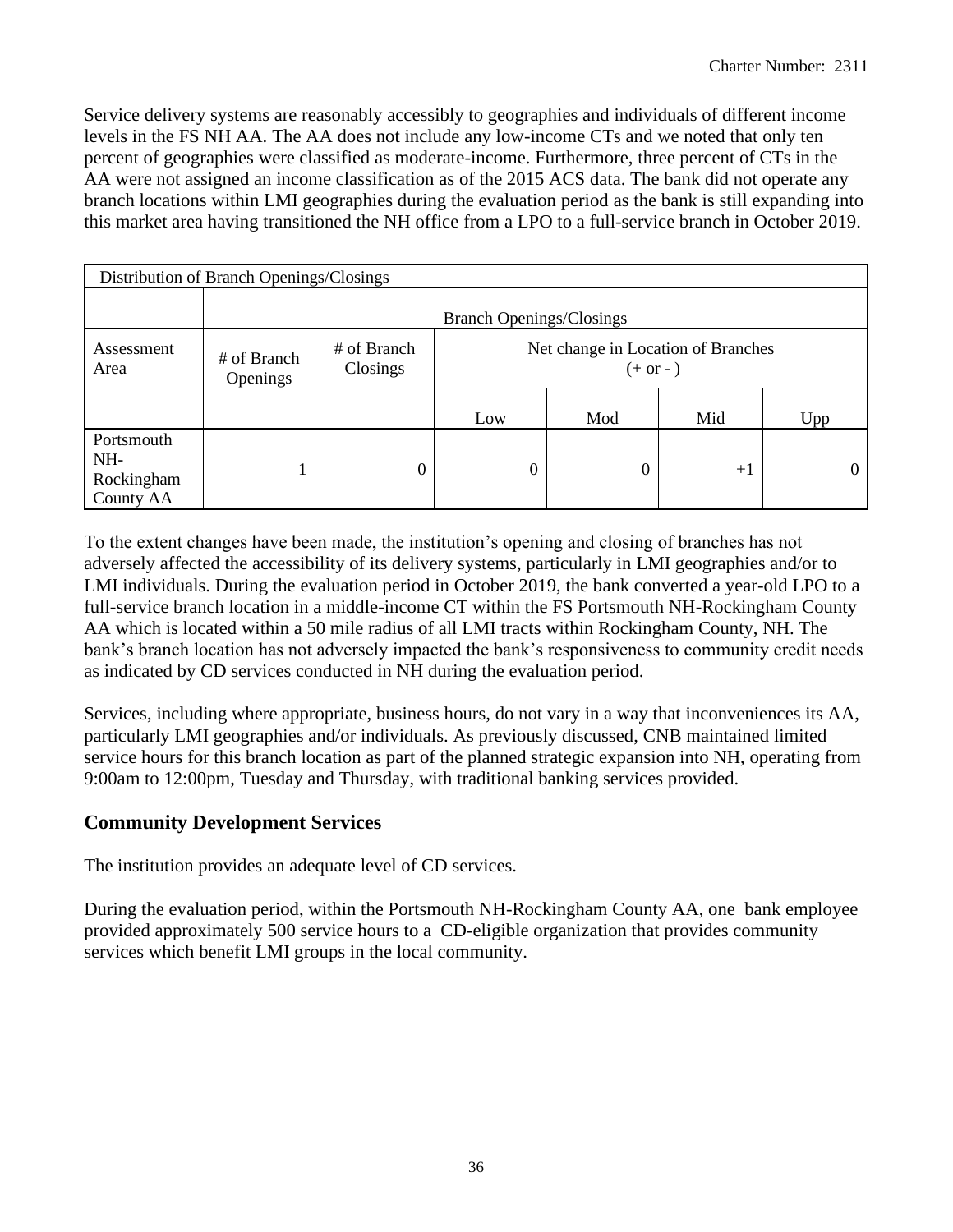Service delivery systems are reasonably accessibly to geographies and individuals of different income levels in the FS NH AA. The AA does not include any low-income CTs and we noted that only ten percent of geographies were classified as moderate-income. Furthermore, three percent of CTs in the AA were not assigned an income classification as of the 2015 ACS data. The bank did not operate any branch locations within LMI geographies during the evaluation period as the bank is still expanding into this market area having transitioned the NH office from a LPO to a full-service branch in October 2019.

| Distribution of Branch Openings/Closings | | | | | | |
|---|---|---|---|---|---|---|
| | Branch Openings/Closings | | | | | |
| Assessment Area | # of Branch Openings | # of Branch Closings | Net change in Location of Branches (+ or - ) | | | |
| | | | Low | Mod | Mid | Upp |
| Portsmouth NH-Rockingham County AA | 1 | 0 | 0 | 0 | +1 | 0 |

To the extent changes have been made, the institution's opening and closing of branches has not adversely affected the accessibility of its delivery systems, particularly in LMI geographies and/or to LMI individuals. During the evaluation period in October 2019, the bank converted a year-old LPO to a full-service branch location in a middle-income CT within the FS Portsmouth NH-Rockingham County AA which is located within a 50 mile radius of all LMI tracts within Rockingham County, NH. The bank's branch location has not adversely impacted the bank's responsiveness to community credit needs as indicated by CD services conducted in NH during the evaluation period.

Services, including where appropriate, business hours, do not vary in a way that inconveniences its AA, particularly LMI geographies and/or individuals. As previously discussed, CNB maintained limited service hours for this branch location as part of the planned strategic expansion into NH, operating from 9:00am to 12:00pm, Tuesday and Thursday, with traditional banking services provided.

### Community Development Services

The institution provides an adequate level of CD services.

During the evaluation period, within the Portsmouth NH-Rockingham County AA, one bank employee provided approximately 500 service hours to a CD-eligible organization that provides community services which benefit LMI groups in the local community.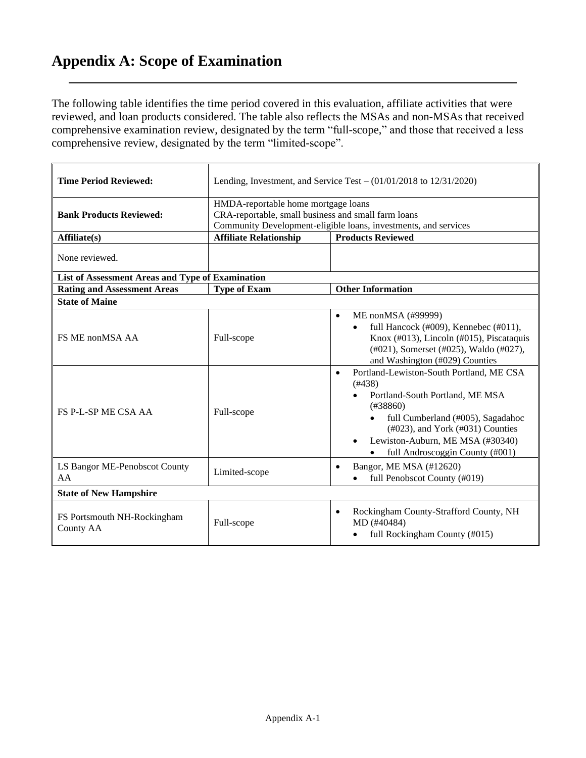# Appendix A: Scope of Examination

The following table identifies the time period covered in this evaluation, affiliate activities that were reviewed, and loan products considered. The table also reflects the MSAs and non-MSAs that received comprehensive examination review, designated by the term "full-scope," and those that received a less comprehensive review, designated by the term "limited-scope".

| **Time Period Reviewed:** | Lending, Investment, and Service Test – (01/01/2018 to 12/31/2020) | |
|---|---|---|
| **Bank Products Reviewed:** | HMDA-reportable home mortgage loans<br>CRA-reportable, small business and small farm loans<br>Community Development-eligible loans, investments, and services | |
| **Affiliate(s)** | **Affiliate Relationship** | **Products Reviewed** |
| None reviewed. | | |
| **List of Assessment Areas and Type of Examination** | | |
| **Rating and Assessment Areas** | **Type of Exam** | **Other Information** |
| **State of Maine** | | |
| FS ME nonMSA AA | Full-scope | • ME nonMSA (#99999)<br>  • full Hancock (#009), Kennebec (#011), Knox (#013), Lincoln (#015), Piscataquis (#021), Somerset (#025), Waldo (#027), and Washington (#029) Counties |
| FS P-L-SP ME CSA AA | Full-scope | • Portland-Lewiston-South Portland, ME CSA (#438)<br>  • Portland-South Portland, ME MSA (#38860)<br>    • full Cumberland (#005), Sagadahoc (#023), and York (#031) Counties<br>  • Lewiston-Auburn, ME MSA (#30340)<br>    • full Androscoggin County (#001) |
| LS Bangor ME-Penobscot County AA | Limited-scope | • Bangor, ME MSA (#12620)<br>  • full Penobscot County (#019) |
| **State of New Hampshire** | | |
| FS Portsmouth NH-Rockingham County AA | Full-scope | • Rockingham County-Strafford County, NH MD (#40484)<br>  • full Rockingham County (#015) |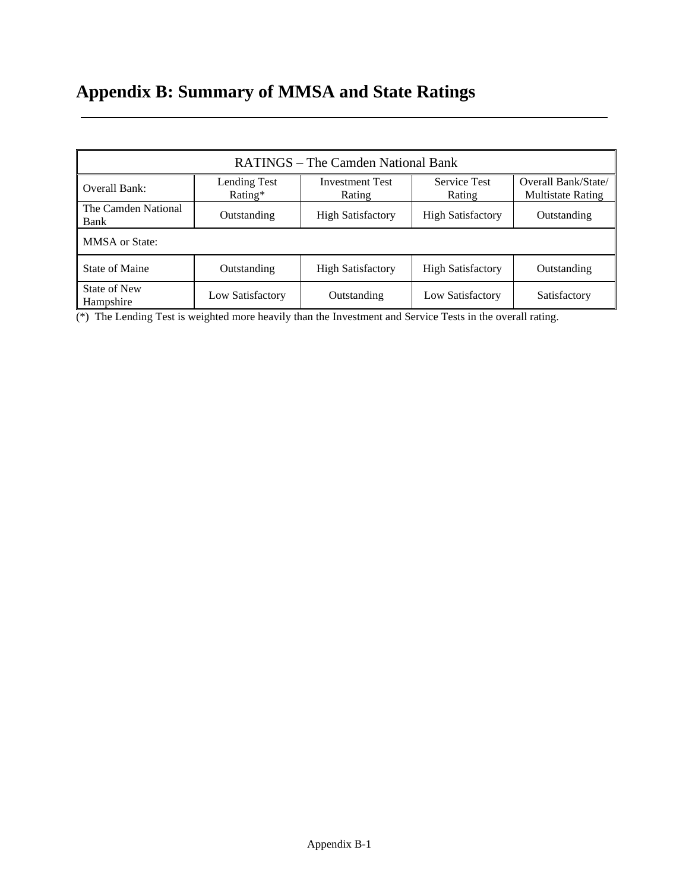# Appendix B: Summary of MMSA and State Ratings

| RATINGS – The Camden National Bank | | | | |
|---|---|---|---|---|
| Overall Bank: | Lending Test Rating* | Investment Test Rating | Service Test Rating | Overall Bank/State/ Multistate Rating |
| The Camden National Bank | Outstanding | High Satisfactory | High Satisfactory | Outstanding |
| MMSA or State: | | | | |
| State of Maine | Outstanding | High Satisfactory | High Satisfactory | Outstanding |
| State of New Hampshire | Low Satisfactory | Outstanding | Low Satisfactory | Satisfactory |

(*) The Lending Test is weighted more heavily than the Investment and Service Tests in the overall rating.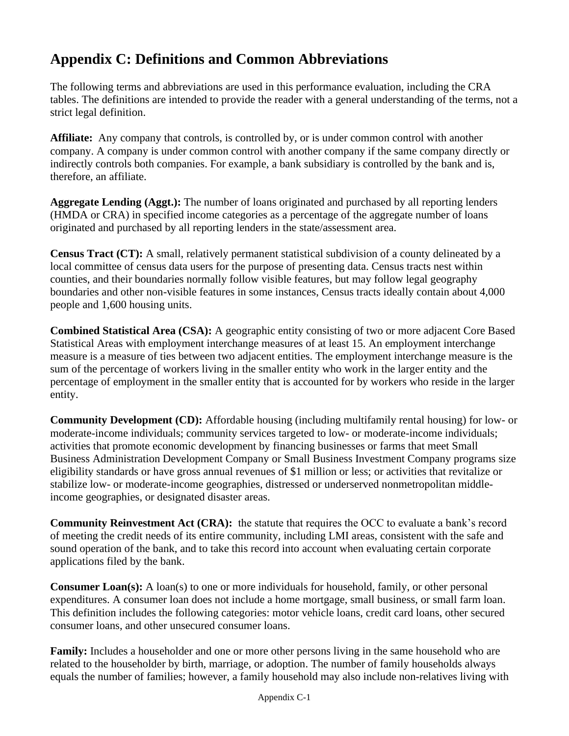# Appendix C: Definitions and Common Abbreviations

The following terms and abbreviations are used in this performance evaluation, including the CRA tables. The definitions are intended to provide the reader with a general understanding of the terms, not a strict legal definition.

**Affiliate:** Any company that controls, is controlled by, or is under common control with another company. A company is under common control with another company if the same company directly or indirectly controls both companies. For example, a bank subsidiary is controlled by the bank and is, therefore, an affiliate.

**Aggregate Lending (Aggt.):** The number of loans originated and purchased by all reporting lenders (HMDA or CRA) in specified income categories as a percentage of the aggregate number of loans originated and purchased by all reporting lenders in the state/assessment area.

**Census Tract (CT):** A small, relatively permanent statistical subdivision of a county delineated by a local committee of census data users for the purpose of presenting data. Census tracts nest within counties, and their boundaries normally follow visible features, but may follow legal geography boundaries and other non-visible features in some instances, Census tracts ideally contain about 4,000 people and 1,600 housing units.

**Combined Statistical Area (CSA):** A geographic entity consisting of two or more adjacent Core Based Statistical Areas with employment interchange measures of at least 15. An employment interchange measure is a measure of ties between two adjacent entities. The employment interchange measure is the sum of the percentage of workers living in the smaller entity who work in the larger entity and the percentage of employment in the smaller entity that is accounted for by workers who reside in the larger entity.

**Community Development (CD):** Affordable housing (including multifamily rental housing) for low- or moderate-income individuals; community services targeted to low- or moderate-income individuals; activities that promote economic development by financing businesses or farms that meet Small Business Administration Development Company or Small Business Investment Company programs size eligibility standards or have gross annual revenues of $1 million or less; or activities that revitalize or stabilize low- or moderate-income geographies, distressed or underserved nonmetropolitan middle-income geographies, or designated disaster areas.

**Community Reinvestment Act (CRA):** the statute that requires the OCC to evaluate a bank's record of meeting the credit needs of its entire community, including LMI areas, consistent with the safe and sound operation of the bank, and to take this record into account when evaluating certain corporate applications filed by the bank.

**Consumer Loan(s):** A loan(s) to one or more individuals for household, family, or other personal expenditures. A consumer loan does not include a home mortgage, small business, or small farm loan. This definition includes the following categories: motor vehicle loans, credit card loans, other secured consumer loans, and other unsecured consumer loans.

**Family:** Includes a householder and one or more other persons living in the same household who are related to the householder by birth, marriage, or adoption. The number of family households always equals the number of families; however, a family household may also include non-relatives living with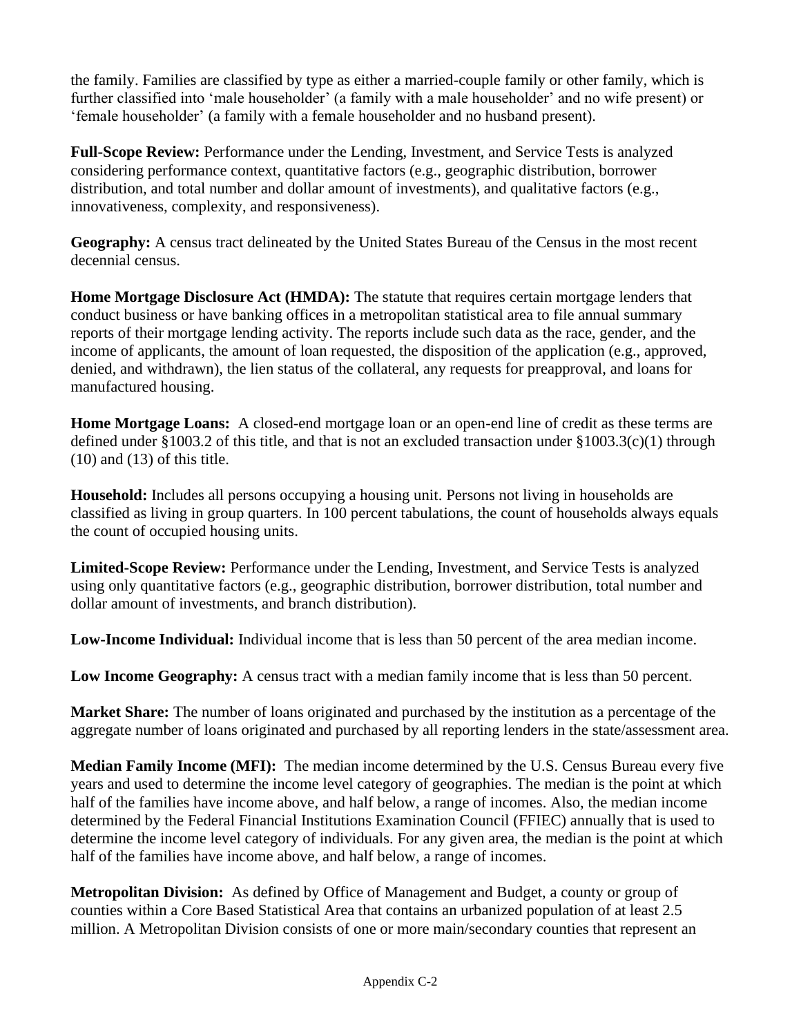the family. Families are classified by type as either a married-couple family or other family, which is further classified into 'male householder' (a family with a male householder' and no wife present) or 'female householder' (a family with a female householder and no husband present).

**Full-Scope Review:** Performance under the Lending, Investment, and Service Tests is analyzed considering performance context, quantitative factors (e.g., geographic distribution, borrower distribution, and total number and dollar amount of investments), and qualitative factors (e.g., innovativeness, complexity, and responsiveness).

**Geography:** A census tract delineated by the United States Bureau of the Census in the most recent decennial census.

**Home Mortgage Disclosure Act (HMDA):** The statute that requires certain mortgage lenders that conduct business or have banking offices in a metropolitan statistical area to file annual summary reports of their mortgage lending activity. The reports include such data as the race, gender, and the income of applicants, the amount of loan requested, the disposition of the application (e.g., approved, denied, and withdrawn), the lien status of the collateral, any requests for preapproval, and loans for manufactured housing.

**Home Mortgage Loans:** A closed-end mortgage loan or an open-end line of credit as these terms are defined under §1003.2 of this title, and that is not an excluded transaction under §1003.3(c)(1) through (10) and (13) of this title.

**Household:** Includes all persons occupying a housing unit. Persons not living in households are classified as living in group quarters. In 100 percent tabulations, the count of households always equals the count of occupied housing units.

**Limited-Scope Review:** Performance under the Lending, Investment, and Service Tests is analyzed using only quantitative factors (e.g., geographic distribution, borrower distribution, total number and dollar amount of investments, and branch distribution).

**Low-Income Individual:** Individual income that is less than 50 percent of the area median income.

**Low Income Geography:** A census tract with a median family income that is less than 50 percent.

**Market Share:** The number of loans originated and purchased by the institution as a percentage of the aggregate number of loans originated and purchased by all reporting lenders in the state/assessment area.

**Median Family Income (MFI):** The median income determined by the U.S. Census Bureau every five years and used to determine the income level category of geographies. The median is the point at which half of the families have income above, and half below, a range of incomes. Also, the median income determined by the Federal Financial Institutions Examination Council (FFIEC) annually that is used to determine the income level category of individuals. For any given area, the median is the point at which half of the families have income above, and half below, a range of incomes.

**Metropolitan Division:** As defined by Office of Management and Budget, a county or group of counties within a Core Based Statistical Area that contains an urbanized population of at least 2.5 million. A Metropolitan Division consists of one or more main/secondary counties that represent an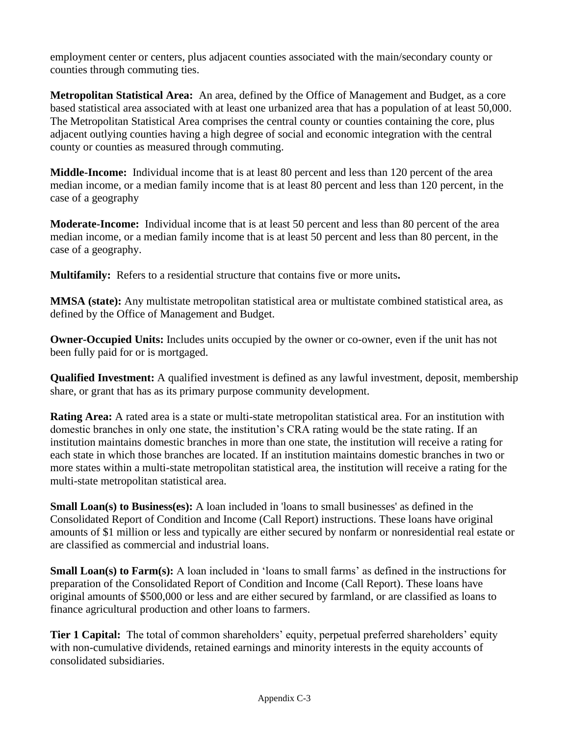employment center or centers, plus adjacent counties associated with the main/secondary county or counties through commuting ties.

**Metropolitan Statistical Area:** An area, defined by the Office of Management and Budget, as a core based statistical area associated with at least one urbanized area that has a population of at least 50,000. The Metropolitan Statistical Area comprises the central county or counties containing the core, plus adjacent outlying counties having a high degree of social and economic integration with the central county or counties as measured through commuting.

**Middle-Income:** Individual income that is at least 80 percent and less than 120 percent of the area median income, or a median family income that is at least 80 percent and less than 120 percent, in the case of a geography

**Moderate-Income:** Individual income that is at least 50 percent and less than 80 percent of the area median income, or a median family income that is at least 50 percent and less than 80 percent, in the case of a geography.

**Multifamily:** Refers to a residential structure that contains five or more units**.**

**MMSA (state):** Any multistate metropolitan statistical area or multistate combined statistical area, as defined by the Office of Management and Budget.

**Owner-Occupied Units:** Includes units occupied by the owner or co-owner, even if the unit has not been fully paid for or is mortgaged.

**Qualified Investment:** A qualified investment is defined as any lawful investment, deposit, membership share, or grant that has as its primary purpose community development.

**Rating Area:** A rated area is a state or multi-state metropolitan statistical area. For an institution with domestic branches in only one state, the institution's CRA rating would be the state rating. If an institution maintains domestic branches in more than one state, the institution will receive a rating for each state in which those branches are located. If an institution maintains domestic branches in two or more states within a multi-state metropolitan statistical area, the institution will receive a rating for the multi-state metropolitan statistical area.

**Small Loan(s) to Business(es):** A loan included in 'loans to small businesses' as defined in the Consolidated Report of Condition and Income (Call Report) instructions. These loans have original amounts of $1 million or less and typically are either secured by nonfarm or nonresidential real estate or are classified as commercial and industrial loans.

**Small Loan(s) to Farm(s):** A loan included in 'loans to small farms' as defined in the instructions for preparation of the Consolidated Report of Condition and Income (Call Report). These loans have original amounts of $500,000 or less and are either secured by farmland, or are classified as loans to finance agricultural production and other loans to farmers.

**Tier 1 Capital:** The total of common shareholders' equity, perpetual preferred shareholders' equity with non-cumulative dividends, retained earnings and minority interests in the equity accounts of consolidated subsidiaries.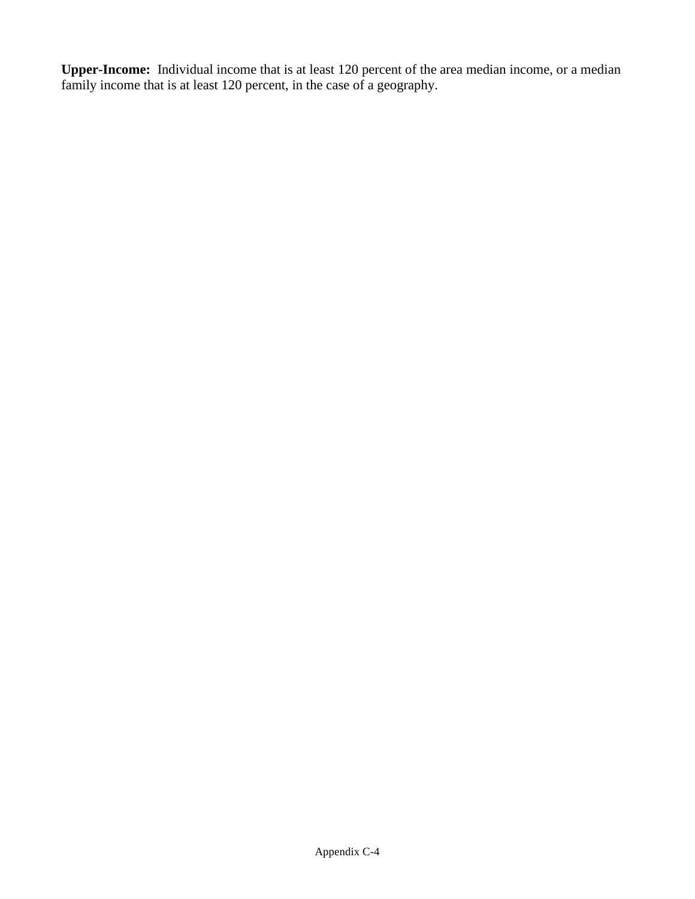**Upper-Income:** Individual income that is at least 120 percent of the area median income, or a median family income that is at least 120 percent, in the case of a geography.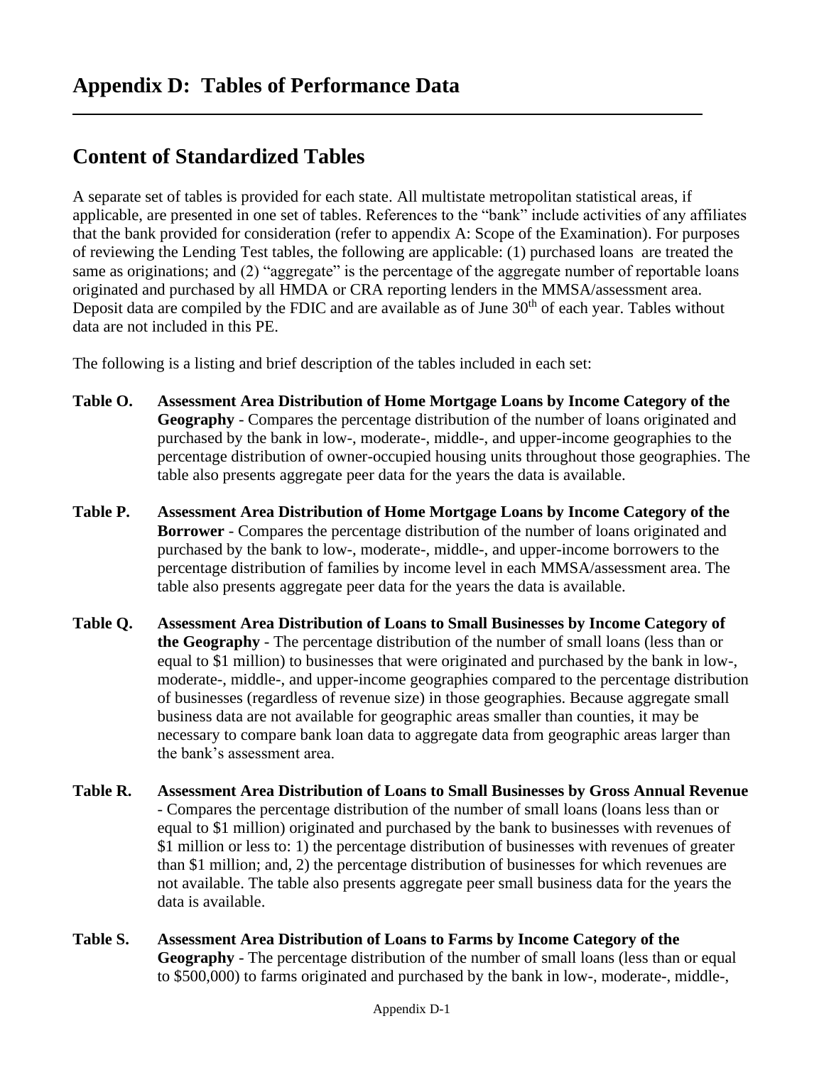# Appendix D: Tables of Performance Data

## Content of Standardized Tables

A separate set of tables is provided for each state. All multistate metropolitan statistical areas, if applicable, are presented in one set of tables. References to the "bank" include activities of any affiliates that the bank provided for consideration (refer to appendix A: Scope of the Examination). For purposes of reviewing the Lending Test tables, the following are applicable: (1) purchased loans are treated the same as originations; and (2) "aggregate" is the percentage of the aggregate number of reportable loans originated and purchased by all HMDA or CRA reporting lenders in the MMSA/assessment area. Deposit data are compiled by the FDIC and are available as of June 30th of each year. Tables without data are not included in this PE.

The following is a listing and brief description of the tables included in each set:

**Table O. Assessment Area Distribution of Home Mortgage Loans by Income Category of the Geography** - Compares the percentage distribution of the number of loans originated and purchased by the bank in low-, moderate-, middle-, and upper-income geographies to the percentage distribution of owner-occupied housing units throughout those geographies. The table also presents aggregate peer data for the years the data is available.

**Table P. Assessment Area Distribution of Home Mortgage Loans by Income Category of the Borrower** - Compares the percentage distribution of the number of loans originated and purchased by the bank to low-, moderate-, middle-, and upper-income borrowers to the percentage distribution of families by income level in each MMSA/assessment area. The table also presents aggregate peer data for the years the data is available.

**Table Q. Assessment Area Distribution of Loans to Small Businesses by Income Category of the Geography** - The percentage distribution of the number of small loans (less than or equal to $1 million) to businesses that were originated and purchased by the bank in low-, moderate-, middle-, and upper-income geographies compared to the percentage distribution of businesses (regardless of revenue size) in those geographies. Because aggregate small business data are not available for geographic areas smaller than counties, it may be necessary to compare bank loan data to aggregate data from geographic areas larger than the bank's assessment area.

**Table R. Assessment Area Distribution of Loans to Small Businesses by Gross Annual Revenue** - Compares the percentage distribution of the number of small loans (loans less than or equal to $1 million) originated and purchased by the bank to businesses with revenues of $1 million or less to: 1) the percentage distribution of businesses with revenues of greater than $1 million; and, 2) the percentage distribution of businesses for which revenues are not available. The table also presents aggregate peer small business data for the years the data is available.

**Table S. Assessment Area Distribution of Loans to Farms by Income Category of the Geography** - The percentage distribution of the number of small loans (less than or equal to $500,000) to farms originated and purchased by the bank in low-, moderate-, middle-,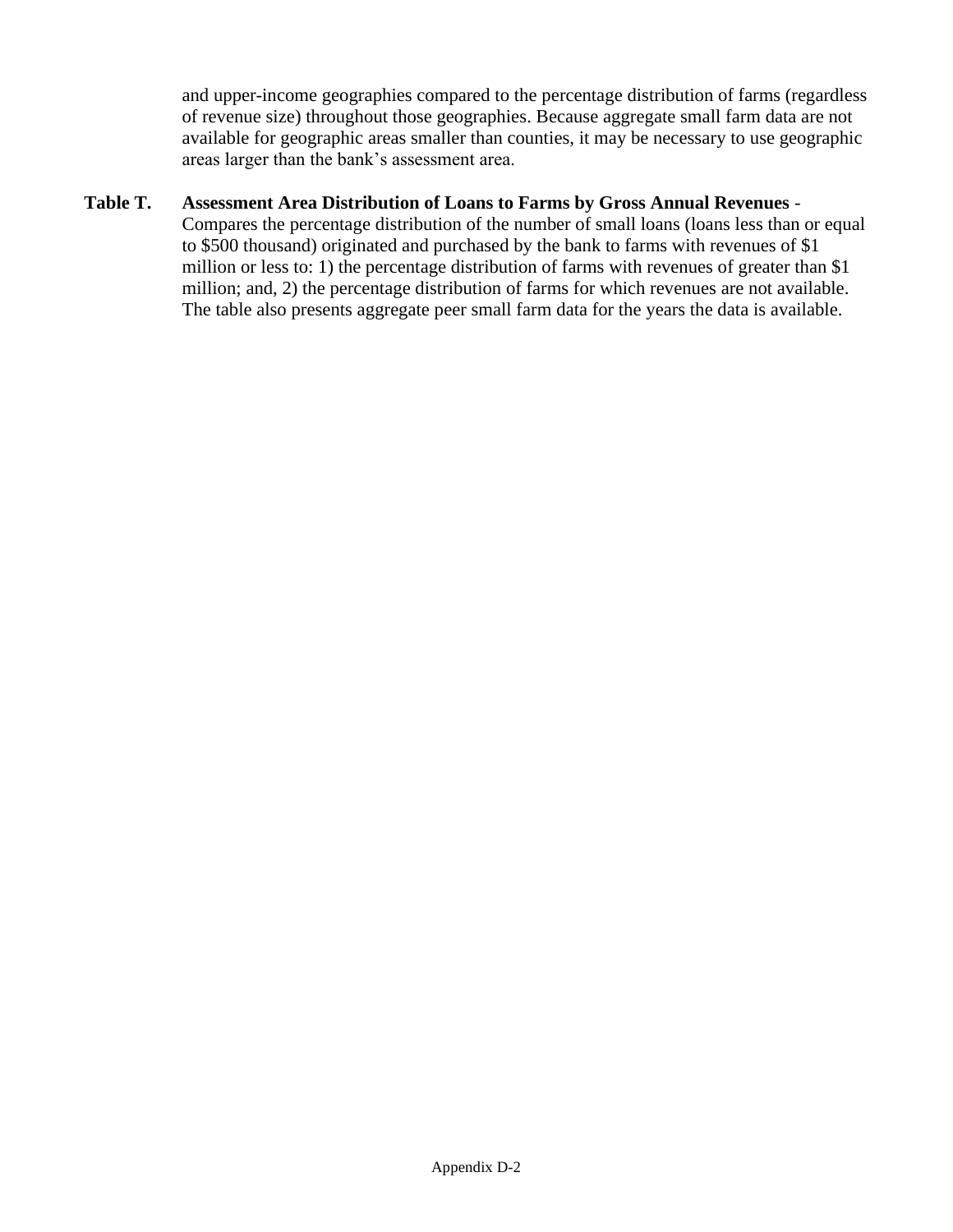and upper-income geographies compared to the percentage distribution of farms (regardless of revenue size) throughout those geographies. Because aggregate small farm data are not available for geographic areas smaller than counties, it may be necessary to use geographic areas larger than the bank's assessment area.

**Table T.** **Assessment Area Distribution of Loans to Farms by Gross Annual Revenues** - Compares the percentage distribution of the number of small loans (loans less than or equal to $500 thousand) originated and purchased by the bank to farms with revenues of $1 million or less to: 1) the percentage distribution of farms with revenues of greater than $1 million; and, 2) the percentage distribution of farms for which revenues are not available. The table also presents aggregate peer small farm data for the years the data is available.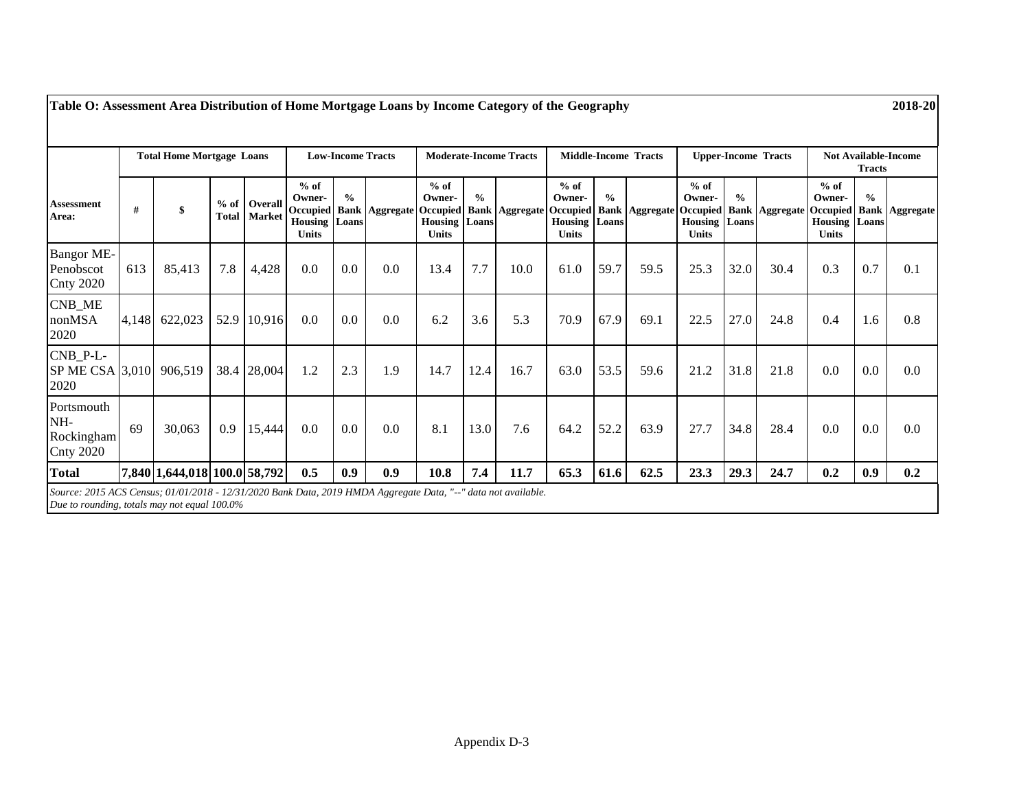**Table O: Assessment Area Distribution of Home Mortgage Loans by Income Category of the Geography** **2018-20**

| | Total Home Mortgage Loans | | | | Low-Income Tracts | | | Moderate-Income Tracts | | | Middle-Income Tracts | | | Upper-Income Tracts | | | Not Available-Income Tracts | | |
|---|---|---|---|---|---|---|---|---|---|---|---|---|---|---|---|---|---|---|---|
| **Assessment Area:** | **#** | **$** | **% of Total** | **Overall Market** | **% of Owner-Occupied Housing Units** | **% Bank Loans** | **Aggregate** | **% of Owner-Occupied Housing Units** | **% Bank Loans** | **Aggregate** | **% of Owner-Occupied Housing Units** | **% Bank Loans** | **Aggregate** | **% of Owner-Occupied Housing Units** | **% Bank Loans** | **Aggregate** | **% of Owner-Occupied Housing Units** | **% Bank Loans** | **Aggregate** |
| Bangor ME-Penobscot Cnty 2020 | 613 | 85,413 | 7.8 | 4,428 | 0.0 | 0.0 | 0.0 | 13.4 | 7.7 | 10.0 | 61.0 | 59.7 | 59.5 | 25.3 | 32.0 | 30.4 | 0.3 | 0.7 | 0.1 |
| CNB_ME nonMSA 2020 | 4,148 | 622,023 | 52.9 | 10,916 | 0.0 | 0.0 | 0.0 | 6.2 | 3.6 | 5.3 | 70.9 | 67.9 | 69.1 | 22.5 | 27.0 | 24.8 | 0.4 | 1.6 | 0.8 |
| CNB_P-L-SP ME CSA 2020 | 3,010 | 906,519 | 38.4 | 28,004 | 1.2 | 2.3 | 1.9 | 14.7 | 12.4 | 16.7 | 63.0 | 53.5 | 59.6 | 21.2 | 31.8 | 21.8 | 0.0 | 0.0 | 0.0 |
| Portsmouth NH-Rockingham Cnty 2020 | 69 | 30,063 | 0.9 | 15,444 | 0.0 | 0.0 | 0.0 | 8.1 | 13.0 | 7.6 | 64.2 | 52.2 | 63.9 | 27.7 | 34.8 | 28.4 | 0.0 | 0.0 | 0.0 |
| **Total** | **7,840** | **1,644,018** | **100.0** | **58,792** | **0.5** | **0.9** | **0.9** | **10.8** | **7.4** | **11.7** | **65.3** | **61.6** | **62.5** | **23.3** | **29.3** | **24.7** | **0.2** | **0.9** | **0.2** |

*Source: 2015 ACS Census; 01/01/2018 - 12/31/2020 Bank Data, 2019 HMDA Aggregate Data, "--" data not available.*
*Due to rounding, totals may not equal 100.0%*

Appendix D-3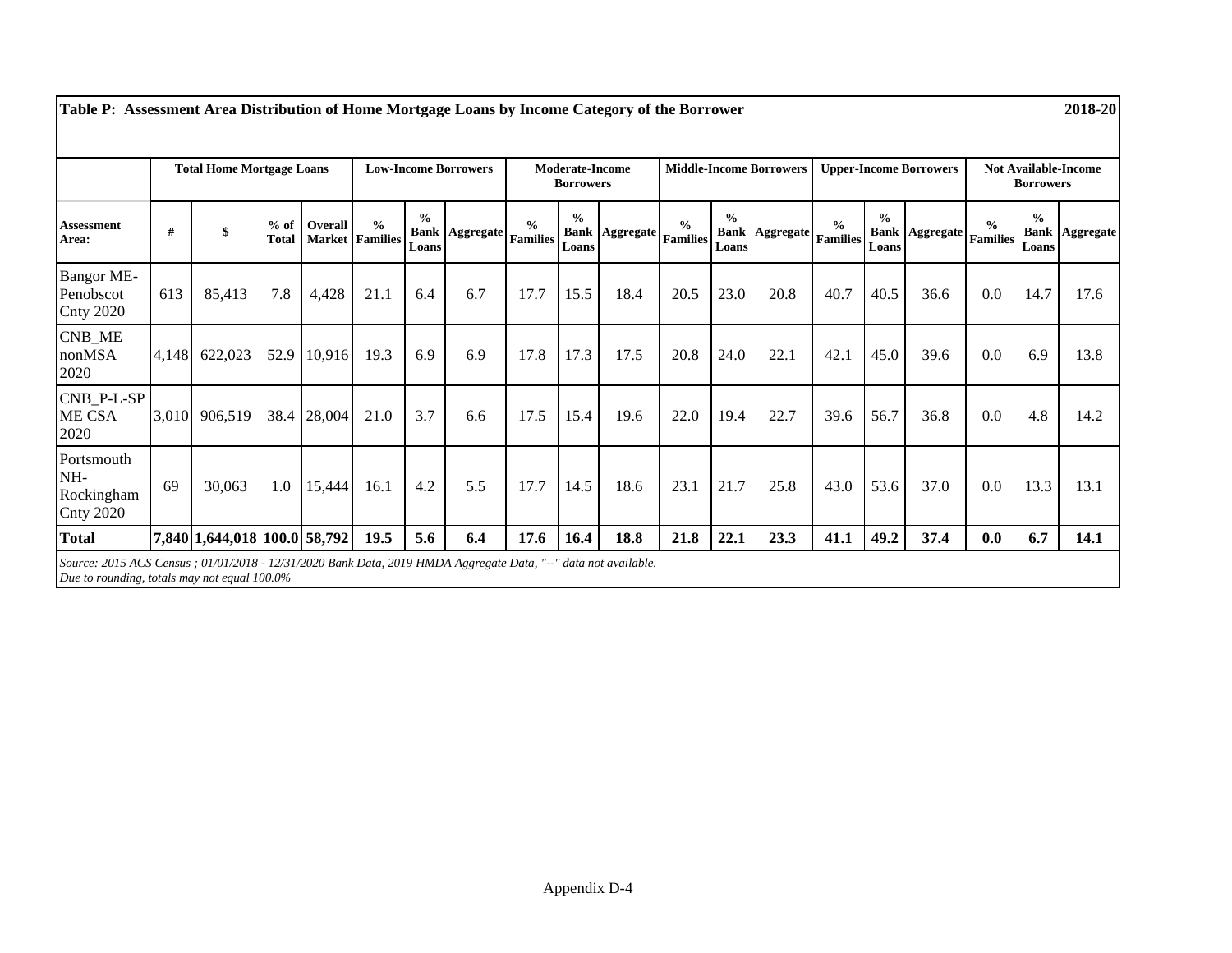**Table P: Assessment Area Distribution of Home Mortgage Loans by Income Category of the Borrower** **2018-20**

| | Total Home Mortgage Loans | | | | Low-Income Borrowers | | | Moderate-Income Borrowers | | | Middle-Income Borrowers | | | Upper-Income Borrowers | | | Not Available-Income Borrowers | | |
|---|---|---|---|---|---|---|---|---|---|---|---|---|---|---|---|---|---|---|---|
| **Assessment Area:** | **#** | **$** | **% of Total** | **Overall Market** | **% Families** | **% Bank Loans** | **Aggregate** | **% Families** | **% Bank Loans** | **Aggregate** | **% Families** | **% Bank Loans** | **Aggregate** | **% Families** | **% Bank Loans** | **Aggregate** | **% Families** | **% Bank Loans** | **Aggregate** |
| Bangor ME-Penobscot Cnty 2020 | 613 | 85,413 | 7.8 | 4,428 | 21.1 | 6.4 | 6.7 | 17.7 | 15.5 | 18.4 | 20.5 | 23.0 | 20.8 | 40.7 | 40.5 | 36.6 | 0.0 | 14.7 | 17.6 |
| CNB_ME nonMSA 2020 | 4,148 | 622,023 | 52.9 | 10,916 | 19.3 | 6.9 | 6.9 | 17.8 | 17.3 | 17.5 | 20.8 | 24.0 | 22.1 | 42.1 | 45.0 | 39.6 | 0.0 | 6.9 | 13.8 |
| CNB_P-L-SP ME CSA 2020 | 3,010 | 906,519 | 38.4 | 28,004 | 21.0 | 3.7 | 6.6 | 17.5 | 15.4 | 19.6 | 22.0 | 19.4 | 22.7 | 39.6 | 56.7 | 36.8 | 0.0 | 4.8 | 14.2 |
| Portsmouth NH-Rockingham Cnty 2020 | 69 | 30,063 | 1.0 | 15,444 | 16.1 | 4.2 | 5.5 | 17.7 | 14.5 | 18.6 | 23.1 | 21.7 | 25.8 | 43.0 | 53.6 | 37.0 | 0.0 | 13.3 | 13.1 |
| **Total** | **7,840** | **1,644,018** | **100.0** | **58,792** | **19.5** | **5.6** | **6.4** | **17.6** | **16.4** | **18.8** | **21.8** | **22.1** | **23.3** | **41.1** | **49.2** | **37.4** | **0.0** | **6.7** | **14.1** |

*Source: 2015 ACS Census ; 01/01/2018 - 12/31/2020 Bank Data, 2019 HMDA Aggregate Data, "--" data not available.*
*Due to rounding, totals may not equal 100.0%*

Appendix D-4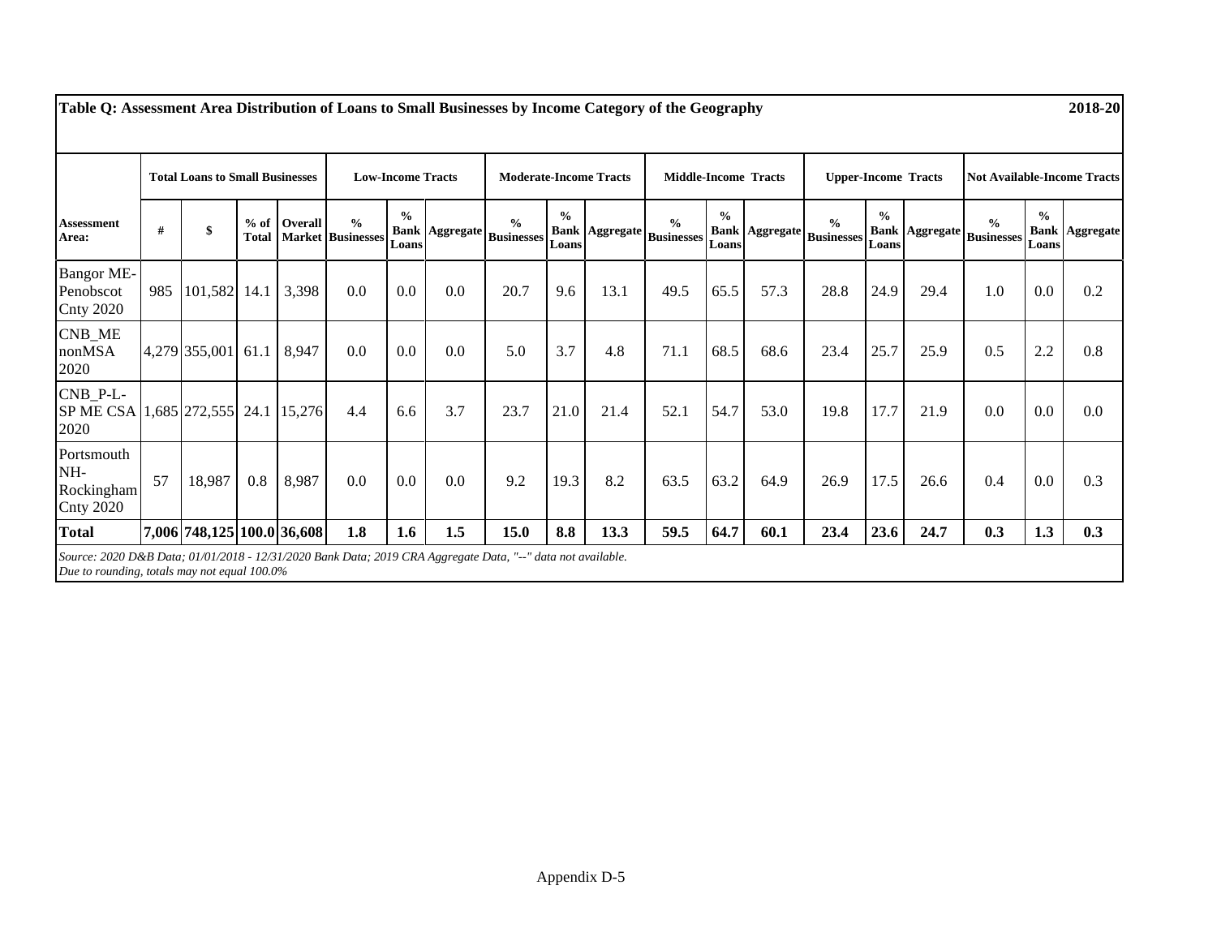**Table Q: Assessment Area Distribution of Loans to Small Businesses by Income Category of the Geography** **2018-20**

| Assessment Area: | Total Loans to Small Businesses | | | | Low-Income Tracts | | | Moderate-Income Tracts | | | Middle-Income Tracts | | | Upper-Income Tracts | | | Not Available-Income Tracts | | |
|---|---|---|---|---|---|---|---|---|---|---|---|---|---|---|---|---|---|---|---|
| | # | $ | % of Total | Overall Market | % Businesses | % Bank Loans | Aggregate | % Businesses | % Bank Loans | Aggregate | % Businesses | % Bank Loans | Aggregate | % Businesses | % Bank Loans | Aggregate | % Businesses | % Bank Loans | Aggregate |
| Bangor ME-Penobscot Cnty 2020 | 985 | 101,582 | 14.1 | 3,398 | 0.0 | 0.0 | 0.0 | 20.7 | 9.6 | 13.1 | 49.5 | 65.5 | 57.3 | 28.8 | 24.9 | 29.4 | 1.0 | 0.0 | 0.2 |
| CNB_ME nonMSA 2020 | 4,279 | 355,001 | 61.1 | 8,947 | 0.0 | 0.0 | 0.0 | 5.0 | 3.7 | 4.8 | 71.1 | 68.5 | 68.6 | 23.4 | 25.7 | 25.9 | 0.5 | 2.2 | 0.8 |
| CNB_P-L-SP ME CSA 2020 | 1,685 | 272,555 | 24.1 | 15,276 | 4.4 | 6.6 | 3.7 | 23.7 | 21.0 | 21.4 | 52.1 | 54.7 | 53.0 | 19.8 | 17.7 | 21.9 | 0.0 | 0.0 | 0.0 |
| Portsmouth NH-Rockingham Cnty 2020 | 57 | 18,987 | 0.8 | 8,987 | 0.0 | 0.0 | 0.0 | 9.2 | 19.3 | 8.2 | 63.5 | 63.2 | 64.9 | 26.9 | 17.5 | 26.6 | 0.4 | 0.0 | 0.3 |
| **Total** | **7,006** | **748,125** | **100.0** | **36,608** | **1.8** | **1.6** | **1.5** | **15.0** | **8.8** | **13.3** | **59.5** | **64.7** | **60.1** | **23.4** | **23.6** | **24.7** | **0.3** | **1.3** | **0.3** |

*Source: 2020 D&B Data; 01/01/2018 - 12/31/2020 Bank Data; 2019 CRA Aggregate Data, "--" data not available.*
*Due to rounding, totals may not equal 100.0%*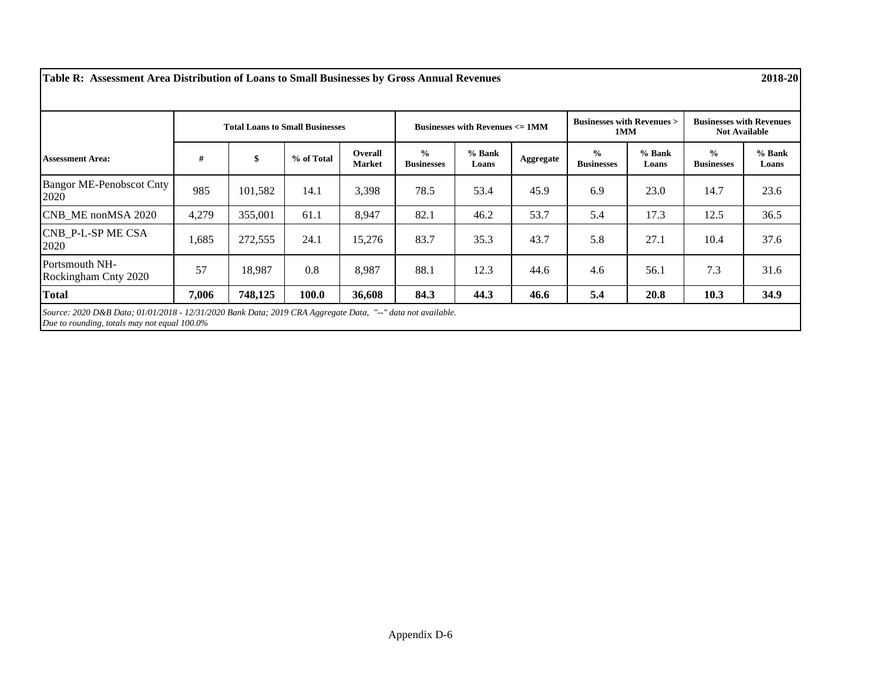**Table R: Assessment Area Distribution of Loans to Small Businesses by Gross Annual Revenues** **2018-20**

| | Total Loans to Small Businesses | | | | Businesses with Revenues <= 1MM | | | Businesses with Revenues > 1MM | | Businesses with Revenues Not Available | |
|---|---|---|---|---|---|---|---|---|---|---|---|
| **Assessment Area:** | **#** | **$** | **% of Total** | **Overall Market** | **% Businesses** | **% Bank Loans** | **Aggregate** | **% Businesses** | **% Bank Loans** | **% Businesses** | **% Bank Loans** |
| Bangor ME-Penobscot Cnty 2020 | 985 | 101,582 | 14.1 | 3,398 | 78.5 | 53.4 | 45.9 | 6.9 | 23.0 | 14.7 | 23.6 |
| CNB_ME nonMSA 2020 | 4,279 | 355,001 | 61.1 | 8,947 | 82.1 | 46.2 | 53.7 | 5.4 | 17.3 | 12.5 | 36.5 |
| CNB_P-L-SP ME CSA 2020 | 1,685 | 272,555 | 24.1 | 15,276 | 83.7 | 35.3 | 43.7 | 5.8 | 27.1 | 10.4 | 37.6 |
| Portsmouth NH-Rockingham Cnty 2020 | 57 | 18,987 | 0.8 | 8,987 | 88.1 | 12.3 | 44.6 | 4.6 | 56.1 | 7.3 | 31.6 |
| **Total** | **7,006** | **748,125** | **100.0** | **36,608** | **84.3** | **44.3** | **46.6** | **5.4** | **20.8** | **10.3** | **34.9** |

*Source: 2020 D&B Data; 01/01/2018 - 12/31/2020 Bank Data; 2019 CRA Aggregate Data, "--" data not available.*
*Due to rounding, totals may not equal 100.0%*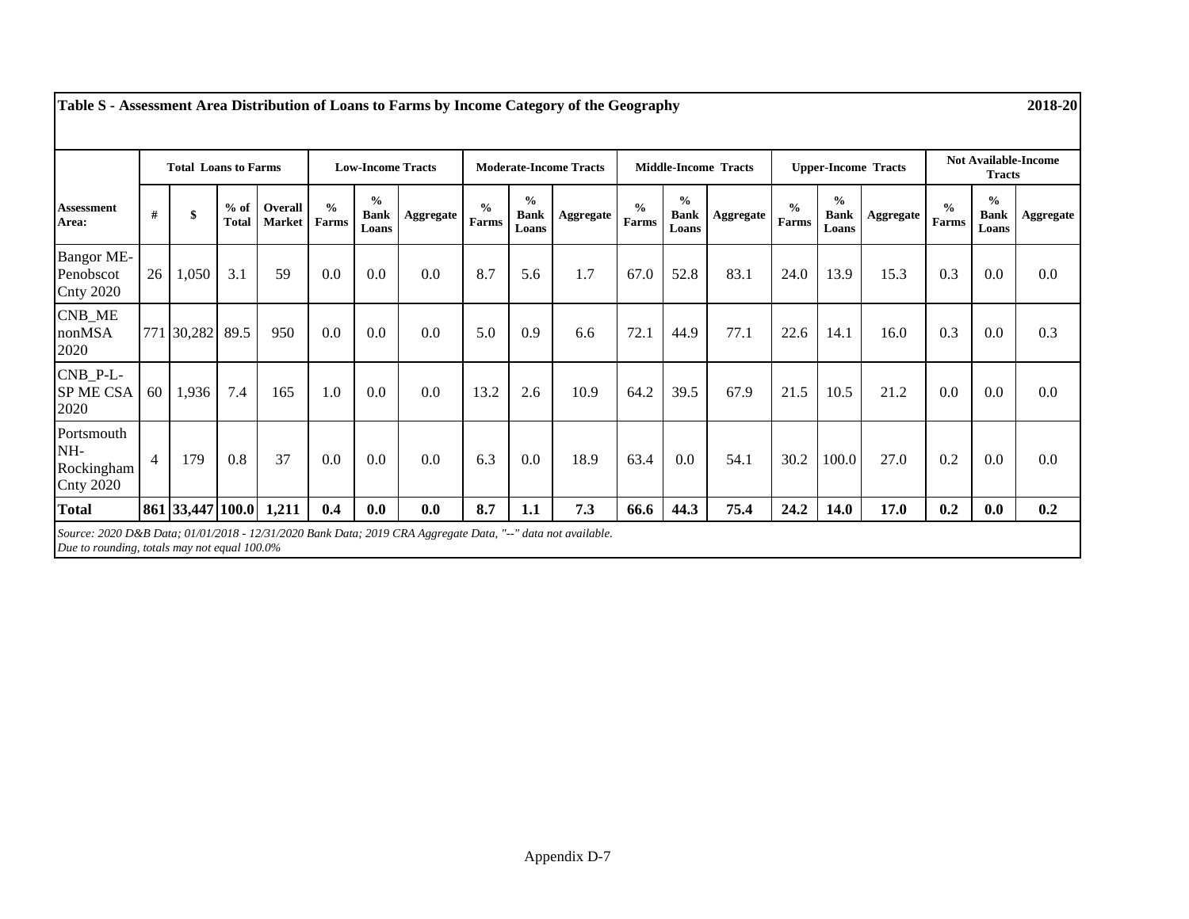**Table S - Assessment Area Distribution of Loans to Farms by Income Category of the Geography** **2018-20**

| Assessment Area: | Total Loans to Farms | | | | Low-Income Tracts | | | Moderate-Income Tracts | | | Middle-Income Tracts | | | Upper-Income Tracts | | | Not Available-Income Tracts | | |
|---|---|---|---|---|---|---|---|---|---|---|---|---|---|---|---|---|---|---|---|
| | # | $ | % of Total | Overall Market | % Farms | % Bank Loans | Aggregate | % Farms | % Bank Loans | Aggregate | % Farms | % Bank Loans | Aggregate | % Farms | % Bank Loans | Aggregate | % Farms | % Bank Loans | Aggregate |
| Bangor ME-Penobscot Cnty 2020 | 26 | 1,050 | 3.1 | 59 | 0.0 | 0.0 | 0.0 | 8.7 | 5.6 | 1.7 | 67.0 | 52.8 | 83.1 | 24.0 | 13.9 | 15.3 | 0.3 | 0.0 | 0.0 |
| CNB_ME nonMSA 2020 | 771 | 30,282 | 89.5 | 950 | 0.0 | 0.0 | 0.0 | 5.0 | 0.9 | 6.6 | 72.1 | 44.9 | 77.1 | 22.6 | 14.1 | 16.0 | 0.3 | 0.0 | 0.3 |
| CNB_P-L-SP ME CSA 2020 | 60 | 1,936 | 7.4 | 165 | 1.0 | 0.0 | 0.0 | 13.2 | 2.6 | 10.9 | 64.2 | 39.5 | 67.9 | 21.5 | 10.5 | 21.2 | 0.0 | 0.0 | 0.0 |
| Portsmouth NH-Rockingham Cnty 2020 | 4 | 179 | 0.8 | 37 | 0.0 | 0.0 | 0.0 | 6.3 | 0.0 | 18.9 | 63.4 | 0.0 | 54.1 | 30.2 | 100.0 | 27.0 | 0.2 | 0.0 | 0.0 |
| **Total** | **861** | **33,447** | **100.0** | **1,211** | **0.4** | **0.0** | **0.0** | **8.7** | **1.1** | **7.3** | **66.6** | **44.3** | **75.4** | **24.2** | **14.0** | **17.0** | **0.2** | **0.0** | **0.2** |

*Source: 2020 D&B Data; 01/01/2018 - 12/31/2020 Bank Data; 2019 CRA Aggregate Data, "--" data not available.*
*Due to rounding, totals may not equal 100.0%*

Appendix D-7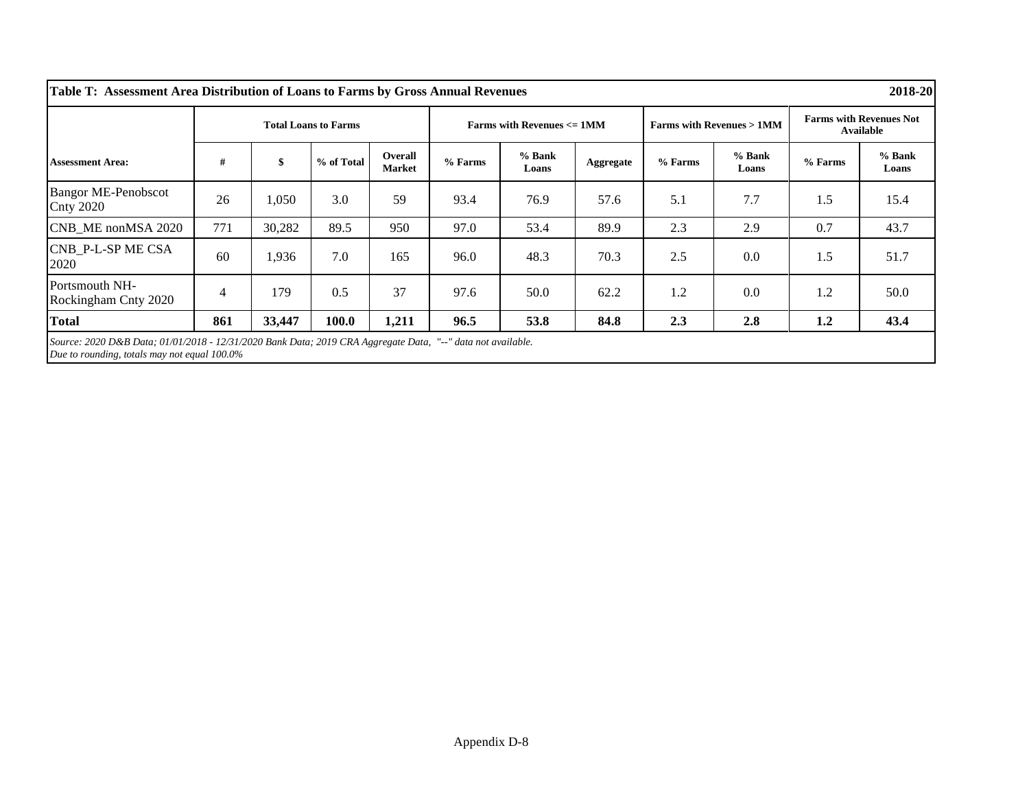**Table T: Assessment Area Distribution of Loans to Farms by Gross Annual Revenues** **2018-20**

| | Total Loans to Farms | | | | Farms with Revenues <= 1MM | | | Farms with Revenues > 1MM | | Farms with Revenues Not Available | |
|---|---|---|---|---|---|---|---|---|---|---|---|
| **Assessment Area:** | **#** | **$** | **% of Total** | **Overall Market** | **% Farms** | **% Bank Loans** | **Aggregate** | **% Farms** | **% Bank Loans** | **% Farms** | **% Bank Loans** |
| Bangor ME-Penobscot Cnty 2020 | 26 | 1,050 | 3.0 | 59 | 93.4 | 76.9 | 57.6 | 5.1 | 7.7 | 1.5 | 15.4 |
| CNB_ME nonMSA 2020 | 771 | 30,282 | 89.5 | 950 | 97.0 | 53.4 | 89.9 | 2.3 | 2.9 | 0.7 | 43.7 |
| CNB_P-L-SP ME CSA 2020 | 60 | 1,936 | 7.0 | 165 | 96.0 | 48.3 | 70.3 | 2.5 | 0.0 | 1.5 | 51.7 |
| Portsmouth NH-Rockingham Cnty 2020 | 4 | 179 | 0.5 | 37 | 97.6 | 50.0 | 62.2 | 1.2 | 0.0 | 1.2 | 50.0 |
| **Total** | **861** | **33,447** | **100.0** | **1,211** | **96.5** | **53.8** | **84.8** | **2.3** | **2.8** | **1.2** | **43.4** |

*Source: 2020 D&B Data; 01/01/2018 - 12/31/2020 Bank Data; 2019 CRA Aggregate Data, "--" data not available.*
*Due to rounding, totals may not equal 100.0%*

Appendix D-8